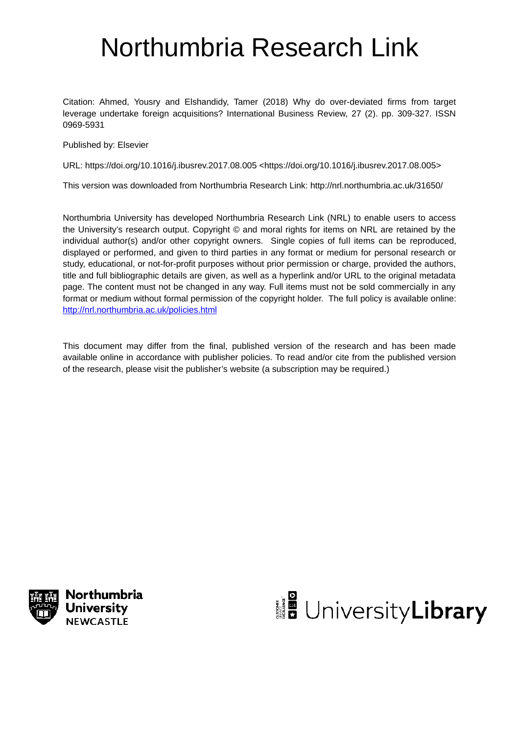# Northumbria Research Link

Citation: Ahmed, Yousry and Elshandidy, Tamer (2018) Why do over-deviated firms from target leverage undertake foreign acquisitions? International Business Review, 27 (2). pp. 309-327. ISSN 0969-5931

Published by: Elsevier

URL: https://doi.org/10.1016/j.ibusrev.2017.08.005 <https://doi.org/10.1016/j.ibusrev.2017.08.005>

This version was downloaded from Northumbria Research Link: http://nrl.northumbria.ac.uk/31650/

Northumbria University has developed Northumbria Research Link (NRL) to enable users to access the University's research output. Copyright © and moral rights for items on NRL are retained by the individual author(s) and/or other copyright owners. Single copies of full items can be reproduced, displayed or performed, and given to third parties in any format or medium for personal research or study, educational, or not-for-profit purposes without prior permission or charge, provided the authors, title and full bibliographic details are given, as well as a hyperlink and/or URL to the original metadata page. The content must not be changed in any way. Full items must not be sold commercially in any format or medium without formal permission of the copyright holder. The full policy is available online: http://nrl.northumbria.ac.uk/policies.html

This document may differ from the final, published version of the research and has been made available online in accordance with publisher policies. To read and/or cite from the published version of the research, please visit the publisher's website (a subscription may be required.)

Northumbria University NEWCASTLE

UniversityLibrary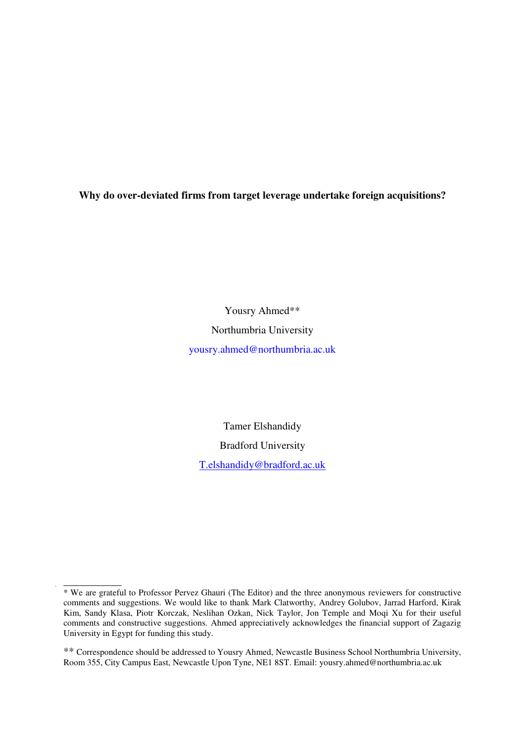**Why do over-deviated firms from target leverage undertake foreign acquisitions?**

Yousry Ahmed**

Northumbria University

yousry.ahmed@northumbria.ac.uk

Tamer Elshandidy

Bradford University

T.elshandidy@bradford.ac.uk

---

* We are grateful to Professor Pervez Ghauri (The Editor) and the three anonymous reviewers for constructive comments and suggestions. We would like to thank Mark Clatworthy, Andrey Golubov, Jarrad Harford, Kirak Kim, Sandy Klasa, Piotr Korczak, Neslihan Ozkan, Nick Taylor, Jon Temple and Moqi Xu for their useful comments and constructive suggestions. Ahmed appreciatively acknowledges the financial support of Zagazig University in Egypt for funding this study.

** Correspondence should be addressed to Yousry Ahmed, Newcastle Business School Northumbria University, Room 355, City Campus East, Newcastle Upon Tyne, NE1 8ST. Email: yousry.ahmed@northumbria.ac.uk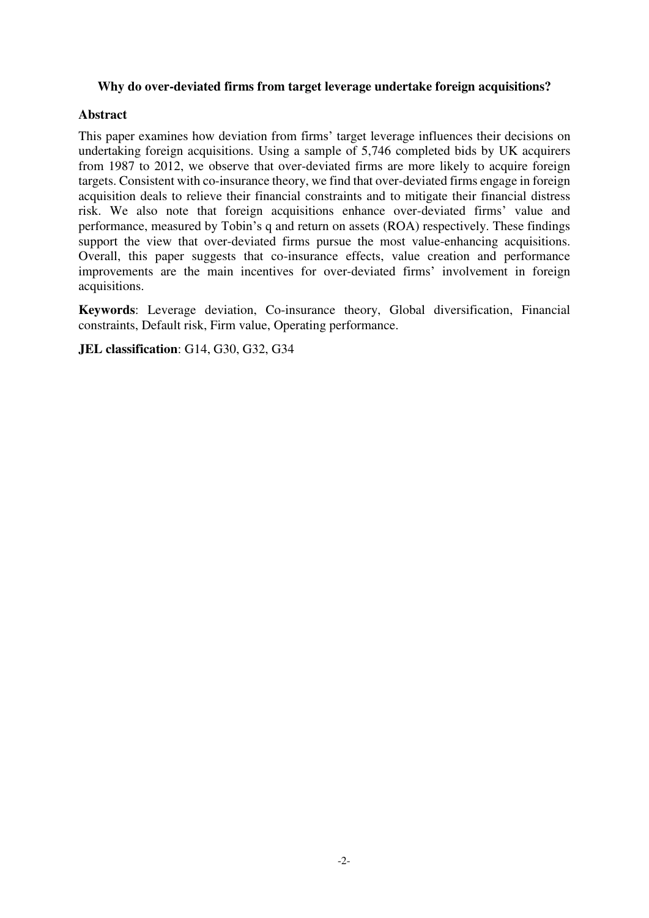**Why do over-deviated firms from target leverage undertake foreign acquisitions?**

## Abstract

This paper examines how deviation from firms' target leverage influences their decisions on undertaking foreign acquisitions. Using a sample of 5,746 completed bids by UK acquirers from 1987 to 2012, we observe that over-deviated firms are more likely to acquire foreign targets. Consistent with co-insurance theory, we find that over-deviated firms engage in foreign acquisition deals to relieve their financial constraints and to mitigate their financial distress risk. We also note that foreign acquisitions enhance over-deviated firms' value and performance, measured by Tobin's q and return on assets (ROA) respectively. These findings support the view that over-deviated firms pursue the most value-enhancing acquisitions. Overall, this paper suggests that co-insurance effects, value creation and performance improvements are the main incentives for over-deviated firms' involvement in foreign acquisitions.

**Keywords**: Leverage deviation, Co-insurance theory, Global diversification, Financial constraints, Default risk, Firm value, Operating performance.

**JEL classification**: G14, G30, G32, G34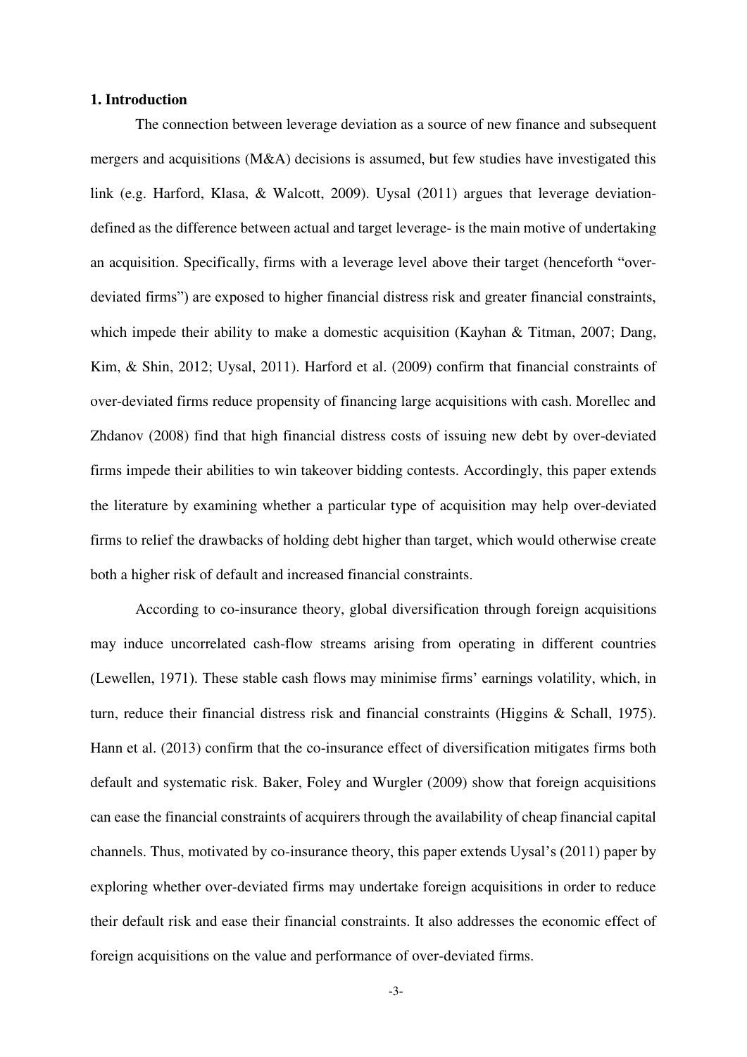## 1. Introduction

The connection between leverage deviation as a source of new finance and subsequent mergers and acquisitions (M&A) decisions is assumed, but few studies have investigated this link (e.g. Harford, Klasa, & Walcott, 2009). Uysal (2011) argues that leverage deviation-defined as the difference between actual and target leverage- is the main motive of undertaking an acquisition. Specifically, firms with a leverage level above their target (henceforth "over-deviated firms") are exposed to higher financial distress risk and greater financial constraints, which impede their ability to make a domestic acquisition (Kayhan & Titman, 2007; Dang, Kim, & Shin, 2012; Uysal, 2011). Harford et al. (2009) confirm that financial constraints of over-deviated firms reduce propensity of financing large acquisitions with cash. Morellec and Zhdanov (2008) find that high financial distress costs of issuing new debt by over-deviated firms impede their abilities to win takeover bidding contests. Accordingly, this paper extends the literature by examining whether a particular type of acquisition may help over-deviated firms to relief the drawbacks of holding debt higher than target, which would otherwise create both a higher risk of default and increased financial constraints.

According to co-insurance theory, global diversification through foreign acquisitions may induce uncorrelated cash-flow streams arising from operating in different countries (Lewellen, 1971). These stable cash flows may minimise firms' earnings volatility, which, in turn, reduce their financial distress risk and financial constraints (Higgins & Schall, 1975). Hann et al. (2013) confirm that the co-insurance effect of diversification mitigates firms both default and systematic risk. Baker, Foley and Wurgler (2009) show that foreign acquisitions can ease the financial constraints of acquirers through the availability of cheap financial capital channels. Thus, motivated by co-insurance theory, this paper extends Uysal's (2011) paper by exploring whether over-deviated firms may undertake foreign acquisitions in order to reduce their default risk and ease their financial constraints. It also addresses the economic effect of foreign acquisitions on the value and performance of over-deviated firms.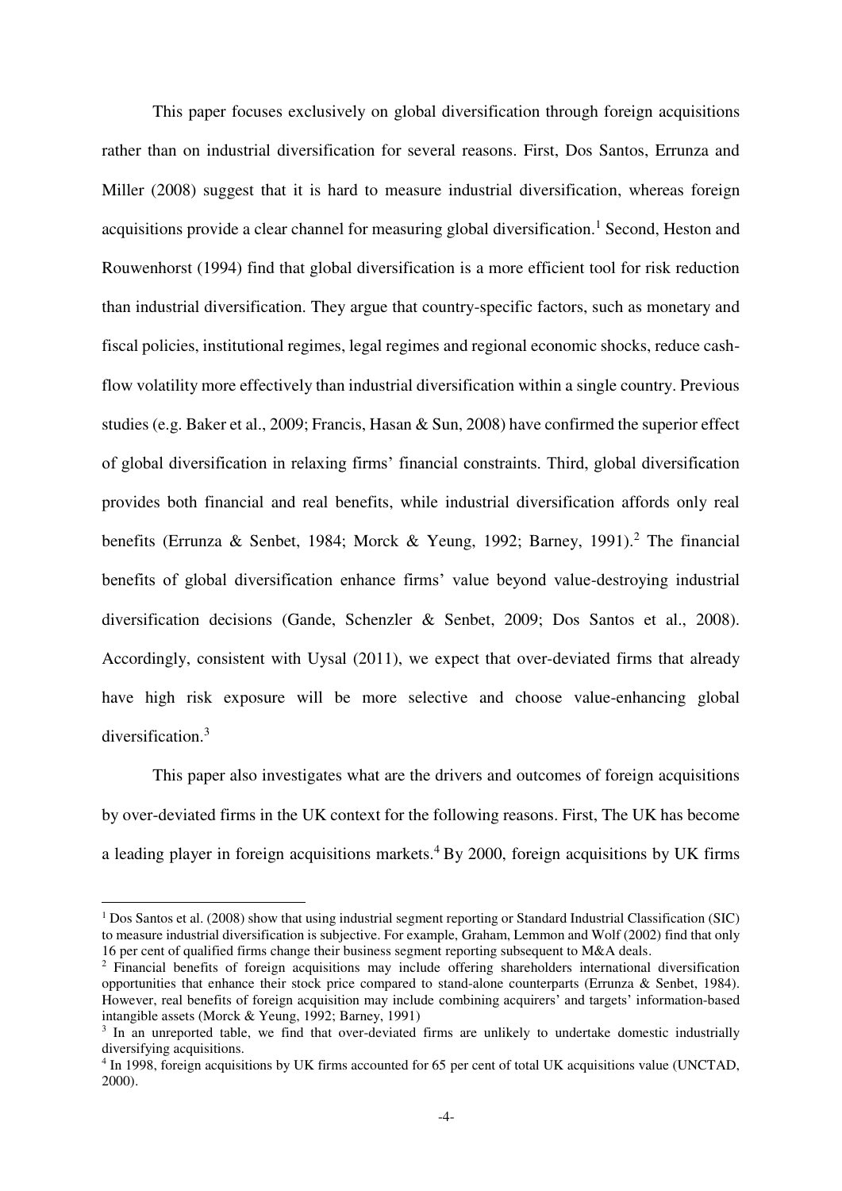This paper focuses exclusively on global diversification through foreign acquisitions rather than on industrial diversification for several reasons. First, Dos Santos, Errunza and Miller (2008) suggest that it is hard to measure industrial diversification, whereas foreign acquisitions provide a clear channel for measuring global diversification.[1] Second, Heston and Rouwenhorst (1994) find that global diversification is a more efficient tool for risk reduction than industrial diversification. They argue that country-specific factors, such as monetary and fiscal policies, institutional regimes, legal regimes and regional economic shocks, reduce cash-flow volatility more effectively than industrial diversification within a single country. Previous studies (e.g. Baker et al., 2009; Francis, Hasan & Sun, 2008) have confirmed the superior effect of global diversification in relaxing firms' financial constraints. Third, global diversification provides both financial and real benefits, while industrial diversification affords only real benefits (Errunza & Senbet, 1984; Morck & Yeung, 1992; Barney, 1991).[2] The financial benefits of global diversification enhance firms' value beyond value-destroying industrial diversification decisions (Gande, Schenzler & Senbet, 2009; Dos Santos et al., 2008). Accordingly, consistent with Uysal (2011), we expect that over-deviated firms that already have high risk exposure will be more selective and choose value-enhancing global diversification.[3]

This paper also investigates what are the drivers and outcomes of foreign acquisitions by over-deviated firms in the UK context for the following reasons. First, The UK has become a leading player in foreign acquisitions markets.[4] By 2000, foreign acquisitions by UK firms

---

[1] Dos Santos et al. (2008) show that using industrial segment reporting or Standard Industrial Classification (SIC) to measure industrial diversification is subjective. For example, Graham, Lemmon and Wolf (2002) find that only 16 per cent of qualified firms change their business segment reporting subsequent to M&A deals.

[2] Financial benefits of foreign acquisitions may include offering shareholders international diversification opportunities that enhance their stock price compared to stand-alone counterparts (Errunza & Senbet, 1984). However, real benefits of foreign acquisition may include combining acquirers' and targets' information-based intangible assets (Morck & Yeung, 1992; Barney, 1991)

[3] In an unreported table, we find that over-deviated firms are unlikely to undertake domestic industrially diversifying acquisitions.

[4] In 1998, foreign acquisitions by UK firms accounted for 65 per cent of total UK acquisitions value (UNCTAD, 2000).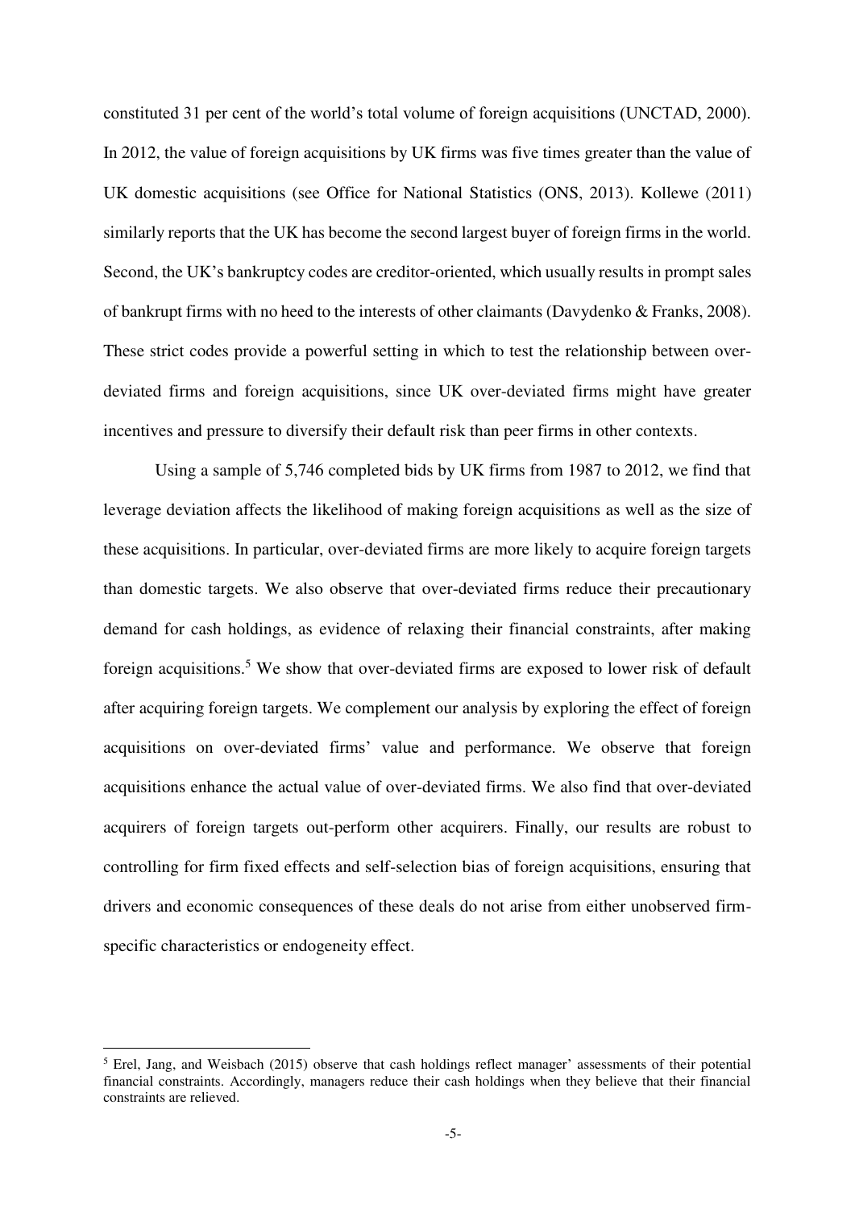constituted 31 per cent of the world's total volume of foreign acquisitions (UNCTAD, 2000). In 2012, the value of foreign acquisitions by UK firms was five times greater than the value of UK domestic acquisitions (see Office for National Statistics (ONS, 2013). Kollewe (2011) similarly reports that the UK has become the second largest buyer of foreign firms in the world. Second, the UK's bankruptcy codes are creditor-oriented, which usually results in prompt sales of bankrupt firms with no heed to the interests of other claimants (Davydenko & Franks, 2008). These strict codes provide a powerful setting in which to test the relationship between over-deviated firms and foreign acquisitions, since UK over-deviated firms might have greater incentives and pressure to diversify their default risk than peer firms in other contexts.

Using a sample of 5,746 completed bids by UK firms from 1987 to 2012, we find that leverage deviation affects the likelihood of making foreign acquisitions as well as the size of these acquisitions. In particular, over-deviated firms are more likely to acquire foreign targets than domestic targets. We also observe that over-deviated firms reduce their precautionary demand for cash holdings, as evidence of relaxing their financial constraints, after making foreign acquisitions.[5] We show that over-deviated firms are exposed to lower risk of default after acquiring foreign targets. We complement our analysis by exploring the effect of foreign acquisitions on over-deviated firms' value and performance. We observe that foreign acquisitions enhance the actual value of over-deviated firms. We also find that over-deviated acquirers of foreign targets out-perform other acquirers. Finally, our results are robust to controlling for firm fixed effects and self-selection bias of foreign acquisitions, ensuring that drivers and economic consequences of these deals do not arise from either unobserved firm-specific characteristics or endogeneity effect.

[5] Erel, Jang, and Weisbach (2015) observe that cash holdings reflect manager' assessments of their potential financial constraints. Accordingly, managers reduce their cash holdings when they believe that their financial constraints are relieved.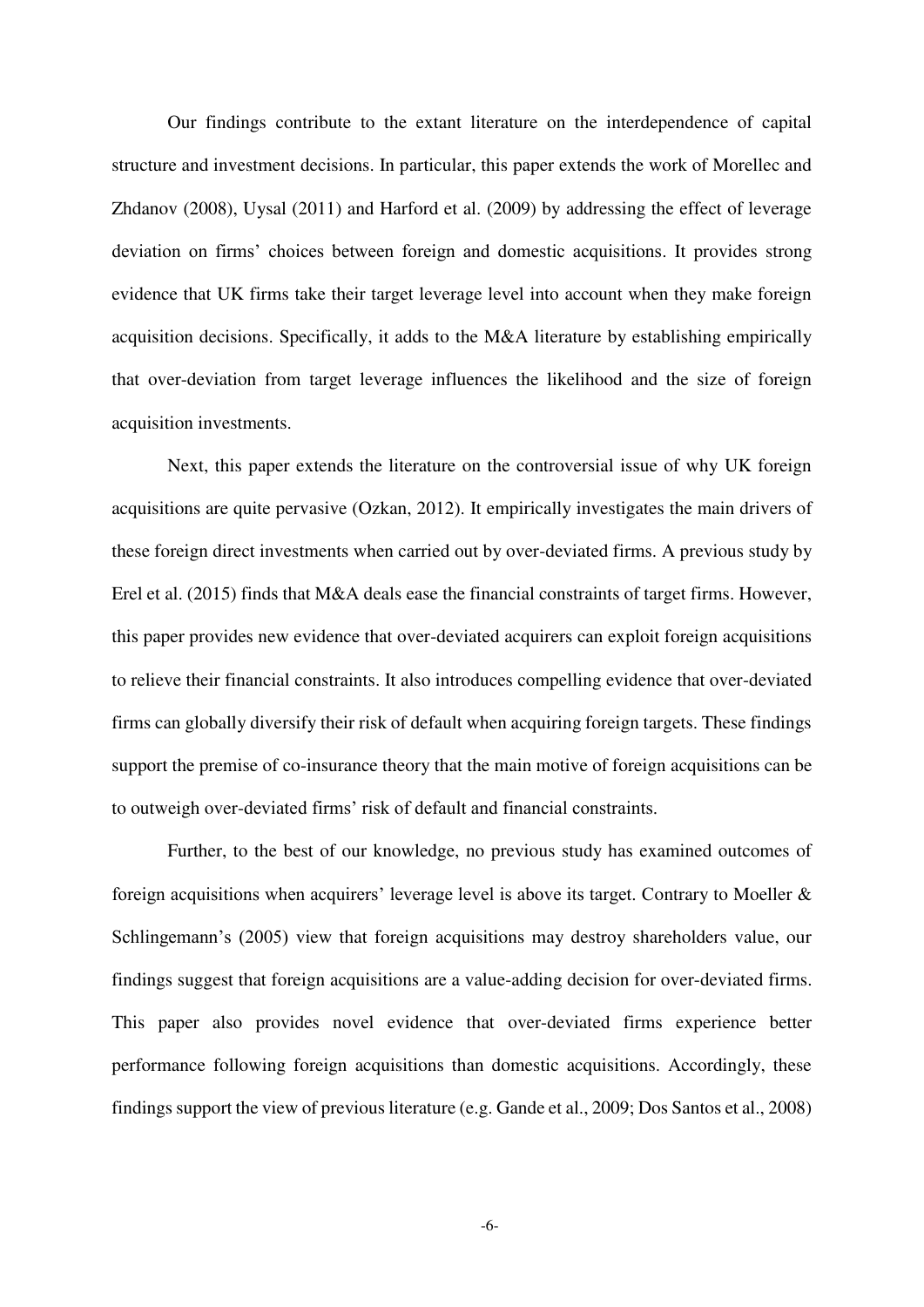Our findings contribute to the extant literature on the interdependence of capital structure and investment decisions. In particular, this paper extends the work of Morellec and Zhdanov (2008), Uysal (2011) and Harford et al. (2009) by addressing the effect of leverage deviation on firms' choices between foreign and domestic acquisitions. It provides strong evidence that UK firms take their target leverage level into account when they make foreign acquisition decisions. Specifically, it adds to the M&A literature by establishing empirically that over-deviation from target leverage influences the likelihood and the size of foreign acquisition investments.

Next, this paper extends the literature on the controversial issue of why UK foreign acquisitions are quite pervasive (Ozkan, 2012). It empirically investigates the main drivers of these foreign direct investments when carried out by over-deviated firms. A previous study by Erel et al. (2015) finds that M&A deals ease the financial constraints of target firms. However, this paper provides new evidence that over-deviated acquirers can exploit foreign acquisitions to relieve their financial constraints. It also introduces compelling evidence that over-deviated firms can globally diversify their risk of default when acquiring foreign targets. These findings support the premise of co-insurance theory that the main motive of foreign acquisitions can be to outweigh over-deviated firms' risk of default and financial constraints.

Further, to the best of our knowledge, no previous study has examined outcomes of foreign acquisitions when acquirers' leverage level is above its target. Contrary to Moeller & Schlingemann's (2005) view that foreign acquisitions may destroy shareholders value, our findings suggest that foreign acquisitions are a value-adding decision for over-deviated firms. This paper also provides novel evidence that over-deviated firms experience better performance following foreign acquisitions than domestic acquisitions. Accordingly, these findings support the view of previous literature (e.g. Gande et al., 2009; Dos Santos et al., 2008)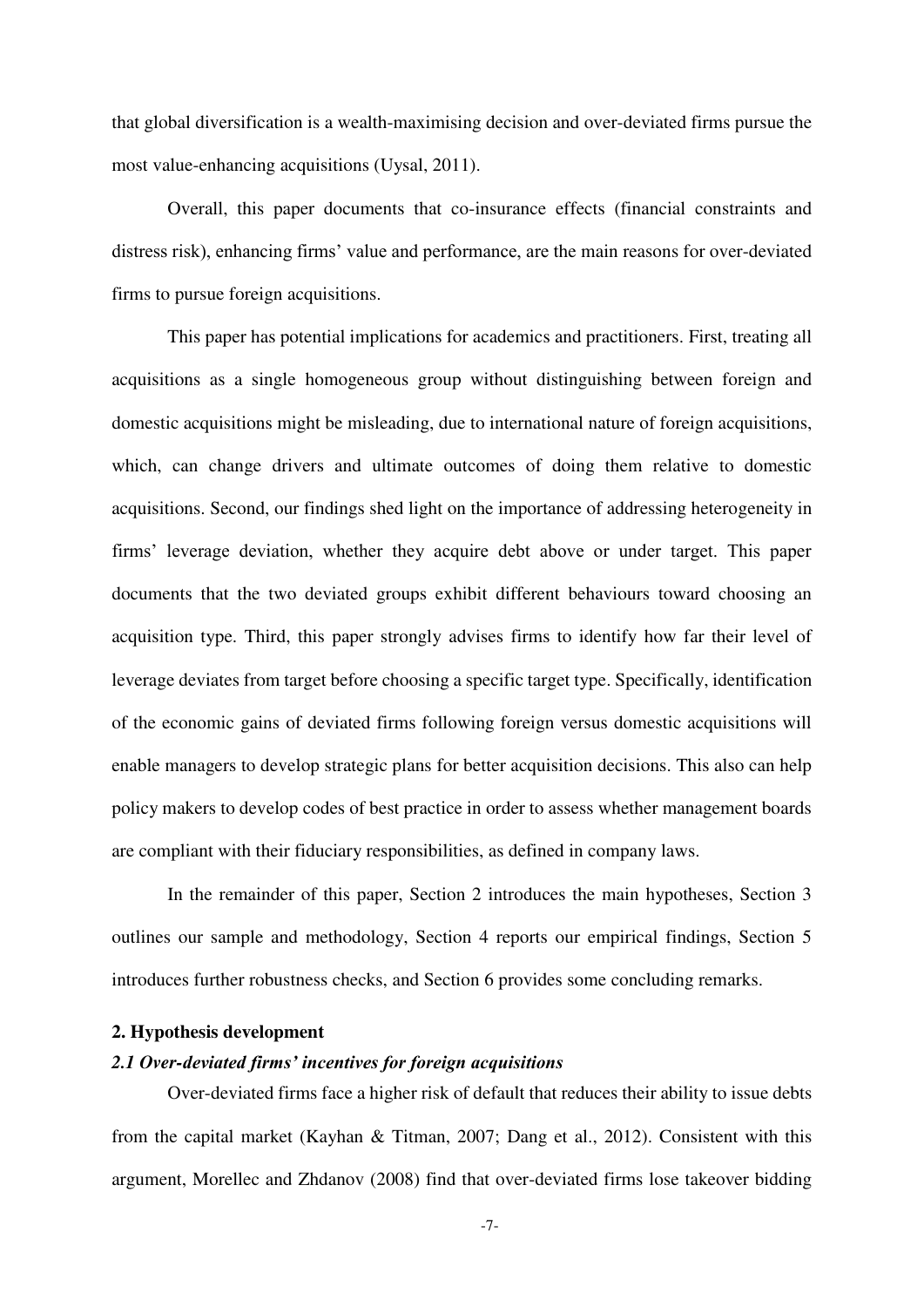that global diversification is a wealth-maximising decision and over-deviated firms pursue the most value-enhancing acquisitions (Uysal, 2011).

Overall, this paper documents that co-insurance effects (financial constraints and distress risk), enhancing firms' value and performance, are the main reasons for over-deviated firms to pursue foreign acquisitions.

This paper has potential implications for academics and practitioners. First, treating all acquisitions as a single homogeneous group without distinguishing between foreign and domestic acquisitions might be misleading, due to international nature of foreign acquisitions, which, can change drivers and ultimate outcomes of doing them relative to domestic acquisitions. Second, our findings shed light on the importance of addressing heterogeneity in firms' leverage deviation, whether they acquire debt above or under target. This paper documents that the two deviated groups exhibit different behaviours toward choosing an acquisition type. Third, this paper strongly advises firms to identify how far their level of leverage deviates from target before choosing a specific target type. Specifically, identification of the economic gains of deviated firms following foreign versus domestic acquisitions will enable managers to develop strategic plans for better acquisition decisions. This also can help policy makers to develop codes of best practice in order to assess whether management boards are compliant with their fiduciary responsibilities, as defined in company laws.

In the remainder of this paper, Section 2 introduces the main hypotheses, Section 3 outlines our sample and methodology, Section 4 reports our empirical findings, Section 5 introduces further robustness checks, and Section 6 provides some concluding remarks.

## 2. Hypothesis development

### *2.1 Over-deviated firms' incentives for foreign acquisitions*

Over-deviated firms face a higher risk of default that reduces their ability to issue debts from the capital market (Kayhan & Titman, 2007; Dang et al., 2012). Consistent with this argument, Morellec and Zhdanov (2008) find that over-deviated firms lose takeover bidding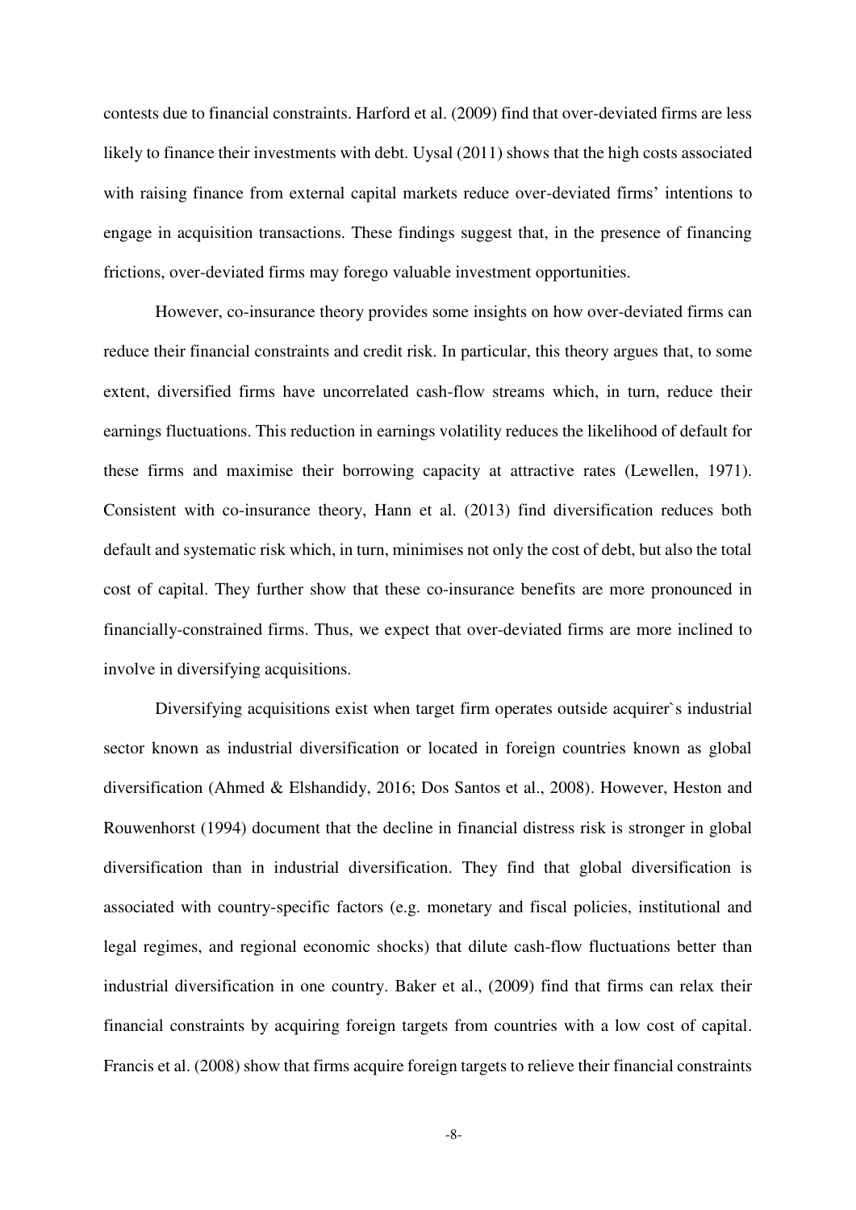contests due to financial constraints. Harford et al. (2009) find that over-deviated firms are less likely to finance their investments with debt. Uysal (2011) shows that the high costs associated with raising finance from external capital markets reduce over-deviated firms' intentions to engage in acquisition transactions. These findings suggest that, in the presence of financing frictions, over-deviated firms may forego valuable investment opportunities.

However, co-insurance theory provides some insights on how over-deviated firms can reduce their financial constraints and credit risk. In particular, this theory argues that, to some extent, diversified firms have uncorrelated cash-flow streams which, in turn, reduce their earnings fluctuations. This reduction in earnings volatility reduces the likelihood of default for these firms and maximise their borrowing capacity at attractive rates (Lewellen, 1971). Consistent with co-insurance theory, Hann et al. (2013) find diversification reduces both default and systematic risk which, in turn, minimises not only the cost of debt, but also the total cost of capital. They further show that these co-insurance benefits are more pronounced in financially-constrained firms. Thus, we expect that over-deviated firms are more inclined to involve in diversifying acquisitions.

Diversifying acquisitions exist when target firm operates outside acquirer`s industrial sector known as industrial diversification or located in foreign countries known as global diversification (Ahmed & Elshandidy, 2016; Dos Santos et al., 2008). However, Heston and Rouwenhorst (1994) document that the decline in financial distress risk is stronger in global diversification than in industrial diversification. They find that global diversification is associated with country-specific factors (e.g. monetary and fiscal policies, institutional and legal regimes, and regional economic shocks) that dilute cash-flow fluctuations better than industrial diversification in one country. Baker et al., (2009) find that firms can relax their financial constraints by acquiring foreign targets from countries with a low cost of capital. Francis et al. (2008) show that firms acquire foreign targets to relieve their financial constraints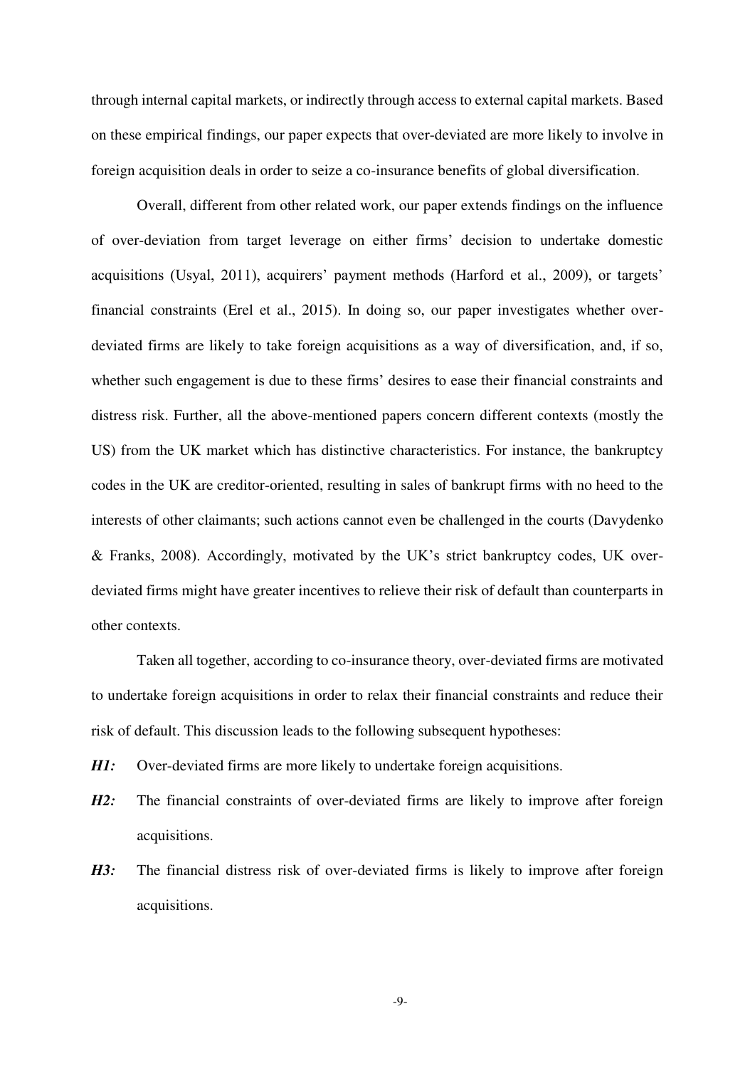through internal capital markets, or indirectly through access to external capital markets. Based on these empirical findings, our paper expects that over-deviated are more likely to involve in foreign acquisition deals in order to seize a co-insurance benefits of global diversification.

Overall, different from other related work, our paper extends findings on the influence of over-deviation from target leverage on either firms' decision to undertake domestic acquisitions (Usyal, 2011), acquirers' payment methods (Harford et al., 2009), or targets' financial constraints (Erel et al., 2015). In doing so, our paper investigates whether over-deviated firms are likely to take foreign acquisitions as a way of diversification, and, if so, whether such engagement is due to these firms' desires to ease their financial constraints and distress risk. Further, all the above-mentioned papers concern different contexts (mostly the US) from the UK market which has distinctive characteristics. For instance, the bankruptcy codes in the UK are creditor-oriented, resulting in sales of bankrupt firms with no heed to the interests of other claimants; such actions cannot even be challenged in the courts (Davydenko & Franks, 2008). Accordingly, motivated by the UK's strict bankruptcy codes, UK over-deviated firms might have greater incentives to relieve their risk of default than counterparts in other contexts.

Taken all together, according to co-insurance theory, over-deviated firms are motivated to undertake foreign acquisitions in order to relax their financial constraints and reduce their risk of default. This discussion leads to the following subsequent hypotheses:

***H1:*** Over-deviated firms are more likely to undertake foreign acquisitions.

***H2:*** The financial constraints of over-deviated firms are likely to improve after foreign acquisitions.

***H3:*** The financial distress risk of over-deviated firms is likely to improve after foreign acquisitions.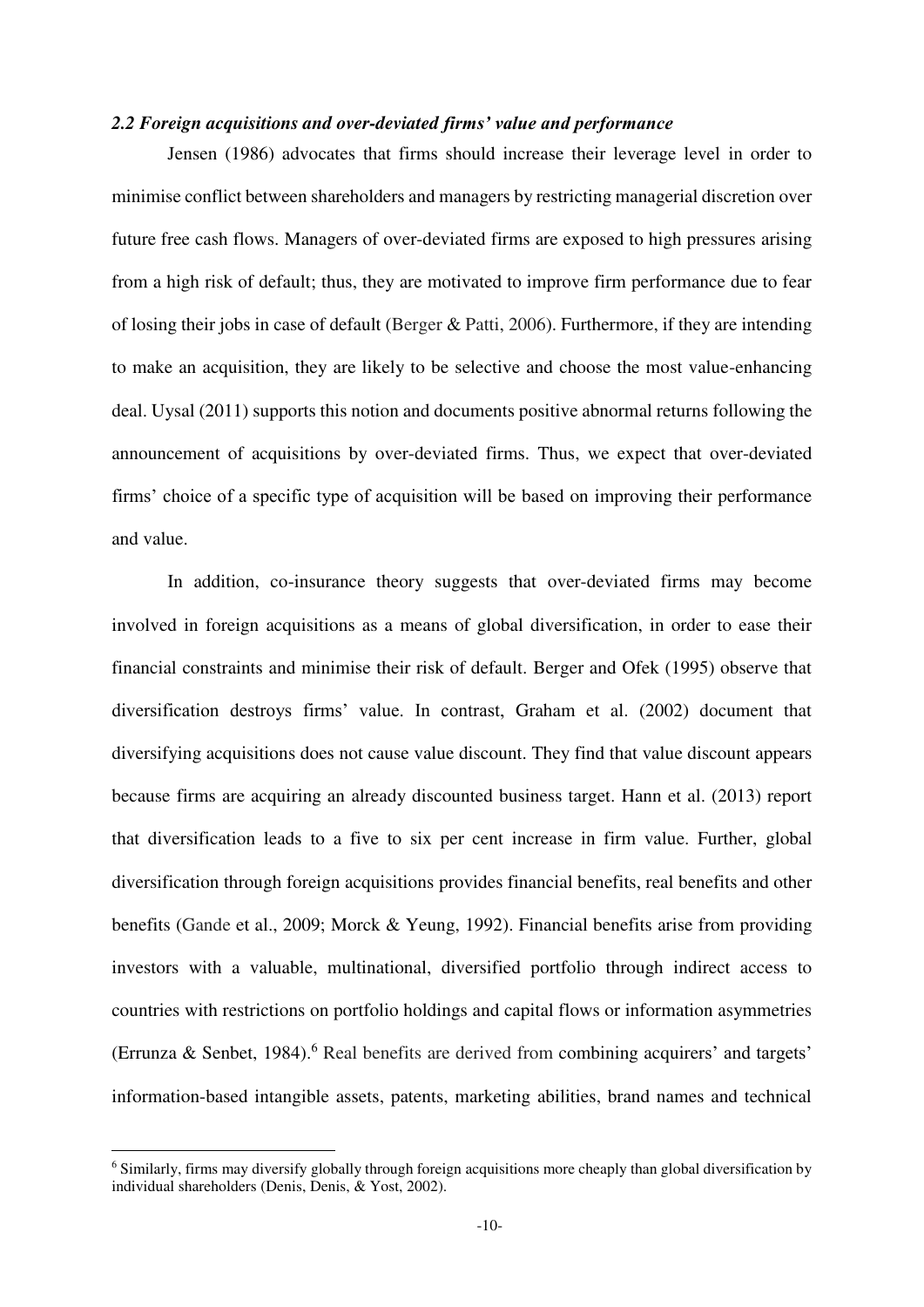### *2.2 Foreign acquisitions and over-deviated firms' value and performance*

Jensen (1986) advocates that firms should increase their leverage level in order to minimise conflict between shareholders and managers by restricting managerial discretion over future free cash flows. Managers of over-deviated firms are exposed to high pressures arising from a high risk of default; thus, they are motivated to improve firm performance due to fear of losing their jobs in case of default (Berger & Patti, 2006). Furthermore, if they are intending to make an acquisition, they are likely to be selective and choose the most value-enhancing deal. Uysal (2011) supports this notion and documents positive abnormal returns following the announcement of acquisitions by over-deviated firms. Thus, we expect that over-deviated firms' choice of a specific type of acquisition will be based on improving their performance and value.

In addition, co-insurance theory suggests that over-deviated firms may become involved in foreign acquisitions as a means of global diversification, in order to ease their financial constraints and minimise their risk of default. Berger and Ofek (1995) observe that diversification destroys firms' value. In contrast, Graham et al. (2002) document that diversifying acquisitions does not cause value discount. They find that value discount appears because firms are acquiring an already discounted business target. Hann et al. (2013) report that diversification leads to a five to six per cent increase in firm value. Further, global diversification through foreign acquisitions provides financial benefits, real benefits and other benefits (Gande et al., 2009; Morck & Yeung, 1992). Financial benefits arise from providing investors with a valuable, multinational, diversified portfolio through indirect access to countries with restrictions on portfolio holdings and capital flows or information asymmetries (Errunza & Senbet, 1984).[6] Real benefits are derived from combining acquirers' and targets' information-based intangible assets, patents, marketing abilities, brand names and technical

[6] Similarly, firms may diversify globally through foreign acquisitions more cheaply than global diversification by individual shareholders (Denis, Denis, & Yost, 2002).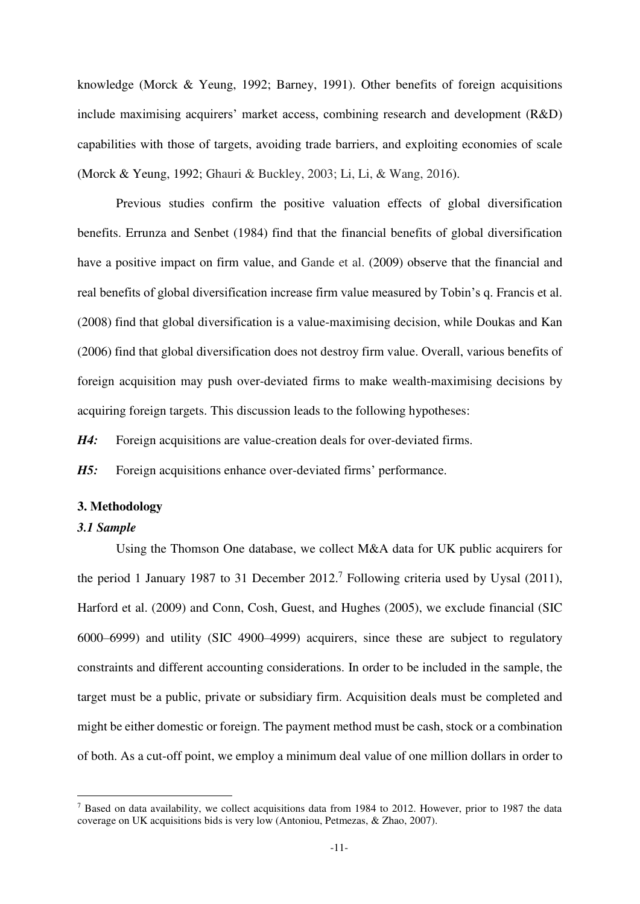knowledge (Morck & Yeung, 1992; Barney, 1991). Other benefits of foreign acquisitions include maximising acquirers' market access, combining research and development (R&D) capabilities with those of targets, avoiding trade barriers, and exploiting economies of scale (Morck & Yeung, 1992; Ghauri & Buckley, 2003; Li, Li, & Wang, 2016).

Previous studies confirm the positive valuation effects of global diversification benefits. Errunza and Senbet (1984) find that the financial benefits of global diversification have a positive impact on firm value, and Gande et al. (2009) observe that the financial and real benefits of global diversification increase firm value measured by Tobin's q. Francis et al. (2008) find that global diversification is a value-maximising decision, while Doukas and Kan (2006) find that global diversification does not destroy firm value. Overall, various benefits of foreign acquisition may push over-deviated firms to make wealth-maximising decisions by acquiring foreign targets. This discussion leads to the following hypotheses:

***H4:*** Foreign acquisitions are value-creation deals for over-deviated firms.

***H5:*** Foreign acquisitions enhance over-deviated firms' performance.

## 3. Methodology

### *3.1 Sample*

Using the Thomson One database, we collect M&A data for UK public acquirers for the period 1 January 1987 to 31 December 2012.[7] Following criteria used by Uysal (2011), Harford et al. (2009) and Conn, Cosh, Guest, and Hughes (2005), we exclude financial (SIC 6000–6999) and utility (SIC 4900–4999) acquirers, since these are subject to regulatory constraints and different accounting considerations. In order to be included in the sample, the target must be a public, private or subsidiary firm. Acquisition deals must be completed and might be either domestic or foreign. The payment method must be cash, stock or a combination of both. As a cut-off point, we employ a minimum deal value of one million dollars in order to

[7] Based on data availability, we collect acquisitions data from 1984 to 2012. However, prior to 1987 the data coverage on UK acquisitions bids is very low (Antoniou, Petmezas, & Zhao, 2007).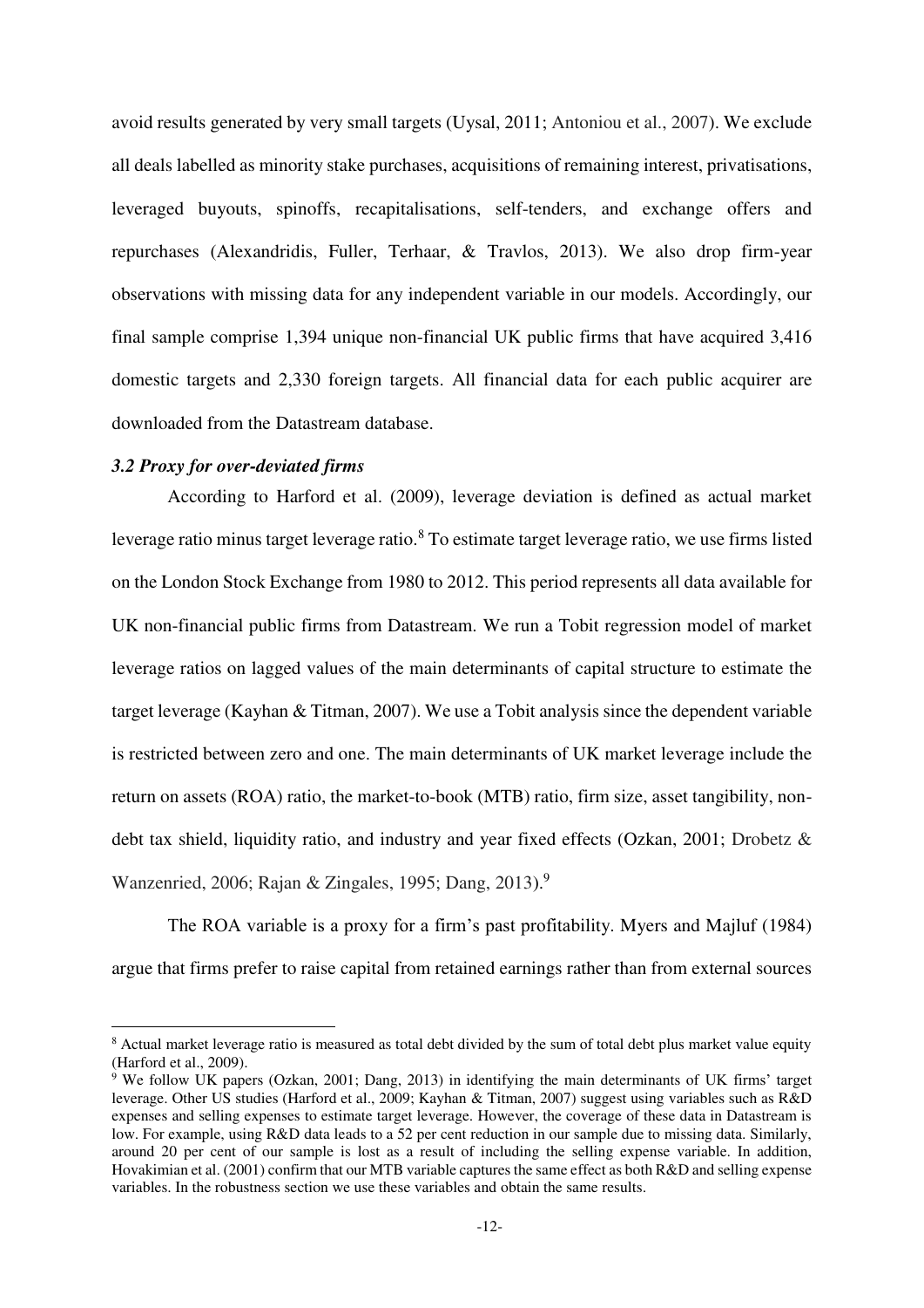avoid results generated by very small targets (Uysal, 2011; Antoniou et al., 2007). We exclude all deals labelled as minority stake purchases, acquisitions of remaining interest, privatisations, leveraged buyouts, spinoffs, recapitalisations, self-tenders, and exchange offers and repurchases (Alexandridis, Fuller, Terhaar, & Travlos, 2013). We also drop firm-year observations with missing data for any independent variable in our models. Accordingly, our final sample comprise 1,394 unique non-financial UK public firms that have acquired 3,416 domestic targets and 2,330 foreign targets. All financial data for each public acquirer are downloaded from the Datastream database.

### *3.2 Proxy for over-deviated firms*

According to Harford et al. (2009), leverage deviation is defined as actual market leverage ratio minus target leverage ratio.[8] To estimate target leverage ratio, we use firms listed on the London Stock Exchange from 1980 to 2012. This period represents all data available for UK non-financial public firms from Datastream. We run a Tobit regression model of market leverage ratios on lagged values of the main determinants of capital structure to estimate the target leverage (Kayhan & Titman, 2007). We use a Tobit analysis since the dependent variable is restricted between zero and one. The main determinants of UK market leverage include the return on assets (ROA) ratio, the market-to-book (MTB) ratio, firm size, asset tangibility, non-debt tax shield, liquidity ratio, and industry and year fixed effects (Ozkan, 2001; Drobetz & Wanzenried, 2006; Rajan & Zingales, 1995; Dang, 2013).[9]

The ROA variable is a proxy for a firm's past profitability. Myers and Majluf (1984) argue that firms prefer to raise capital from retained earnings rather than from external sources

---

[8] Actual market leverage ratio is measured as total debt divided by the sum of total debt plus market value equity (Harford et al., 2009).

[9] We follow UK papers (Ozkan, 2001; Dang, 2013) in identifying the main determinants of UK firms' target leverage. Other US studies (Harford et al., 2009; Kayhan & Titman, 2007) suggest using variables such as R&D expenses and selling expenses to estimate target leverage. However, the coverage of these data in Datastream is low. For example, using R&D data leads to a 52 per cent reduction in our sample due to missing data. Similarly, around 20 per cent of our sample is lost as a result of including the selling expense variable. In addition, Hovakimian et al. (2001) confirm that our MTB variable captures the same effect as both R&D and selling expense variables. In the robustness section we use these variables and obtain the same results.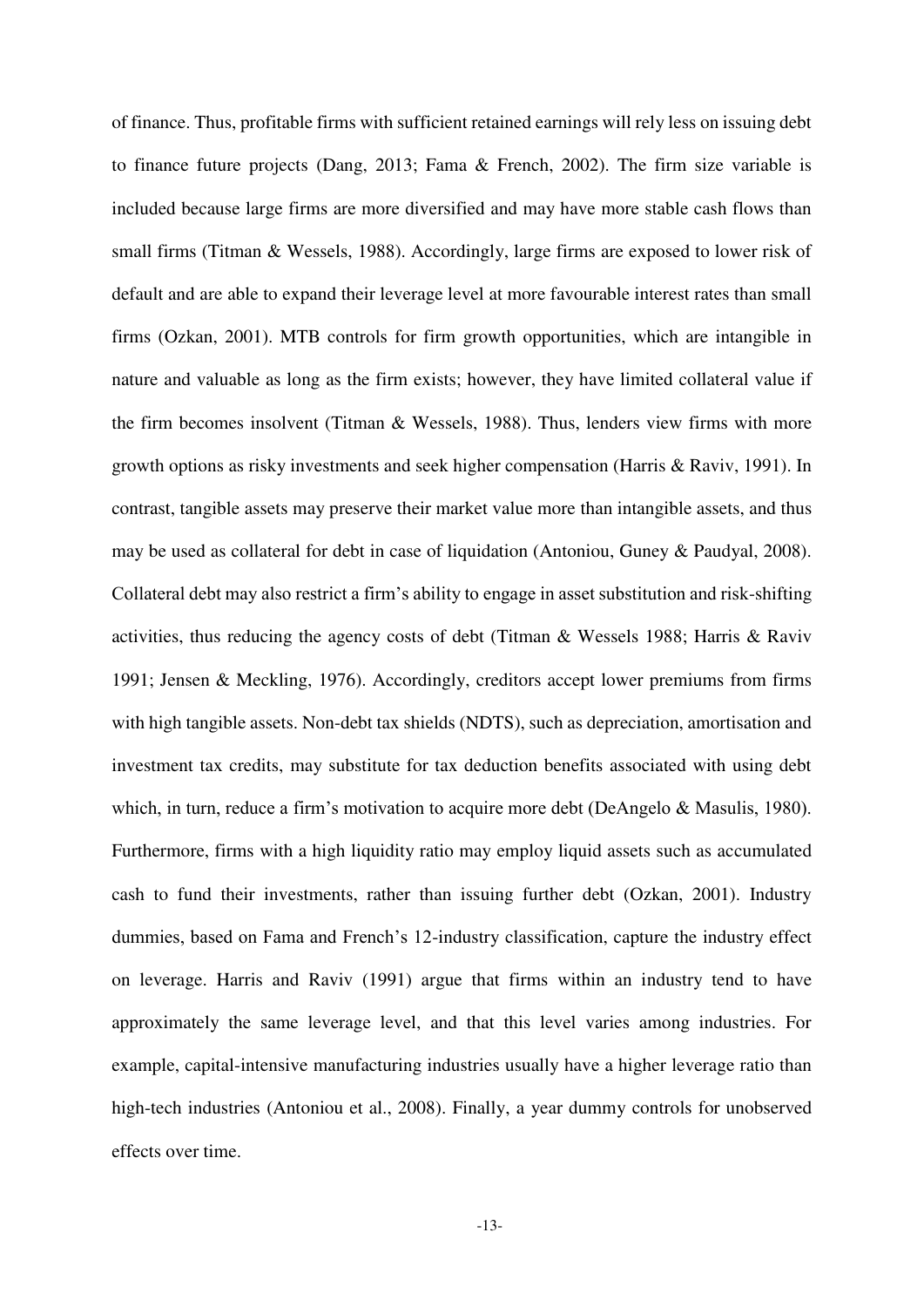of finance. Thus, profitable firms with sufficient retained earnings will rely less on issuing debt to finance future projects (Dang, 2013; Fama & French, 2002). The firm size variable is included because large firms are more diversified and may have more stable cash flows than small firms (Titman & Wessels, 1988). Accordingly, large firms are exposed to lower risk of default and are able to expand their leverage level at more favourable interest rates than small firms (Ozkan, 2001). MTB controls for firm growth opportunities, which are intangible in nature and valuable as long as the firm exists; however, they have limited collateral value if the firm becomes insolvent (Titman & Wessels, 1988). Thus, lenders view firms with more growth options as risky investments and seek higher compensation (Harris & Raviv, 1991). In contrast, tangible assets may preserve their market value more than intangible assets, and thus may be used as collateral for debt in case of liquidation (Antoniou, Guney & Paudyal, 2008). Collateral debt may also restrict a firm's ability to engage in asset substitution and risk-shifting activities, thus reducing the agency costs of debt (Titman & Wessels 1988; Harris & Raviv 1991; Jensen & Meckling, 1976). Accordingly, creditors accept lower premiums from firms with high tangible assets. Non-debt tax shields (NDTS), such as depreciation, amortisation and investment tax credits, may substitute for tax deduction benefits associated with using debt which, in turn, reduce a firm's motivation to acquire more debt (DeAngelo & Masulis, 1980). Furthermore, firms with a high liquidity ratio may employ liquid assets such as accumulated cash to fund their investments, rather than issuing further debt (Ozkan, 2001). Industry dummies, based on Fama and French's 12-industry classification, capture the industry effect on leverage. Harris and Raviv (1991) argue that firms within an industry tend to have approximately the same leverage level, and that this level varies among industries. For example, capital-intensive manufacturing industries usually have a higher leverage ratio than high-tech industries (Antoniou et al., 2008). Finally, a year dummy controls for unobserved effects over time.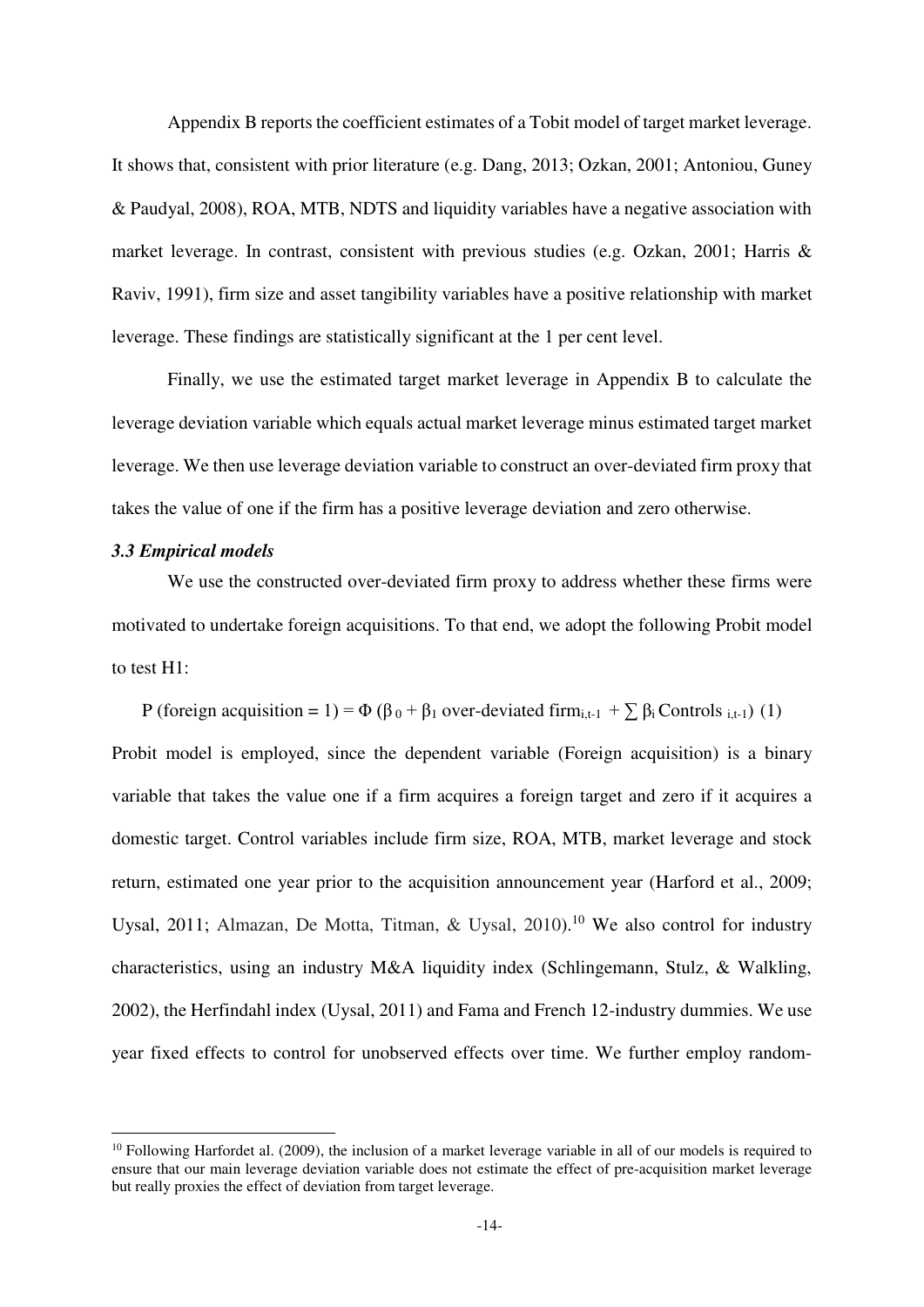Appendix B reports the coefficient estimates of a Tobit model of target market leverage. It shows that, consistent with prior literature (e.g. Dang, 2013; Ozkan, 2001; Antoniou, Guney & Paudyal, 2008), ROA, MTB, NDTS and liquidity variables have a negative association with market leverage. In contrast, consistent with previous studies (e.g. Ozkan, 2001; Harris & Raviv, 1991), firm size and asset tangibility variables have a positive relationship with market leverage. These findings are statistically significant at the 1 per cent level.

Finally, we use the estimated target market leverage in Appendix B to calculate the leverage deviation variable which equals actual market leverage minus estimated target market leverage. We then use leverage deviation variable to construct an over-deviated firm proxy that takes the value of one if the firm has a positive leverage deviation and zero otherwise.

### *3.3 Empirical models*

We use the constructed over-deviated firm proxy to address whether these firms were motivated to undertake foreign acquisitions. To that end, we adopt the following Probit model to test H1:

$$P\text{ (foreign acquisition} = 1) = \Phi\,(\beta_0 + \beta_1 \text{ over-deviated firm}_{i,t-1} + \sum \beta_i \text{Controls}_{i,t-1}) \quad (1)$$

Probit model is employed, since the dependent variable (Foreign acquisition) is a binary variable that takes the value one if a firm acquires a foreign target and zero if it acquires a domestic target. Control variables include firm size, ROA, MTB, market leverage and stock return, estimated one year prior to the acquisition announcement year (Harford et al., 2009; Uysal, 2011; Almazan, De Motta, Titman, & Uysal, 2010).[10] We also control for industry characteristics, using an industry M&A liquidity index (Schlingemann, Stulz, & Walkling, 2002), the Herfindahl index (Uysal, 2011) and Fama and French 12-industry dummies. We use year fixed effects to control for unobserved effects over time. We further employ random-

[10] Following Harfordet al. (2009), the inclusion of a market leverage variable in all of our models is required to ensure that our main leverage deviation variable does not estimate the effect of pre-acquisition market leverage but really proxies the effect of deviation from target leverage.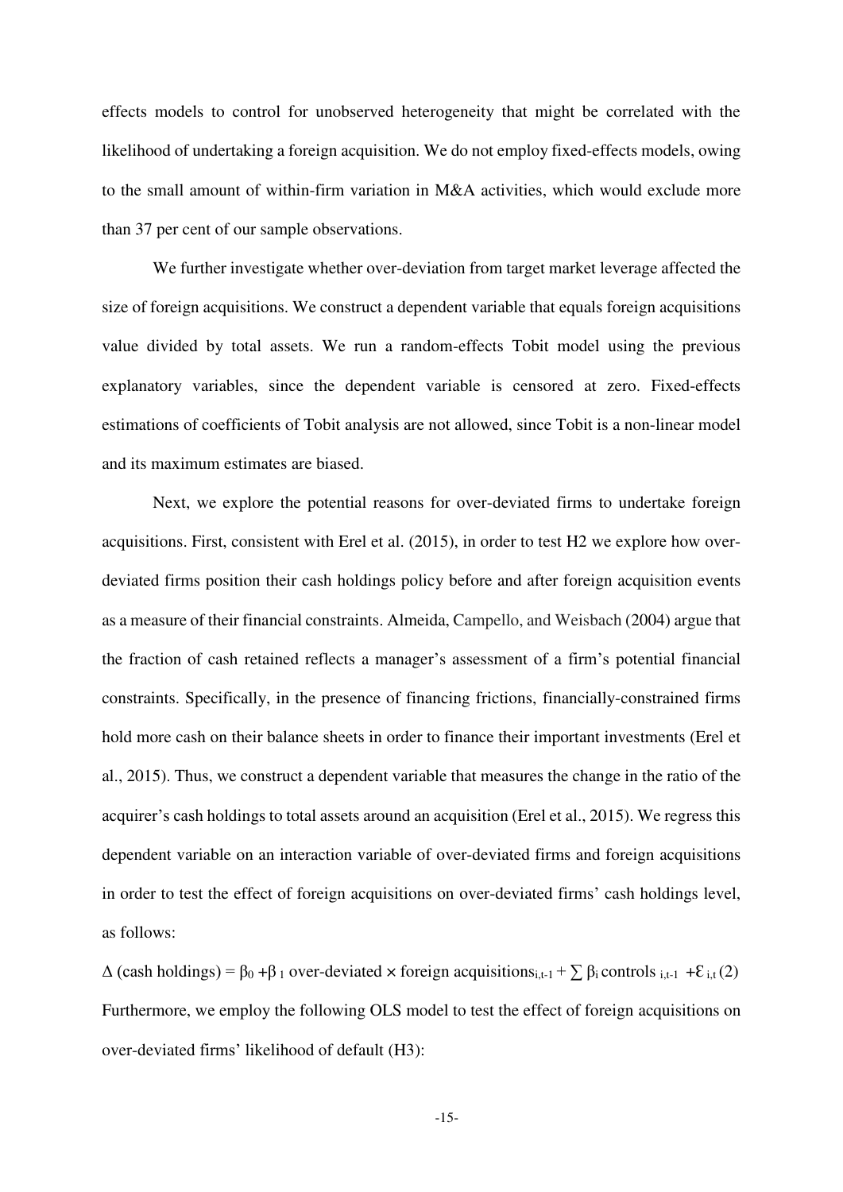effects models to control for unobserved heterogeneity that might be correlated with the likelihood of undertaking a foreign acquisition. We do not employ fixed-effects models, owing to the small amount of within-firm variation in M&A activities, which would exclude more than 37 per cent of our sample observations.

We further investigate whether over-deviation from target market leverage affected the size of foreign acquisitions. We construct a dependent variable that equals foreign acquisitions value divided by total assets. We run a random-effects Tobit model using the previous explanatory variables, since the dependent variable is censored at zero. Fixed-effects estimations of coefficients of Tobit analysis are not allowed, since Tobit is a non-linear model and its maximum estimates are biased.

Next, we explore the potential reasons for over-deviated firms to undertake foreign acquisitions. First, consistent with Erel et al. (2015), in order to test H2 we explore how over-deviated firms position their cash holdings policy before and after foreign acquisition events as a measure of their financial constraints. Almeida, Campello, and Weisbach (2004) argue that the fraction of cash retained reflects a manager's assessment of a firm's potential financial constraints. Specifically, in the presence of financing frictions, financially-constrained firms hold more cash on their balance sheets in order to finance their important investments (Erel et al., 2015). Thus, we construct a dependent variable that measures the change in the ratio of the acquirer's cash holdings to total assets around an acquisition (Erel et al., 2015). We regress this dependent variable on an interaction variable of over-deviated firms and foreign acquisitions in order to test the effect of foreign acquisitions on over-deviated firms' cash holdings level, as follows:

$$\Delta \text{ (cash holdings)} = \beta_0 + \beta_1 \text{ over-deviated} \times \text{foreign acquisitions}_{i,t-1} + \sum \beta_i \text{controls}_{i,t-1} + \varepsilon_{i,t} \quad (2)$$

Furthermore, we employ the following OLS model to test the effect of foreign acquisitions on over-deviated firms' likelihood of default (H3):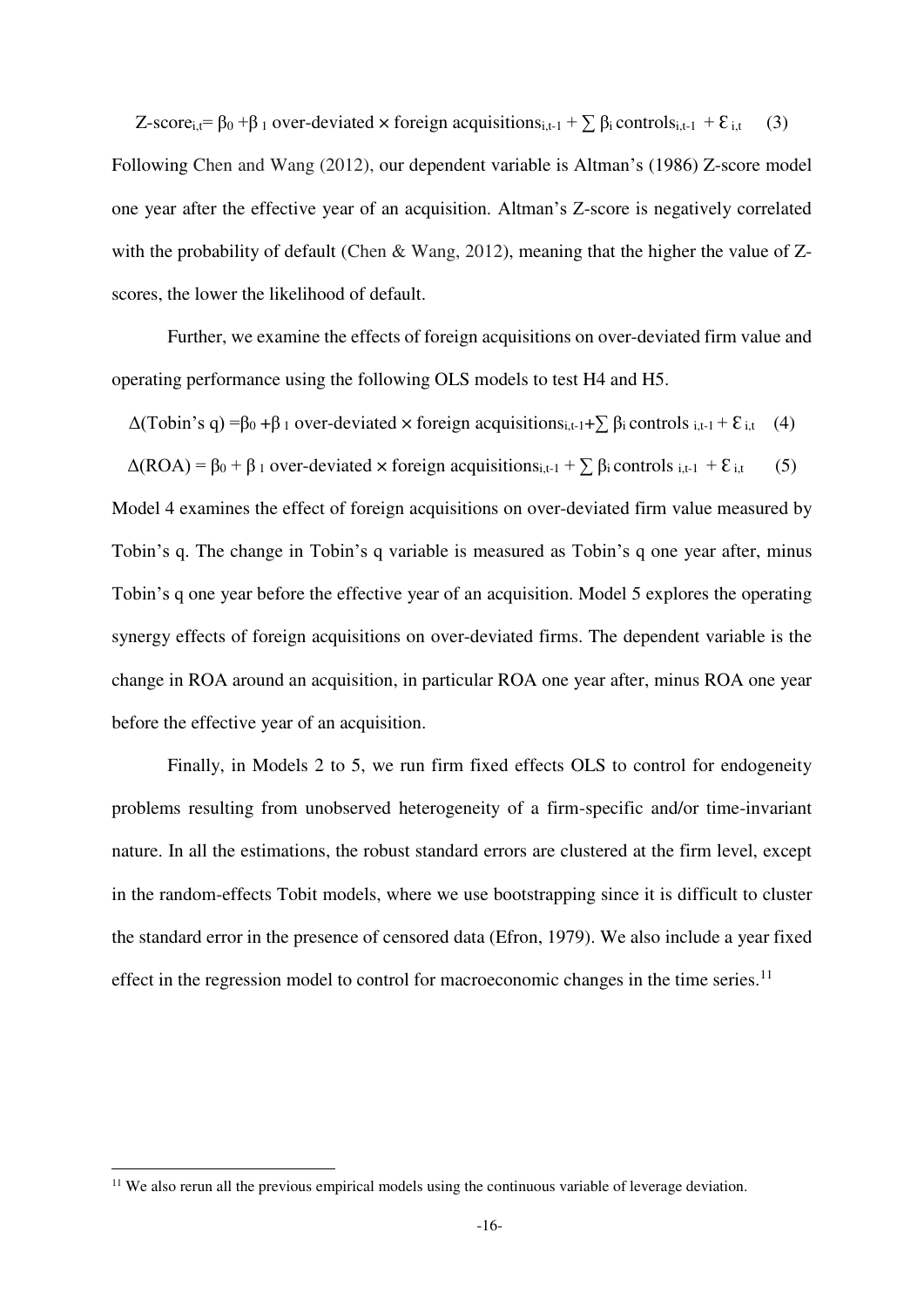$$\text{Z-score}_{i,t} = \beta_0 + \beta_1 \text{ over-deviated} \times \text{foreign acquisitions}_{i,t-1} + \sum \beta_i \text{ controls}_{i,t-1} + \varepsilon_{i,t} \quad (3)$$

Following Chen and Wang (2012), our dependent variable is Altman's (1986) Z-score model one year after the effective year of an acquisition. Altman's Z-score is negatively correlated with the probability of default (Chen & Wang, 2012), meaning that the higher the value of Z-scores, the lower the likelihood of default.

Further, we examine the effects of foreign acquisitions on over-deviated firm value and operating performance using the following OLS models to test H4 and H5.

$$\Delta(\text{Tobin's q}) = \beta_0 + \beta_1 \text{ over-deviated} \times \text{foreign acquisitions}_{i,t-1} + \sum \beta_i \text{ controls}_{i,t-1} + \varepsilon_{i,t} \quad (4)$$

$$\Delta(\text{ROA}) = \beta_0 + \beta_1 \text{ over-deviated} \times \text{foreign acquisitions}_{i,t-1} + \sum \beta_i \text{ controls}_{i,t-1} + \varepsilon_{i,t} \quad (5)$$

Model 4 examines the effect of foreign acquisitions on over-deviated firm value measured by Tobin's q. The change in Tobin's q variable is measured as Tobin's q one year after, minus Tobin's q one year before the effective year of an acquisition. Model 5 explores the operating synergy effects of foreign acquisitions on over-deviated firms. The dependent variable is the change in ROA around an acquisition, in particular ROA one year after, minus ROA one year before the effective year of an acquisition.

Finally, in Models 2 to 5, we run firm fixed effects OLS to control for endogeneity problems resulting from unobserved heterogeneity of a firm-specific and/or time-invariant nature. In all the estimations, the robust standard errors are clustered at the firm level, except in the random-effects Tobit models, where we use bootstrapping since it is difficult to cluster the standard error in the presence of censored data (Efron, 1979). We also include a year fixed effect in the regression model to control for macroeconomic changes in the time series.[11]

[11] We also rerun all the previous empirical models using the continuous variable of leverage deviation.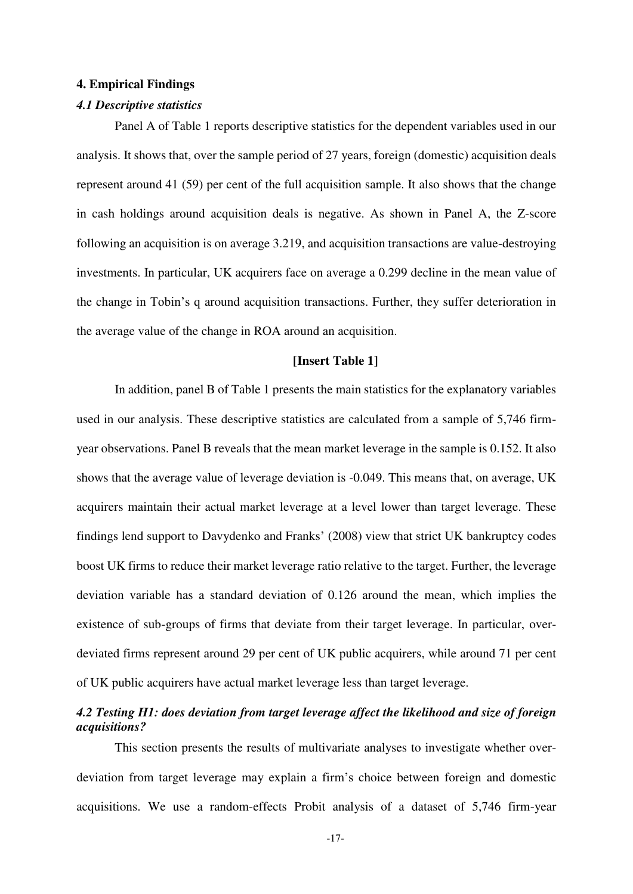## 4. Empirical Findings

### *4.1 Descriptive statistics*

Panel A of Table 1 reports descriptive statistics for the dependent variables used in our analysis. It shows that, over the sample period of 27 years, foreign (domestic) acquisition deals represent around 41 (59) per cent of the full acquisition sample. It also shows that the change in cash holdings around acquisition deals is negative. As shown in Panel A, the Z-score following an acquisition is on average 3.219, and acquisition transactions are value-destroying investments. In particular, UK acquirers face on average a 0.299 decline in the mean value of the change in Tobin's q around acquisition transactions. Further, they suffer deterioration in the average value of the change in ROA around an acquisition.

**[Insert Table 1]**

In addition, panel B of Table 1 presents the main statistics for the explanatory variables used in our analysis. These descriptive statistics are calculated from a sample of 5,746 firm-year observations. Panel B reveals that the mean market leverage in the sample is 0.152. It also shows that the average value of leverage deviation is -0.049. This means that, on average, UK acquirers maintain their actual market leverage at a level lower than target leverage. These findings lend support to Davydenko and Franks' (2008) view that strict UK bankruptcy codes boost UK firms to reduce their market leverage ratio relative to the target. Further, the leverage deviation variable has a standard deviation of 0.126 around the mean, which implies the existence of sub-groups of firms that deviate from their target leverage. In particular, over-deviated firms represent around 29 per cent of UK public acquirers, while around 71 per cent of UK public acquirers have actual market leverage less than target leverage.

### *4.2 Testing H1: does deviation from target leverage affect the likelihood and size of foreign acquisitions?*

This section presents the results of multivariate analyses to investigate whether over-deviation from target leverage may explain a firm's choice between foreign and domestic acquisitions. We use a random-effects Probit analysis of a dataset of 5,746 firm-year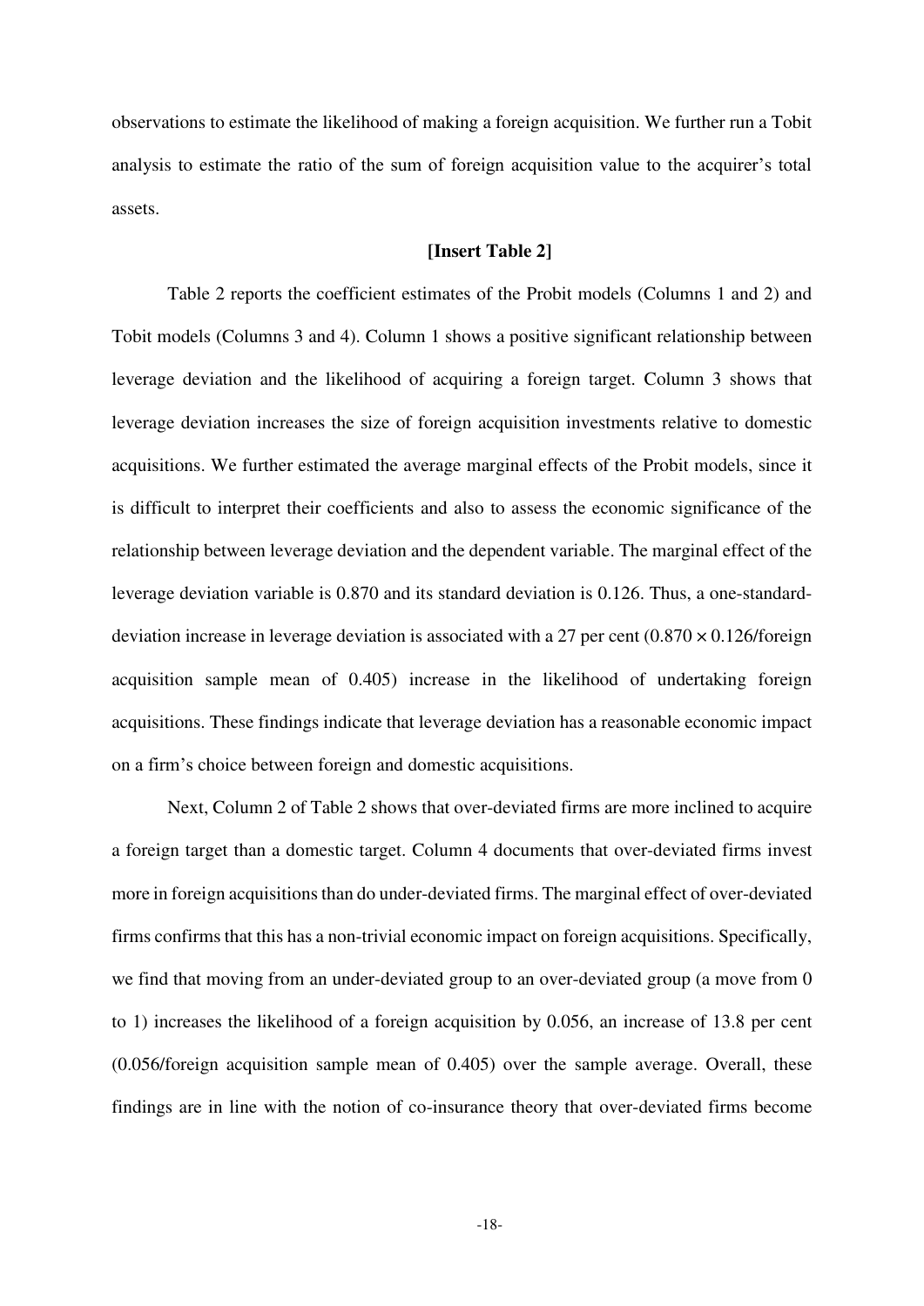observations to estimate the likelihood of making a foreign acquisition. We further run a Tobit analysis to estimate the ratio of the sum of foreign acquisition value to the acquirer's total assets.

**[Insert Table 2]**

Table 2 reports the coefficient estimates of the Probit models (Columns 1 and 2) and Tobit models (Columns 3 and 4). Column 1 shows a positive significant relationship between leverage deviation and the likelihood of acquiring a foreign target. Column 3 shows that leverage deviation increases the size of foreign acquisition investments relative to domestic acquisitions. We further estimated the average marginal effects of the Probit models, since it is difficult to interpret their coefficients and also to assess the economic significance of the relationship between leverage deviation and the dependent variable. The marginal effect of the leverage deviation variable is 0.870 and its standard deviation is 0.126. Thus, a one-standard-deviation increase in leverage deviation is associated with a 27 per cent ($0.870 \times 0.126$/foreign acquisition sample mean of 0.405) increase in the likelihood of undertaking foreign acquisitions. These findings indicate that leverage deviation has a reasonable economic impact on a firm's choice between foreign and domestic acquisitions.

Next, Column 2 of Table 2 shows that over-deviated firms are more inclined to acquire a foreign target than a domestic target. Column 4 documents that over-deviated firms invest more in foreign acquisitions than do under-deviated firms. The marginal effect of over-deviated firms confirms that this has a non-trivial economic impact on foreign acquisitions. Specifically, we find that moving from an under-deviated group to an over-deviated group (a move from 0 to 1) increases the likelihood of a foreign acquisition by 0.056, an increase of 13.8 per cent (0.056/foreign acquisition sample mean of 0.405) over the sample average. Overall, these findings are in line with the notion of co-insurance theory that over-deviated firms become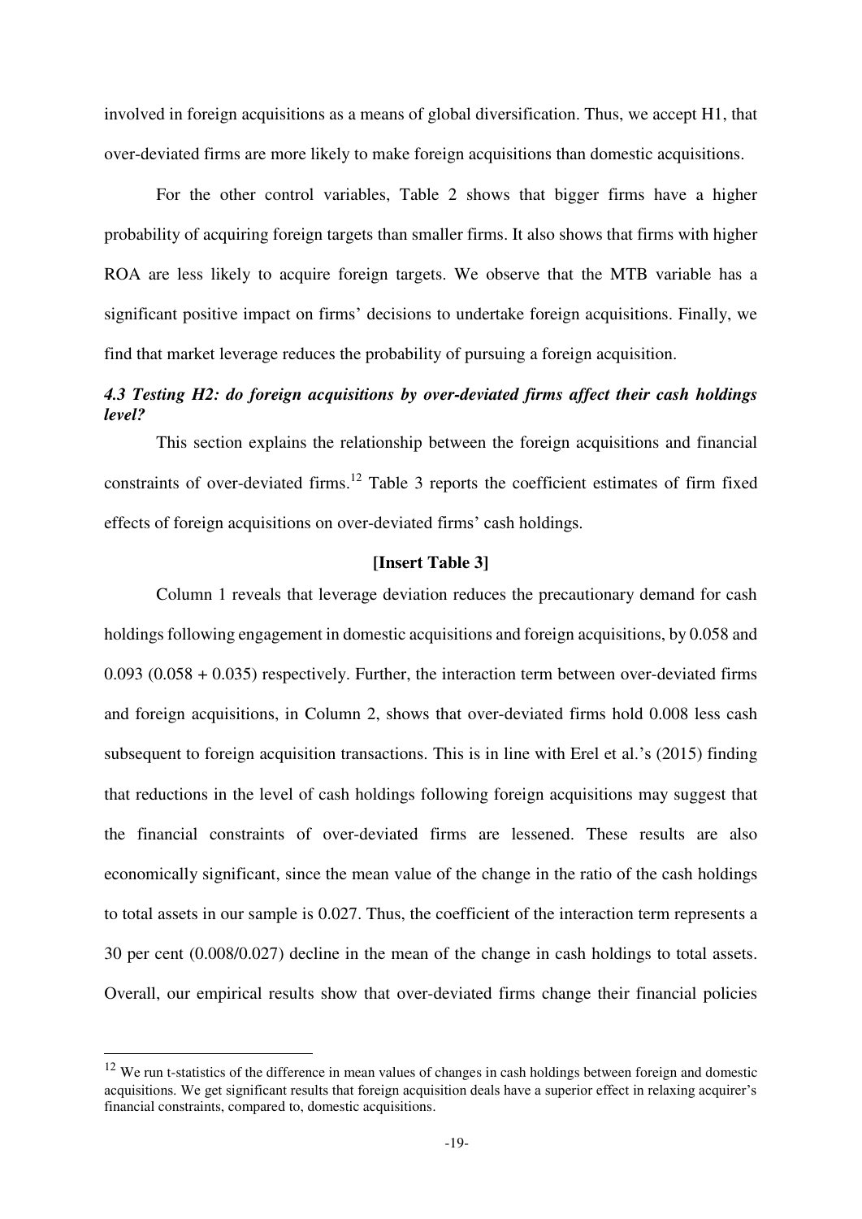involved in foreign acquisitions as a means of global diversification. Thus, we accept H1, that over-deviated firms are more likely to make foreign acquisitions than domestic acquisitions.

For the other control variables, Table 2 shows that bigger firms have a higher probability of acquiring foreign targets than smaller firms. It also shows that firms with higher ROA are less likely to acquire foreign targets. We observe that the MTB variable has a significant positive impact on firms' decisions to undertake foreign acquisitions. Finally, we find that market leverage reduces the probability of pursuing a foreign acquisition.

### *4.3 Testing H2: do foreign acquisitions by over-deviated firms affect their cash holdings level?*

This section explains the relationship between the foreign acquisitions and financial constraints of over-deviated firms.[12] Table 3 reports the coefficient estimates of firm fixed effects of foreign acquisitions on over-deviated firms' cash holdings.

**[Insert Table 3]**

Column 1 reveals that leverage deviation reduces the precautionary demand for cash holdings following engagement in domestic acquisitions and foreign acquisitions, by 0.058 and 0.093 (0.058 + 0.035) respectively. Further, the interaction term between over-deviated firms and foreign acquisitions, in Column 2, shows that over-deviated firms hold 0.008 less cash subsequent to foreign acquisition transactions. This is in line with Erel et al.'s (2015) finding that reductions in the level of cash holdings following foreign acquisitions may suggest that the financial constraints of over-deviated firms are lessened. These results are also economically significant, since the mean value of the change in the ratio of the cash holdings to total assets in our sample is 0.027. Thus, the coefficient of the interaction term represents a 30 per cent (0.008/0.027) decline in the mean of the change in cash holdings to total assets. Overall, our empirical results show that over-deviated firms change their financial policies

[12] We run t-statistics of the difference in mean values of changes in cash holdings between foreign and domestic acquisitions. We get significant results that foreign acquisition deals have a superior effect in relaxing acquirer's financial constraints, compared to, domestic acquisitions.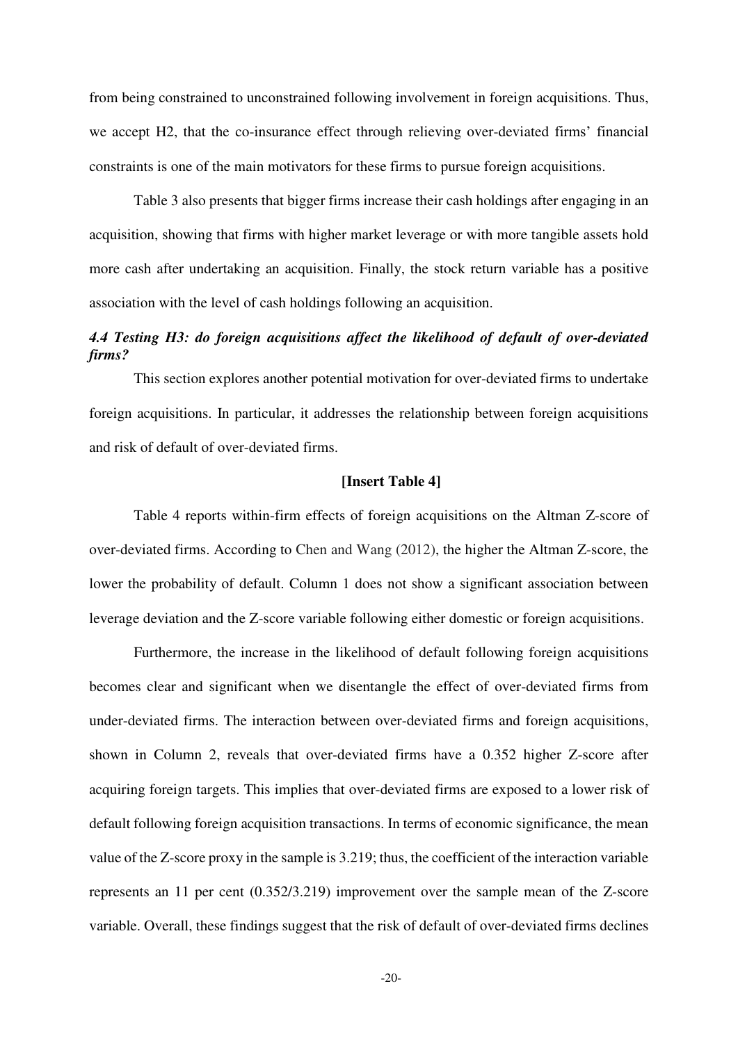from being constrained to unconstrained following involvement in foreign acquisitions. Thus, we accept H2, that the co-insurance effect through relieving over-deviated firms' financial constraints is one of the main motivators for these firms to pursue foreign acquisitions.

Table 3 also presents that bigger firms increase their cash holdings after engaging in an acquisition, showing that firms with higher market leverage or with more tangible assets hold more cash after undertaking an acquisition. Finally, the stock return variable has a positive association with the level of cash holdings following an acquisition.

### *4.4 Testing H3: do foreign acquisitions affect the likelihood of default of over-deviated firms?*

This section explores another potential motivation for over-deviated firms to undertake foreign acquisitions. In particular, it addresses the relationship between foreign acquisitions and risk of default of over-deviated firms.

**[Insert Table 4]**

Table 4 reports within-firm effects of foreign acquisitions on the Altman Z-score of over-deviated firms. According to Chen and Wang (2012), the higher the Altman Z-score, the lower the probability of default. Column 1 does not show a significant association between leverage deviation and the Z-score variable following either domestic or foreign acquisitions.

Furthermore, the increase in the likelihood of default following foreign acquisitions becomes clear and significant when we disentangle the effect of over-deviated firms from under-deviated firms. The interaction between over-deviated firms and foreign acquisitions, shown in Column 2, reveals that over-deviated firms have a 0.352 higher Z-score after acquiring foreign targets. This implies that over-deviated firms are exposed to a lower risk of default following foreign acquisition transactions. In terms of economic significance, the mean value of the Z-score proxy in the sample is 3.219; thus, the coefficient of the interaction variable represents an 11 per cent (0.352/3.219) improvement over the sample mean of the Z-score variable. Overall, these findings suggest that the risk of default of over-deviated firms declines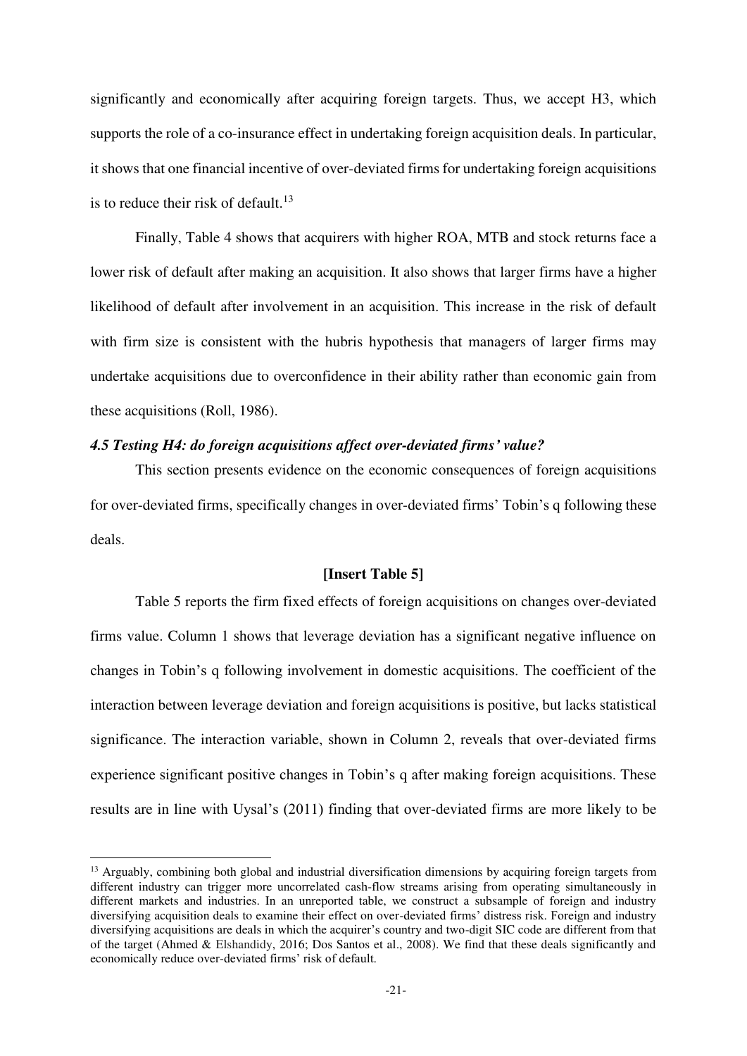significantly and economically after acquiring foreign targets. Thus, we accept H3, which supports the role of a co-insurance effect in undertaking foreign acquisition deals. In particular, it shows that one financial incentive of over-deviated firms for undertaking foreign acquisitions is to reduce their risk of default.[13]

Finally, Table 4 shows that acquirers with higher ROA, MTB and stock returns face a lower risk of default after making an acquisition. It also shows that larger firms have a higher likelihood of default after involvement in an acquisition. This increase in the risk of default with firm size is consistent with the hubris hypothesis that managers of larger firms may undertake acquisitions due to overconfidence in their ability rather than economic gain from these acquisitions (Roll, 1986).

### *4.5 Testing H4: do foreign acquisitions affect over-deviated firms' value?*

This section presents evidence on the economic consequences of foreign acquisitions for over-deviated firms, specifically changes in over-deviated firms' Tobin's q following these deals.

**[Insert Table 5]**

Table 5 reports the firm fixed effects of foreign acquisitions on changes over-deviated firms value. Column 1 shows that leverage deviation has a significant negative influence on changes in Tobin's q following involvement in domestic acquisitions. The coefficient of the interaction between leverage deviation and foreign acquisitions is positive, but lacks statistical significance. The interaction variable, shown in Column 2, reveals that over-deviated firms experience significant positive changes in Tobin's q after making foreign acquisitions. These results are in line with Uysal's (2011) finding that over-deviated firms are more likely to be

[13] Arguably, combining both global and industrial diversification dimensions by acquiring foreign targets from different industry can trigger more uncorrelated cash-flow streams arising from operating simultaneously in different markets and industries. In an unreported table, we construct a subsample of foreign and industry diversifying acquisition deals to examine their effect on over-deviated firms' distress risk. Foreign and industry diversifying acquisitions are deals in which the acquirer's country and two-digit SIC code are different from that of the target (Ahmed & Elshandidy, 2016; Dos Santos et al., 2008). We find that these deals significantly and economically reduce over-deviated firms' risk of default.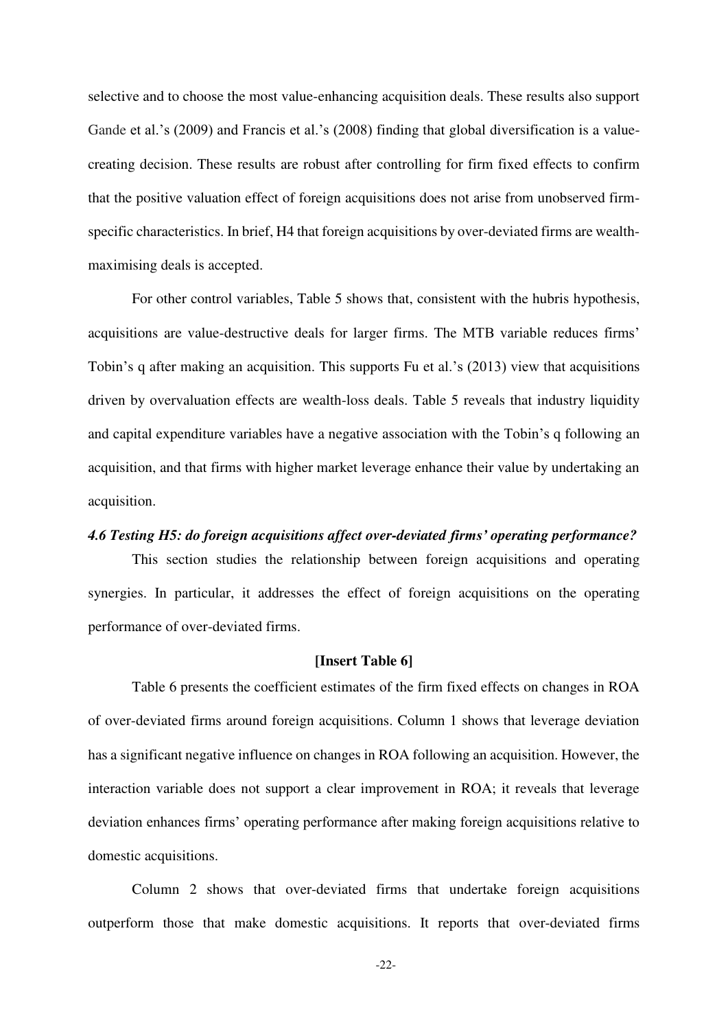selective and to choose the most value-enhancing acquisition deals. These results also support Gande et al.'s (2009) and Francis et al.'s (2008) finding that global diversification is a value-creating decision. These results are robust after controlling for firm fixed effects to confirm that the positive valuation effect of foreign acquisitions does not arise from unobserved firm-specific characteristics. In brief, H4 that foreign acquisitions by over-deviated firms are wealth-maximising deals is accepted.

For other control variables, Table 5 shows that, consistent with the hubris hypothesis, acquisitions are value-destructive deals for larger firms. The MTB variable reduces firms' Tobin's q after making an acquisition. This supports Fu et al.'s (2013) view that acquisitions driven by overvaluation effects are wealth-loss deals. Table 5 reveals that industry liquidity and capital expenditure variables have a negative association with the Tobin's q following an acquisition, and that firms with higher market leverage enhance their value by undertaking an acquisition.

### *4.6 Testing H5: do foreign acquisitions affect over-deviated firms' operating performance?*

This section studies the relationship between foreign acquisitions and operating synergies. In particular, it addresses the effect of foreign acquisitions on the operating performance of over-deviated firms.

**[Insert Table 6]**

Table 6 presents the coefficient estimates of the firm fixed effects on changes in ROA of over-deviated firms around foreign acquisitions. Column 1 shows that leverage deviation has a significant negative influence on changes in ROA following an acquisition. However, the interaction variable does not support a clear improvement in ROA; it reveals that leverage deviation enhances firms' operating performance after making foreign acquisitions relative to domestic acquisitions.

Column 2 shows that over-deviated firms that undertake foreign acquisitions outperform those that make domestic acquisitions. It reports that over-deviated firms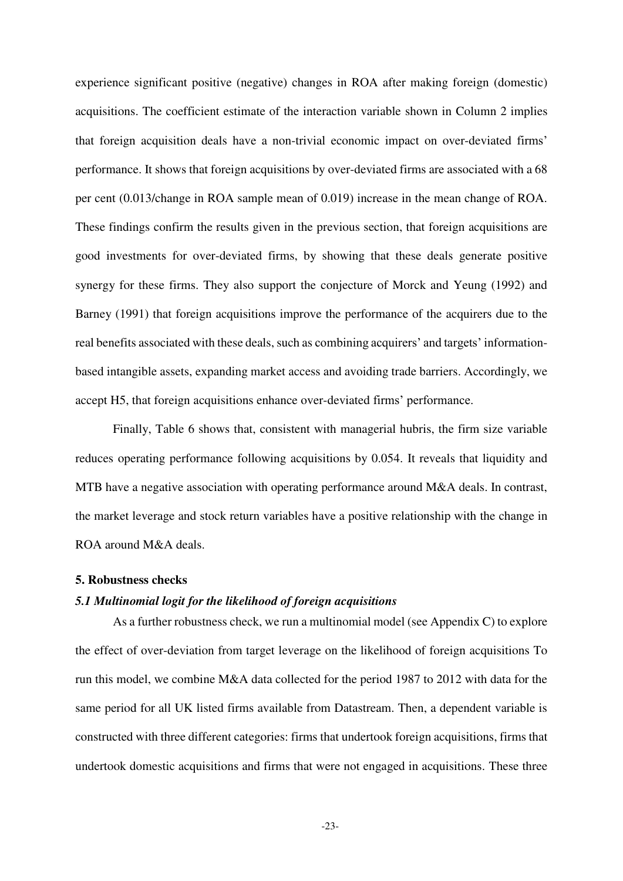experience significant positive (negative) changes in ROA after making foreign (domestic) acquisitions. The coefficient estimate of the interaction variable shown in Column 2 implies that foreign acquisition deals have a non-trivial economic impact on over-deviated firms' performance. It shows that foreign acquisitions by over-deviated firms are associated with a 68 per cent (0.013/change in ROA sample mean of 0.019) increase in the mean change of ROA. These findings confirm the results given in the previous section, that foreign acquisitions are good investments for over-deviated firms, by showing that these deals generate positive synergy for these firms. They also support the conjecture of Morck and Yeung (1992) and Barney (1991) that foreign acquisitions improve the performance of the acquirers due to the real benefits associated with these deals, such as combining acquirers' and targets' information-based intangible assets, expanding market access and avoiding trade barriers. Accordingly, we accept H5, that foreign acquisitions enhance over-deviated firms' performance.

Finally, Table 6 shows that, consistent with managerial hubris, the firm size variable reduces operating performance following acquisitions by 0.054. It reveals that liquidity and MTB have a negative association with operating performance around M&A deals. In contrast, the market leverage and stock return variables have a positive relationship with the change in ROA around M&A deals.

## 5. Robustness checks

### *5.1 Multinomial logit for the likelihood of foreign acquisitions*

As a further robustness check, we run a multinomial model (see Appendix C) to explore the effect of over-deviation from target leverage on the likelihood of foreign acquisitions To run this model, we combine M&A data collected for the period 1987 to 2012 with data for the same period for all UK listed firms available from Datastream. Then, a dependent variable is constructed with three different categories: firms that undertook foreign acquisitions, firms that undertook domestic acquisitions and firms that were not engaged in acquisitions. These three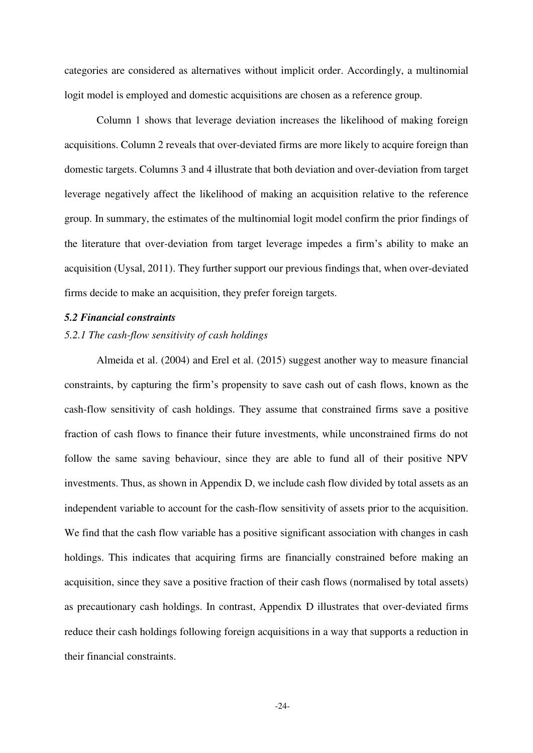categories are considered as alternatives without implicit order. Accordingly, a multinomial logit model is employed and domestic acquisitions are chosen as a reference group.

Column 1 shows that leverage deviation increases the likelihood of making foreign acquisitions. Column 2 reveals that over-deviated firms are more likely to acquire foreign than domestic targets. Columns 3 and 4 illustrate that both deviation and over-deviation from target leverage negatively affect the likelihood of making an acquisition relative to the reference group. In summary, the estimates of the multinomial logit model confirm the prior findings of the literature that over-deviation from target leverage impedes a firm's ability to make an acquisition (Uysal, 2011). They further support our previous findings that, when over-deviated firms decide to make an acquisition, they prefer foreign targets.

### *5.2 Financial constraints*

#### *5.2.1 The cash-flow sensitivity of cash holdings*

Almeida et al. (2004) and Erel et al. (2015) suggest another way to measure financial constraints, by capturing the firm's propensity to save cash out of cash flows, known as the cash-flow sensitivity of cash holdings. They assume that constrained firms save a positive fraction of cash flows to finance their future investments, while unconstrained firms do not follow the same saving behaviour, since they are able to fund all of their positive NPV investments. Thus, as shown in Appendix D, we include cash flow divided by total assets as an independent variable to account for the cash-flow sensitivity of assets prior to the acquisition. We find that the cash flow variable has a positive significant association with changes in cash holdings. This indicates that acquiring firms are financially constrained before making an acquisition, since they save a positive fraction of their cash flows (normalised by total assets) as precautionary cash holdings. In contrast, Appendix D illustrates that over-deviated firms reduce their cash holdings following foreign acquisitions in a way that supports a reduction in their financial constraints.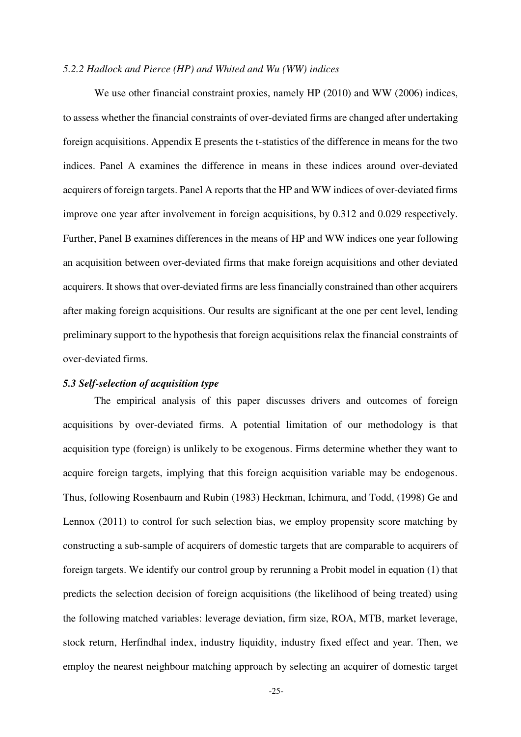*5.2.2 Hadlock and Pierce (HP) and Whited and Wu (WW) indices*

We use other financial constraint proxies, namely HP (2010) and WW (2006) indices, to assess whether the financial constraints of over-deviated firms are changed after undertaking foreign acquisitions. Appendix E presents the t-statistics of the difference in means for the two indices. Panel A examines the difference in means in these indices around over-deviated acquirers of foreign targets. Panel A reports that the HP and WW indices of over-deviated firms improve one year after involvement in foreign acquisitions, by 0.312 and 0.029 respectively. Further, Panel B examines differences in the means of HP and WW indices one year following an acquisition between over-deviated firms that make foreign acquisitions and other deviated acquirers. It shows that over-deviated firms are less financially constrained than other acquirers after making foreign acquisitions. Our results are significant at the one per cent level, lending preliminary support to the hypothesis that foreign acquisitions relax the financial constraints of over-deviated firms.

***5.3 Self-selection of acquisition type***

The empirical analysis of this paper discusses drivers and outcomes of foreign acquisitions by over-deviated firms. A potential limitation of our methodology is that acquisition type (foreign) is unlikely to be exogenous. Firms determine whether they want to acquire foreign targets, implying that this foreign acquisition variable may be endogenous. Thus, following Rosenbaum and Rubin (1983) Heckman, Ichimura, and Todd, (1998) Ge and Lennox (2011) to control for such selection bias, we employ propensity score matching by constructing a sub-sample of acquirers of domestic targets that are comparable to acquirers of foreign targets. We identify our control group by rerunning a Probit model in equation (1) that predicts the selection decision of foreign acquisitions (the likelihood of being treated) using the following matched variables: leverage deviation, firm size, ROA, MTB, market leverage, stock return, Herfindhal index, industry liquidity, industry fixed effect and year. Then, we employ the nearest neighbour matching approach by selecting an acquirer of domestic target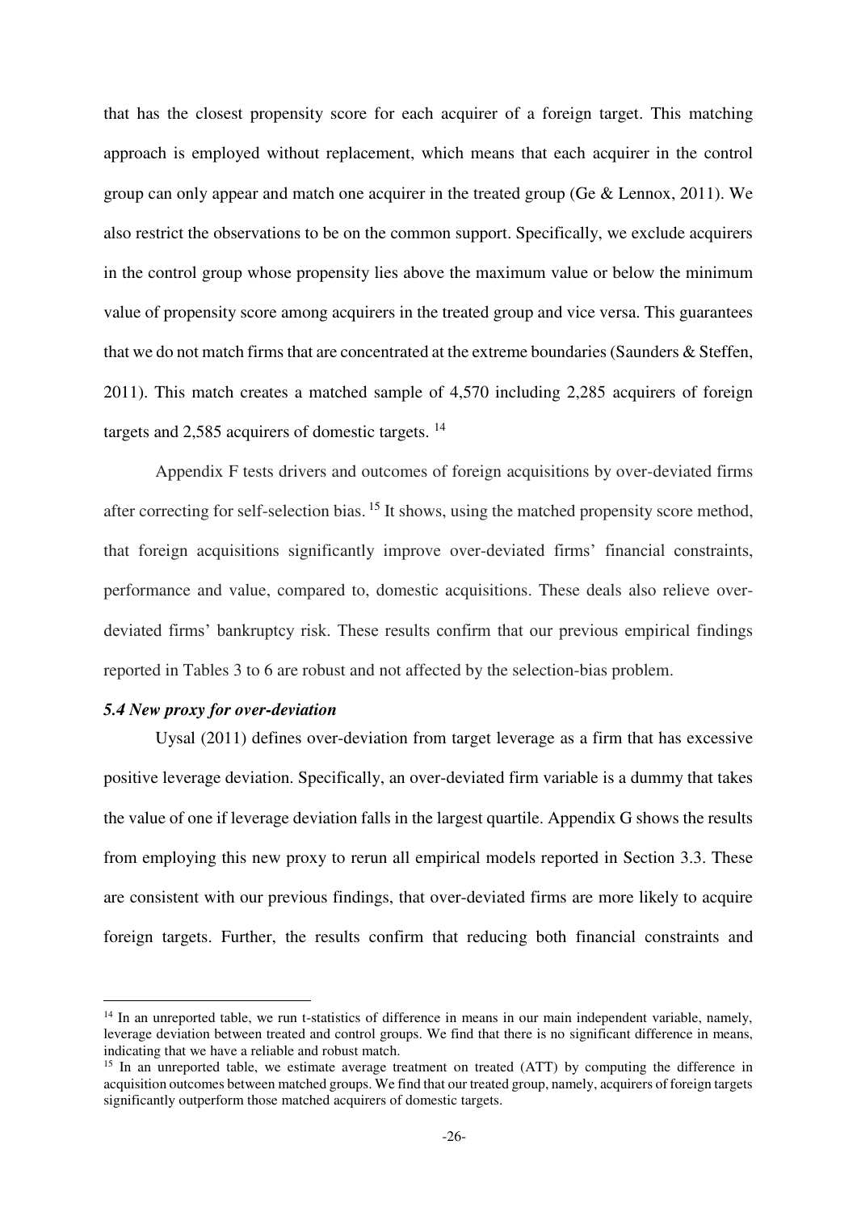that has the closest propensity score for each acquirer of a foreign target. This matching approach is employed without replacement, which means that each acquirer in the control group can only appear and match one acquirer in the treated group (Ge & Lennox, 2011). We also restrict the observations to be on the common support. Specifically, we exclude acquirers in the control group whose propensity lies above the maximum value or below the minimum value of propensity score among acquirers in the treated group and vice versa. This guarantees that we do not match firms that are concentrated at the extreme boundaries (Saunders & Steffen, 2011). This match creates a matched sample of 4,570 including 2,285 acquirers of foreign targets and 2,585 acquirers of domestic targets. [14]

Appendix F tests drivers and outcomes of foreign acquisitions by over-deviated firms after correcting for self-selection bias. [15] It shows, using the matched propensity score method, that foreign acquisitions significantly improve over-deviated firms' financial constraints, performance and value, compared to, domestic acquisitions. These deals also relieve over-deviated firms' bankruptcy risk. These results confirm that our previous empirical findings reported in Tables 3 to 6 are robust and not affected by the selection-bias problem.

### *5.4 New proxy for over-deviation*

Uysal (2011) defines over-deviation from target leverage as a firm that has excessive positive leverage deviation. Specifically, an over-deviated firm variable is a dummy that takes the value of one if leverage deviation falls in the largest quartile. Appendix G shows the results from employing this new proxy to rerun all empirical models reported in Section 3.3. These are consistent with our previous findings, that over-deviated firms are more likely to acquire foreign targets. Further, the results confirm that reducing both financial constraints and

---

[14] In an unreported table, we run t-statistics of difference in means in our main independent variable, namely, leverage deviation between treated and control groups. We find that there is no significant difference in means, indicating that we have a reliable and robust match.

[15] In an unreported table, we estimate average treatment on treated (ATT) by computing the difference in acquisition outcomes between matched groups. We find that our treated group, namely, acquirers of foreign targets significantly outperform those matched acquirers of domestic targets.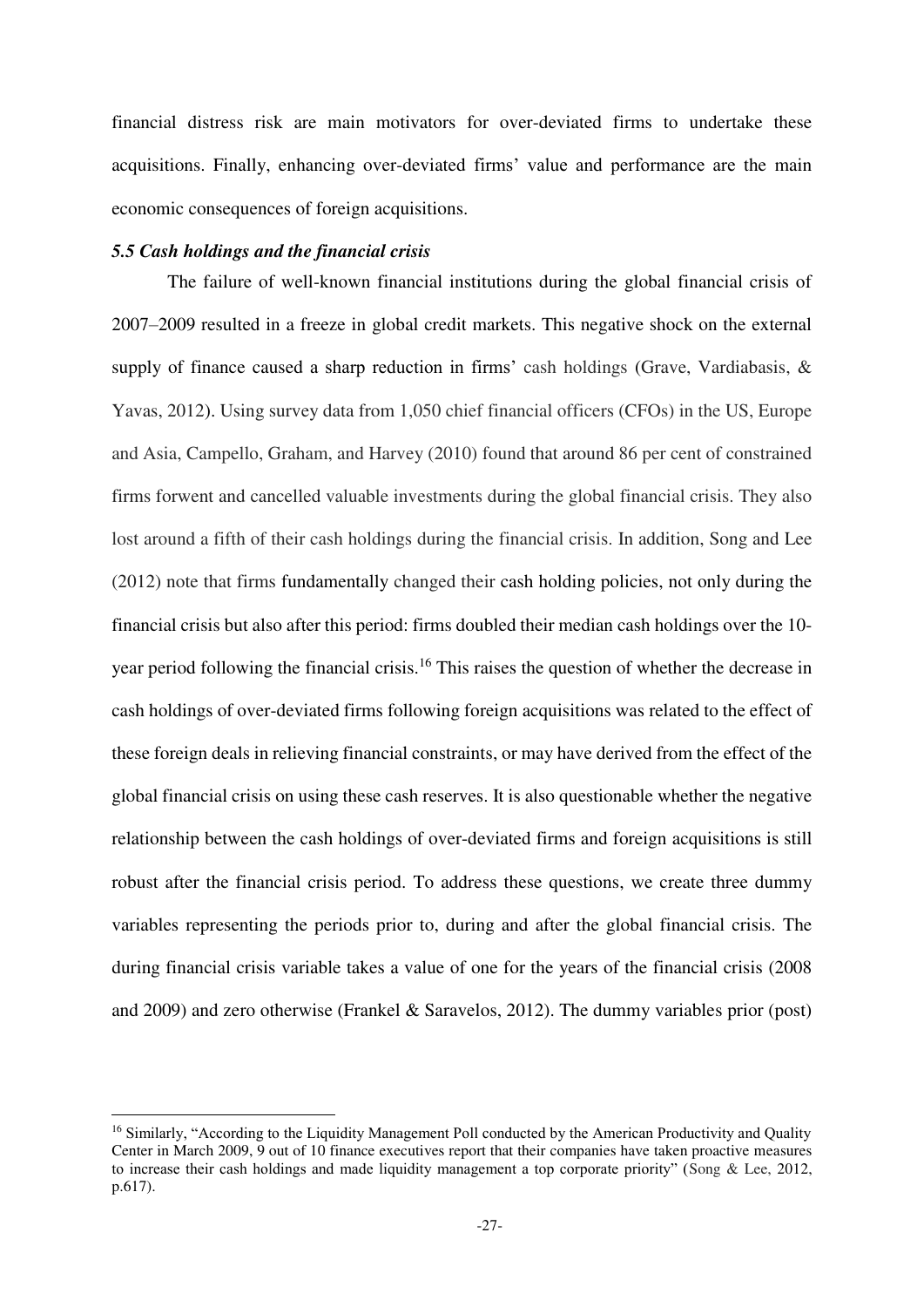financial distress risk are main motivators for over-deviated firms to undertake these acquisitions. Finally, enhancing over-deviated firms' value and performance are the main economic consequences of foreign acquisitions.

### *5.5 Cash holdings and the financial crisis*

The failure of well-known financial institutions during the global financial crisis of 2007–2009 resulted in a freeze in global credit markets. This negative shock on the external supply of finance caused a sharp reduction in firms' cash holdings (Grave, Vardiabasis, & Yavas, 2012). Using survey data from 1,050 chief financial officers (CFOs) in the US, Europe and Asia, Campello, Graham, and Harvey (2010) found that around 86 per cent of constrained firms forwent and cancelled valuable investments during the global financial crisis. They also lost around a fifth of their cash holdings during the financial crisis. In addition, Song and Lee (2012) note that firms fundamentally changed their cash holding policies, not only during the financial crisis but also after this period: firms doubled their median cash holdings over the 10-year period following the financial crisis.[16] This raises the question of whether the decrease in cash holdings of over-deviated firms following foreign acquisitions was related to the effect of these foreign deals in relieving financial constraints, or may have derived from the effect of the global financial crisis on using these cash reserves. It is also questionable whether the negative relationship between the cash holdings of over-deviated firms and foreign acquisitions is still robust after the financial crisis period. To address these questions, we create three dummy variables representing the periods prior to, during and after the global financial crisis. The during financial crisis variable takes a value of one for the years of the financial crisis (2008 and 2009) and zero otherwise (Frankel & Saravelos, 2012). The dummy variables prior (post)

[16] Similarly, "According to the Liquidity Management Poll conducted by the American Productivity and Quality Center in March 2009, 9 out of 10 finance executives report that their companies have taken proactive measures to increase their cash holdings and made liquidity management a top corporate priority" (Song & Lee, 2012, p.617).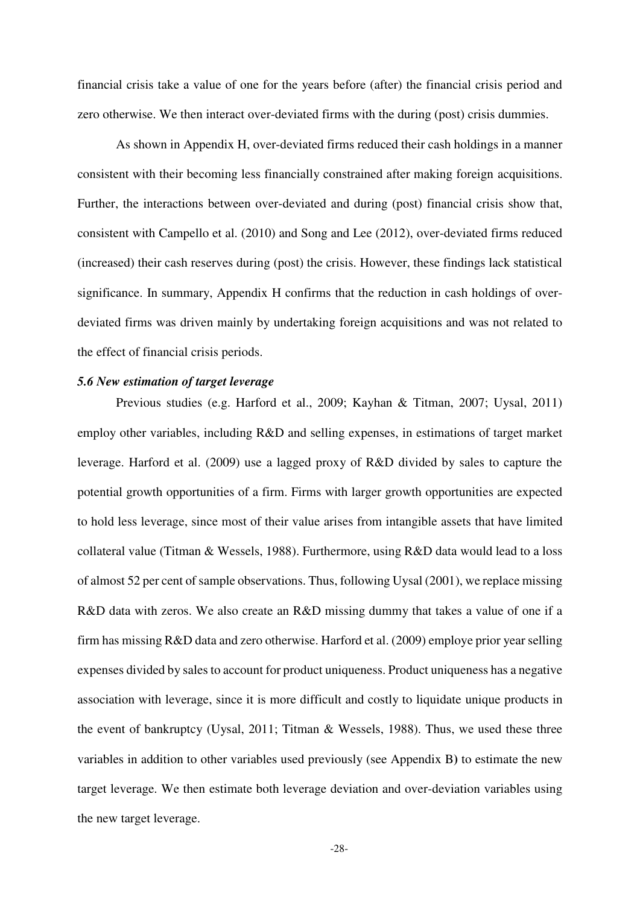financial crisis take a value of one for the years before (after) the financial crisis period and zero otherwise. We then interact over-deviated firms with the during (post) crisis dummies.

As shown in Appendix H, over-deviated firms reduced their cash holdings in a manner consistent with their becoming less financially constrained after making foreign acquisitions. Further, the interactions between over-deviated and during (post) financial crisis show that, consistent with Campello et al. (2010) and Song and Lee (2012), over-deviated firms reduced (increased) their cash reserves during (post) the crisis. However, these findings lack statistical significance. In summary, Appendix H confirms that the reduction in cash holdings of over-deviated firms was driven mainly by undertaking foreign acquisitions and was not related to the effect of financial crisis periods.

### *5.6 New estimation of target leverage*

Previous studies (e.g. Harford et al., 2009; Kayhan & Titman, 2007; Uysal, 2011) employ other variables, including R&D and selling expenses, in estimations of target market leverage. Harford et al. (2009) use a lagged proxy of R&D divided by sales to capture the potential growth opportunities of a firm. Firms with larger growth opportunities are expected to hold less leverage, since most of their value arises from intangible assets that have limited collateral value (Titman & Wessels, 1988). Furthermore, using R&D data would lead to a loss of almost 52 per cent of sample observations. Thus, following Uysal (2001), we replace missing R&D data with zeros. We also create an R&D missing dummy that takes a value of one if a firm has missing R&D data and zero otherwise. Harford et al. (2009) employe prior year selling expenses divided by sales to account for product uniqueness. Product uniqueness has a negative association with leverage, since it is more difficult and costly to liquidate unique products in the event of bankruptcy (Uysal, 2011; Titman & Wessels, 1988). Thus, we used these three variables in addition to other variables used previously (see Appendix B) to estimate the new target leverage. We then estimate both leverage deviation and over-deviation variables using the new target leverage.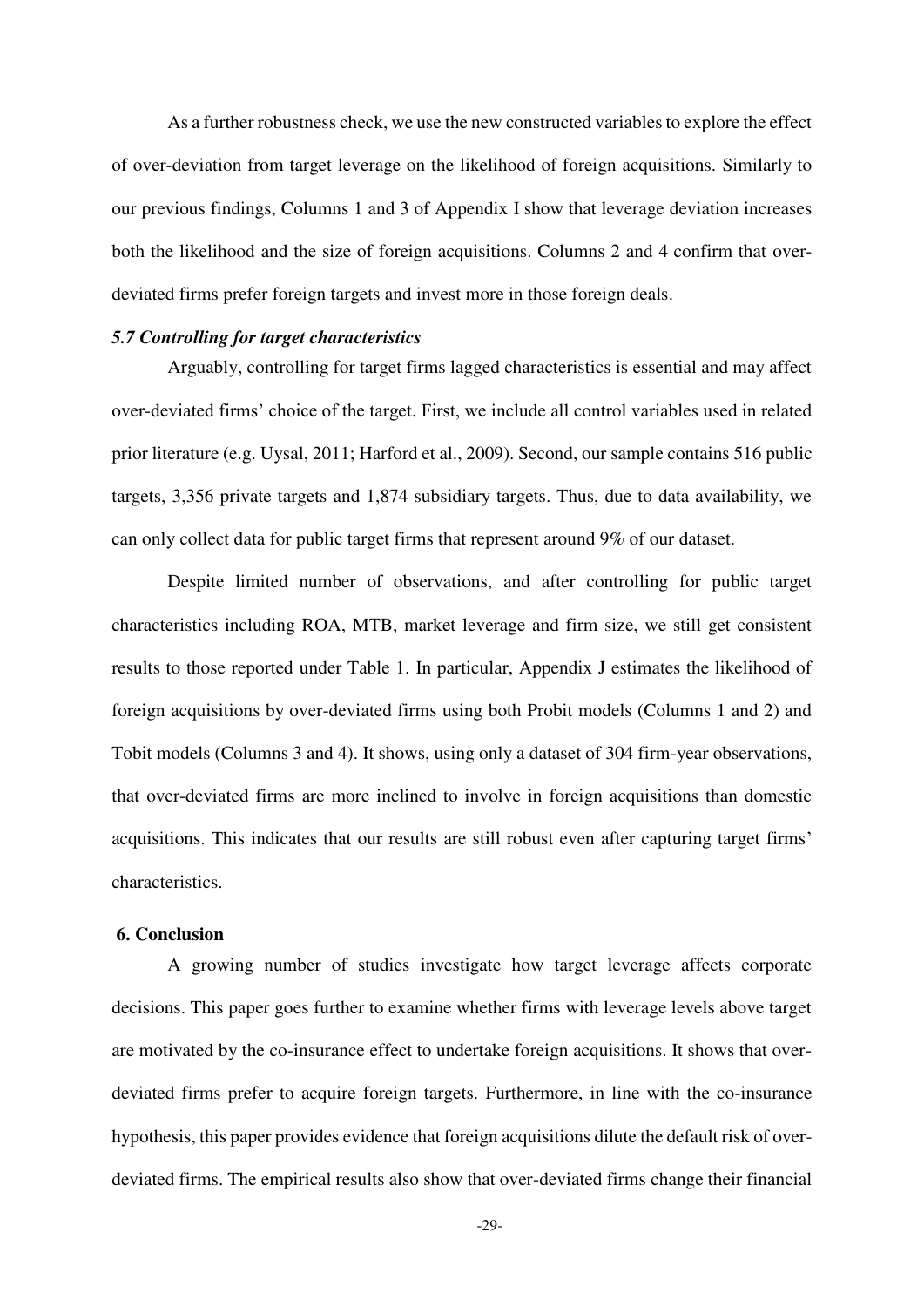As a further robustness check, we use the new constructed variables to explore the effect of over-deviation from target leverage on the likelihood of foreign acquisitions. Similarly to our previous findings, Columns 1 and 3 of Appendix I show that leverage deviation increases both the likelihood and the size of foreign acquisitions. Columns 2 and 4 confirm that over-deviated firms prefer foreign targets and invest more in those foreign deals.

### *5.7 Controlling for target characteristics*

Arguably, controlling for target firms lagged characteristics is essential and may affect over-deviated firms' choice of the target. First, we include all control variables used in related prior literature (e.g. Uysal, 2011; Harford et al., 2009). Second, our sample contains 516 public targets, 3,356 private targets and 1,874 subsidiary targets. Thus, due to data availability, we can only collect data for public target firms that represent around 9% of our dataset.

Despite limited number of observations, and after controlling for public target characteristics including ROA, MTB, market leverage and firm size, we still get consistent results to those reported under Table 1. In particular, Appendix J estimates the likelihood of foreign acquisitions by over-deviated firms using both Probit models (Columns 1 and 2) and Tobit models (Columns 3 and 4). It shows, using only a dataset of 304 firm-year observations, that over-deviated firms are more inclined to involve in foreign acquisitions than domestic acquisitions. This indicates that our results are still robust even after capturing target firms' characteristics.

## 6. Conclusion

A growing number of studies investigate how target leverage affects corporate decisions. This paper goes further to examine whether firms with leverage levels above target are motivated by the co-insurance effect to undertake foreign acquisitions. It shows that over-deviated firms prefer to acquire foreign targets. Furthermore, in line with the co-insurance hypothesis, this paper provides evidence that foreign acquisitions dilute the default risk of over-deviated firms. The empirical results also show that over-deviated firms change their financial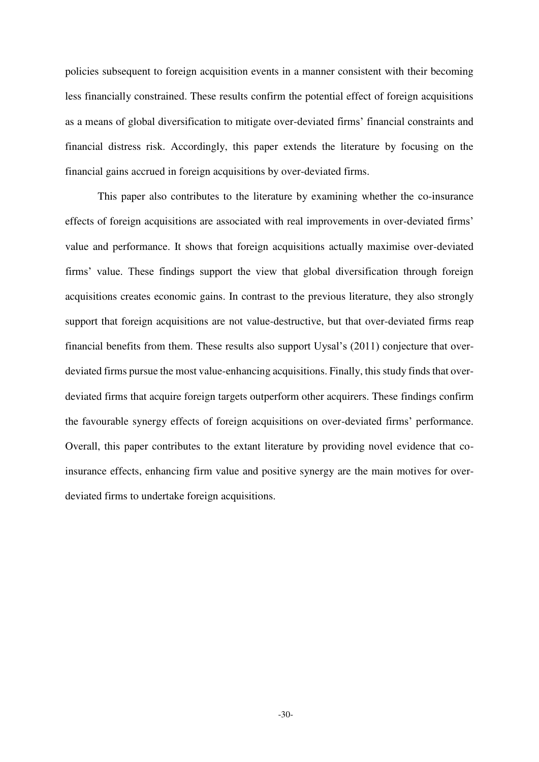policies subsequent to foreign acquisition events in a manner consistent with their becoming less financially constrained. These results confirm the potential effect of foreign acquisitions as a means of global diversification to mitigate over-deviated firms' financial constraints and financial distress risk. Accordingly, this paper extends the literature by focusing on the financial gains accrued in foreign acquisitions by over-deviated firms.

This paper also contributes to the literature by examining whether the co-insurance effects of foreign acquisitions are associated with real improvements in over-deviated firms' value and performance. It shows that foreign acquisitions actually maximise over-deviated firms' value. These findings support the view that global diversification through foreign acquisitions creates economic gains. In contrast to the previous literature, they also strongly support that foreign acquisitions are not value-destructive, but that over-deviated firms reap financial benefits from them. These results also support Uysal's (2011) conjecture that over-deviated firms pursue the most value-enhancing acquisitions. Finally, this study finds that over-deviated firms that acquire foreign targets outperform other acquirers. These findings confirm the favourable synergy effects of foreign acquisitions on over-deviated firms' performance. Overall, this paper contributes to the extant literature by providing novel evidence that co-insurance effects, enhancing firm value and positive synergy are the main motives for over-deviated firms to undertake foreign acquisitions.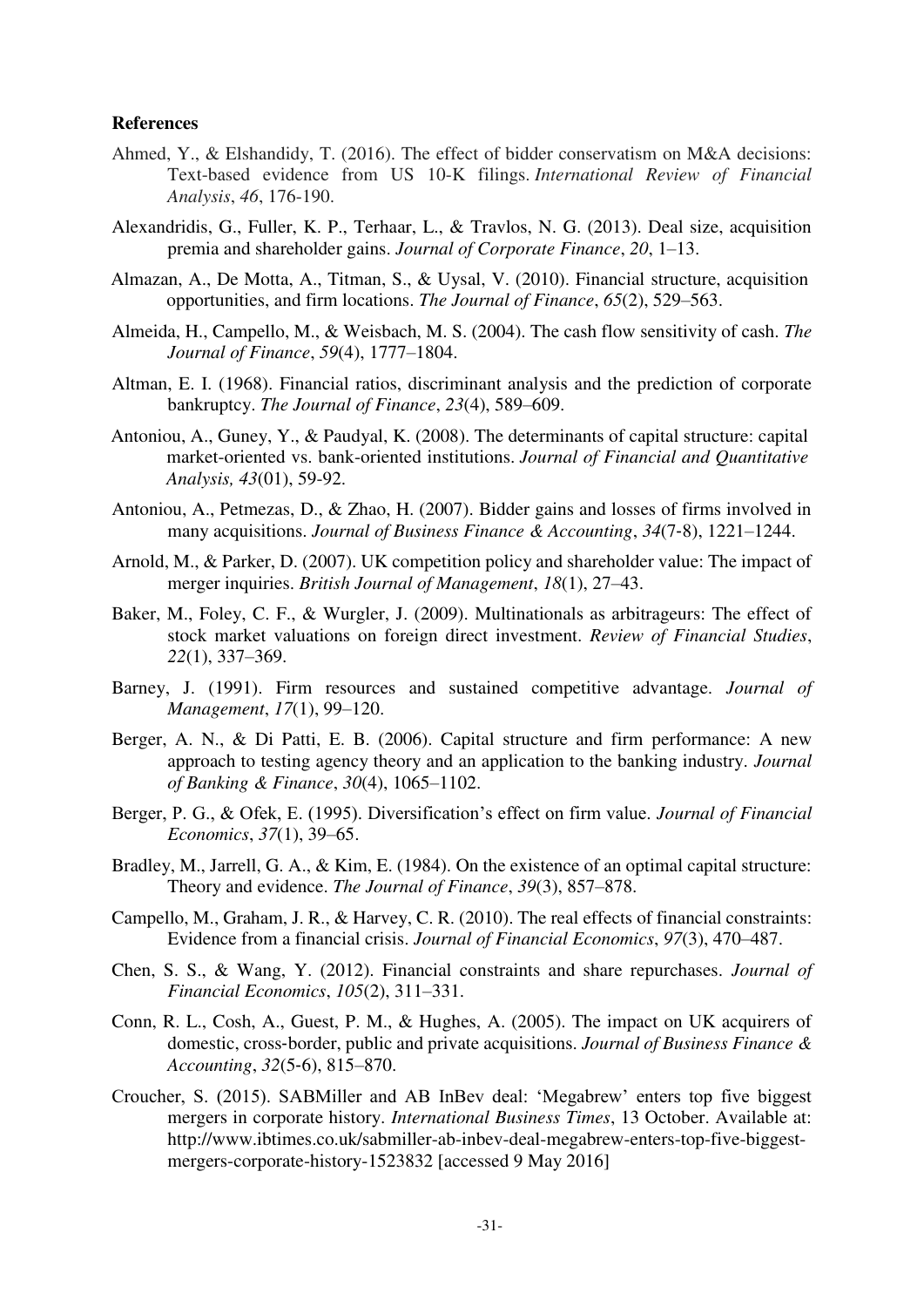### References

Ahmed, Y., & Elshandidy, T. (2016). The effect of bidder conservatism on M&A decisions: Text-based evidence from US 10-K filings. *International Review of Financial Analysis*, *46*, 176-190.

Alexandridis, G., Fuller, K. P., Terhaar, L., & Travlos, N. G. (2013). Deal size, acquisition premia and shareholder gains. *Journal of Corporate Finance*, *20*, 1–13.

Almazan, A., De Motta, A., Titman, S., & Uysal, V. (2010). Financial structure, acquisition opportunities, and firm locations. *The Journal of Finance*, *65*(2), 529–563.

Almeida, H., Campello, M., & Weisbach, M. S. (2004). The cash flow sensitivity of cash. *The Journal of Finance*, *59*(4), 1777–1804.

Altman, E. I. (1968). Financial ratios, discriminant analysis and the prediction of corporate bankruptcy. *The Journal of Finance*, *23*(4), 589–609.

Antoniou, A., Guney, Y., & Paudyal, K. (2008). The determinants of capital structure: capital market-oriented vs. bank-oriented institutions. *Journal of Financial and Quantitative Analysis, 43*(01), 59-92.

Antoniou, A., Petmezas, D., & Zhao, H. (2007). Bidder gains and losses of firms involved in many acquisitions. *Journal of Business Finance & Accounting*, *34*(7-8), 1221–1244.

Arnold, M., & Parker, D. (2007). UK competition policy and shareholder value: The impact of merger inquiries. *British Journal of Management*, *18*(1), 27–43.

Baker, M., Foley, C. F., & Wurgler, J. (2009). Multinationals as arbitrageurs: The effect of stock market valuations on foreign direct investment. *Review of Financial Studies*, *22*(1), 337–369.

Barney, J. (1991). Firm resources and sustained competitive advantage. *Journal of Management*, *17*(1), 99–120.

Berger, A. N., & Di Patti, E. B. (2006). Capital structure and firm performance: A new approach to testing agency theory and an application to the banking industry. *Journal of Banking & Finance*, *30*(4), 1065–1102.

Berger, P. G., & Ofek, E. (1995). Diversification's effect on firm value. *Journal of Financial Economics*, *37*(1), 39–65.

Bradley, M., Jarrell, G. A., & Kim, E. (1984). On the existence of an optimal capital structure: Theory and evidence. *The Journal of Finance*, *39*(3), 857–878.

Campello, M., Graham, J. R., & Harvey, C. R. (2010). The real effects of financial constraints: Evidence from a financial crisis. *Journal of Financial Economics*, *97*(3), 470–487.

Chen, S. S., & Wang, Y. (2012). Financial constraints and share repurchases. *Journal of Financial Economics*, *105*(2), 311–331.

Conn, R. L., Cosh, A., Guest, P. M., & Hughes, A. (2005). The impact on UK acquirers of domestic, cross-border, public and private acquisitions. *Journal of Business Finance & Accounting*, *32*(5-6), 815–870.

Croucher, S. (2015). SABMiller and AB InBev deal: 'Megabrew' enters top five biggest mergers in corporate history. *International Business Times*, 13 October. Available at: http://www.ibtimes.co.uk/sabmiller-ab-inbev-deal-megabrew-enters-top-five-biggest-mergers-corporate-history-1523832 [accessed 9 May 2016]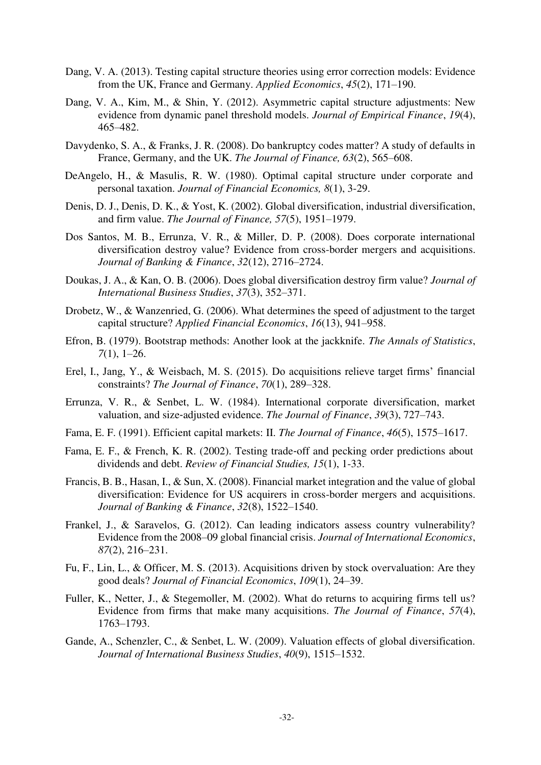Dang, V. A. (2013). Testing capital structure theories using error correction models: Evidence from the UK, France and Germany. *Applied Economics*, *45*(2), 171–190.

Dang, V. A., Kim, M., & Shin, Y. (2012). Asymmetric capital structure adjustments: New evidence from dynamic panel threshold models. *Journal of Empirical Finance*, *19*(4), 465–482.

Davydenko, S. A., & Franks, J. R. (2008). Do bankruptcy codes matter? A study of defaults in France, Germany, and the UK. *The Journal of Finance, 63*(2), 565–608.

DeAngelo, H., & Masulis, R. W. (1980). Optimal capital structure under corporate and personal taxation. *Journal of Financial Economics, 8*(1), 3-29.

Denis, D. J., Denis, D. K., & Yost, K. (2002). Global diversification, industrial diversification, and firm value. *The Journal of Finance, 57*(5), 1951–1979.

Dos Santos, M. B., Errunza, V. R., & Miller, D. P. (2008). Does corporate international diversification destroy value? Evidence from cross-border mergers and acquisitions. *Journal of Banking & Finance*, *32*(12), 2716–2724.

Doukas, J. A., & Kan, O. B. (2006). Does global diversification destroy firm value? *Journal of International Business Studies*, *37*(3), 352–371.

Drobetz, W., & Wanzenried, G. (2006). What determines the speed of adjustment to the target capital structure? *Applied Financial Economics*, *16*(13), 941–958.

Efron, B. (1979). Bootstrap methods: Another look at the jackknife. *The Annals of Statistics*, *7*(1), 1–26.

Erel, I., Jang, Y., & Weisbach, M. S. (2015). Do acquisitions relieve target firms' financial constraints? *The Journal of Finance*, *70*(1), 289–328.

Errunza, V. R., & Senbet, L. W. (1984). International corporate diversification, market valuation, and size-adjusted evidence. *The Journal of Finance*, *39*(3), 727–743.

Fama, E. F. (1991). Efficient capital markets: II. *The Journal of Finance*, *46*(5), 1575–1617.

Fama, E. F., & French, K. R. (2002). Testing trade-off and pecking order predictions about dividends and debt. *Review of Financial Studies, 15*(1), 1-33.

Francis, B. B., Hasan, I., & Sun, X. (2008). Financial market integration and the value of global diversification: Evidence for US acquirers in cross-border mergers and acquisitions. *Journal of Banking & Finance*, *32*(8), 1522–1540.

Frankel, J., & Saravelos, G. (2012). Can leading indicators assess country vulnerability? Evidence from the 2008–09 global financial crisis. *Journal of International Economics*, *87*(2), 216–231.

Fu, F., Lin, L., & Officer, M. S. (2013). Acquisitions driven by stock overvaluation: Are they good deals? *Journal of Financial Economics*, *109*(1), 24–39.

Fuller, K., Netter, J., & Stegemoller, M. (2002). What do returns to acquiring firms tell us? Evidence from firms that make many acquisitions. *The Journal of Finance*, *57*(4), 1763–1793.

Gande, A., Schenzler, C., & Senbet, L. W. (2009). Valuation effects of global diversification. *Journal of International Business Studies*, *40*(9), 1515–1532.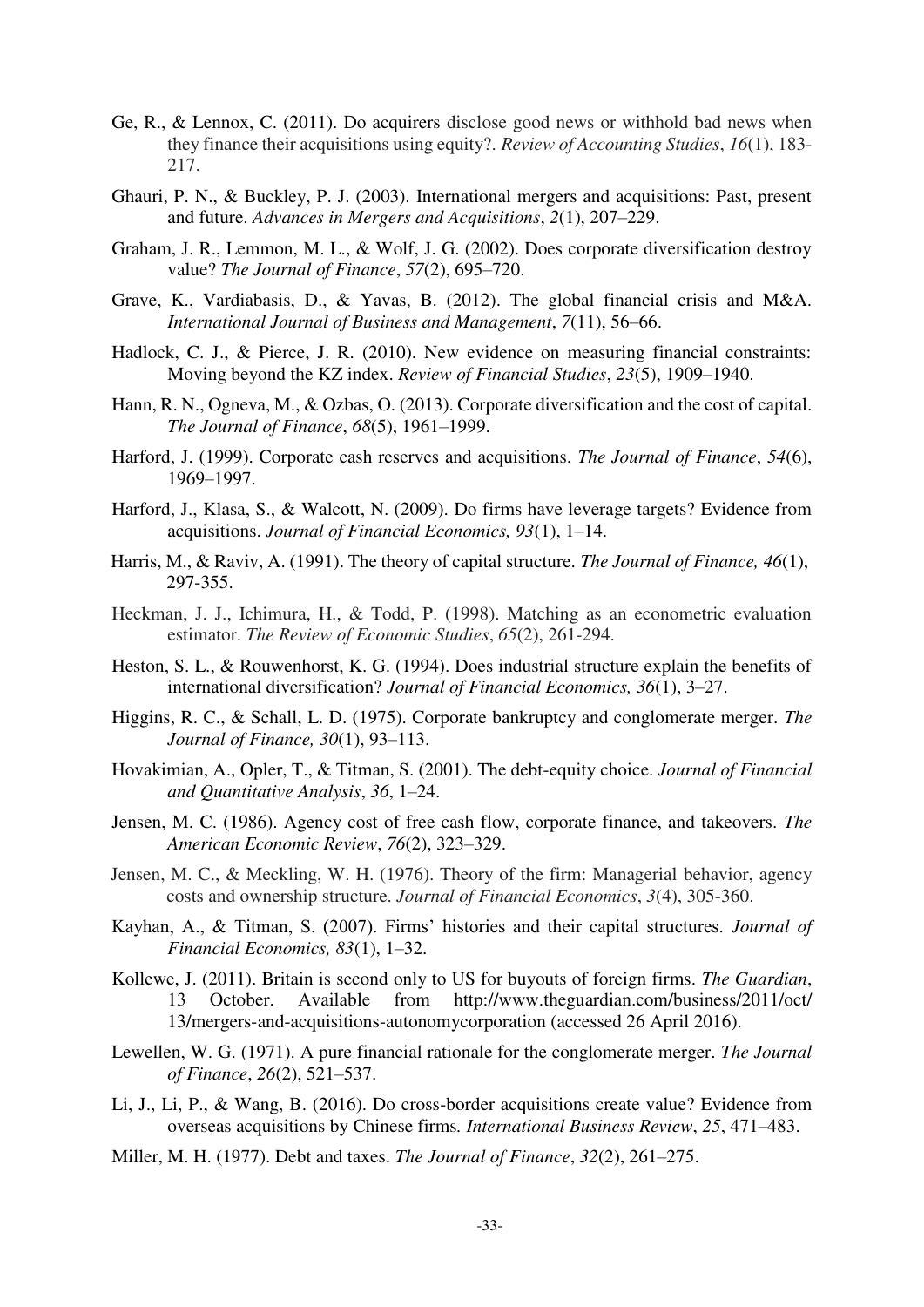Ge, R., & Lennox, C. (2011). Do acquirers disclose good news or withhold bad news when they finance their acquisitions using equity?. *Review of Accounting Studies*, *16*(1), 183-217.

Ghauri, P. N., & Buckley, P. J. (2003). International mergers and acquisitions: Past, present and future. *Advances in Mergers and Acquisitions*, *2*(1), 207–229.

Graham, J. R., Lemmon, M. L., & Wolf, J. G. (2002). Does corporate diversification destroy value? *The Journal of Finance*, *57*(2), 695–720.

Grave, K., Vardiabasis, D., & Yavas, B. (2012). The global financial crisis and M&A. *International Journal of Business and Management*, *7*(11), 56–66.

Hadlock, C. J., & Pierce, J. R. (2010). New evidence on measuring financial constraints: Moving beyond the KZ index. *Review of Financial Studies*, *23*(5), 1909–1940.

Hann, R. N., Ogneva, M., & Ozbas, O. (2013). Corporate diversification and the cost of capital. *The Journal of Finance*, *68*(5), 1961–1999.

Harford, J. (1999). Corporate cash reserves and acquisitions. *The Journal of Finance*, *54*(6), 1969–1997.

Harford, J., Klasa, S., & Walcott, N. (2009). Do firms have leverage targets? Evidence from acquisitions. *Journal of Financial Economics, 93*(1), 1–14.

Harris, M., & Raviv, A. (1991). The theory of capital structure. *The Journal of Finance, 46*(1), 297-355.

Heckman, J. J., Ichimura, H., & Todd, P. (1998). Matching as an econometric evaluation estimator. *The Review of Economic Studies*, *65*(2), 261-294.

Heston, S. L., & Rouwenhorst, K. G. (1994). Does industrial structure explain the benefits of international diversification? *Journal of Financial Economics, 36*(1), 3–27.

Higgins, R. C., & Schall, L. D. (1975). Corporate bankruptcy and conglomerate merger. *The Journal of Finance, 30*(1), 93–113.

Hovakimian, A., Opler, T., & Titman, S. (2001). The debt-equity choice. *Journal of Financial and Quantitative Analysis*, *36*, 1–24.

Jensen, M. C. (1986). Agency cost of free cash flow, corporate finance, and takeovers. *The American Economic Review*, *76*(2), 323–329.

Jensen, M. C., & Meckling, W. H. (1976). Theory of the firm: Managerial behavior, agency costs and ownership structure. *Journal of Financial Economics*, *3*(4), 305-360.

Kayhan, A., & Titman, S. (2007). Firms' histories and their capital structures. *Journal of Financial Economics, 83*(1), 1–32.

Kollewe, J. (2011). Britain is second only to US for buyouts of foreign firms. *The Guardian*, 13 October. Available from http://www.theguardian.com/business/2011/oct/13/mergers-and-acquisitions-autonomycorporation (accessed 26 April 2016).

Lewellen, W. G. (1971). A pure financial rationale for the conglomerate merger. *The Journal of Finance*, *26*(2), 521–537.

Li, J., Li, P., & Wang, B. (2016). Do cross-border acquisitions create value? Evidence from overseas acquisitions by Chinese firms*. International Business Review*, *25*, 471–483.

Miller, M. H. (1977). Debt and taxes. *The Journal of Finance*, *32*(2), 261–275.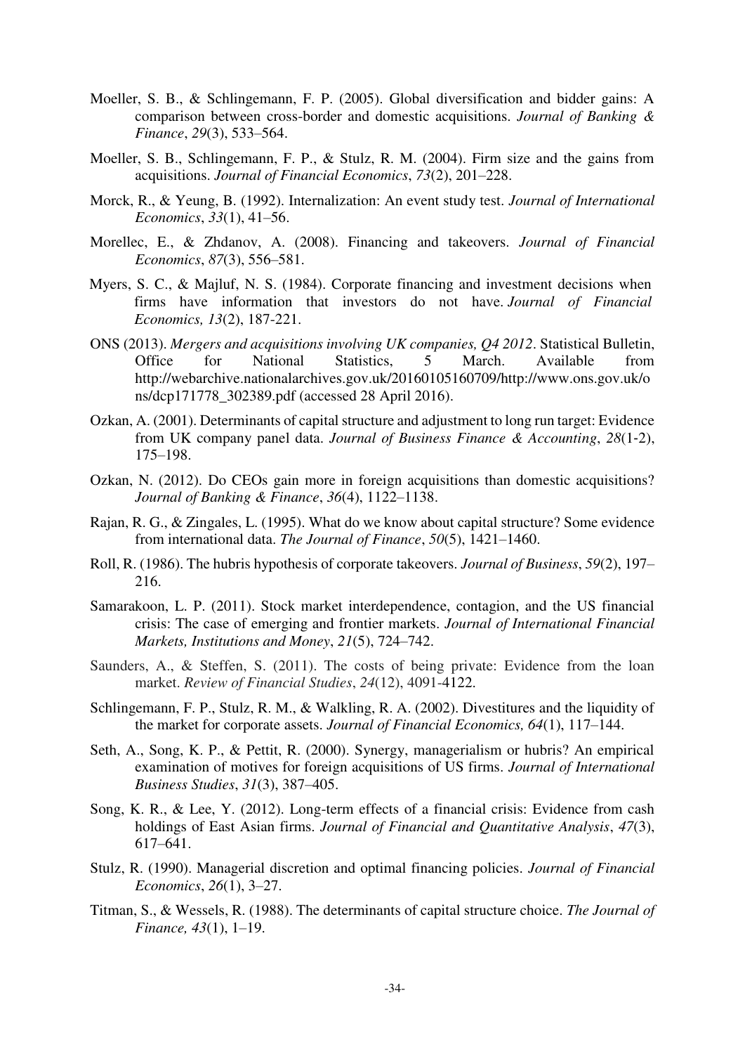Moeller, S. B., & Schlingemann, F. P. (2005). Global diversification and bidder gains: A comparison between cross-border and domestic acquisitions. *Journal of Banking & Finance*, *29*(3), 533–564.

Moeller, S. B., Schlingemann, F. P., & Stulz, R. M. (2004). Firm size and the gains from acquisitions. *Journal of Financial Economics*, *73*(2), 201–228.

Morck, R., & Yeung, B. (1992). Internalization: An event study test. *Journal of International Economics*, *33*(1), 41–56.

Morellec, E., & Zhdanov, A. (2008). Financing and takeovers. *Journal of Financial Economics*, *87*(3), 556–581.

Myers, S. C., & Majluf, N. S. (1984). Corporate financing and investment decisions when firms have information that investors do not have. *Journal of Financial Economics, 13*(2), 187-221.

ONS (2013). *Mergers and acquisitions involving UK companies, Q4 2012*. Statistical Bulletin, Office for National Statistics, 5 March. Available from http://webarchive.nationalarchives.gov.uk/20160105160709/http://www.ons.gov.uk/ons/dcp171778_302389.pdf (accessed 28 April 2016).

Ozkan, A. (2001). Determinants of capital structure and adjustment to long run target: Evidence from UK company panel data. *Journal of Business Finance & Accounting*, *28*(1-2), 175–198.

Ozkan, N. (2012). Do CEOs gain more in foreign acquisitions than domestic acquisitions? *Journal of Banking & Finance*, *36*(4), 1122–1138.

Rajan, R. G., & Zingales, L. (1995). What do we know about capital structure? Some evidence from international data. *The Journal of Finance*, *50*(5), 1421–1460.

Roll, R. (1986). The hubris hypothesis of corporate takeovers. *Journal of Business*, *59*(2), 197–216.

Samarakoon, L. P. (2011). Stock market interdependence, contagion, and the US financial crisis: The case of emerging and frontier markets. *Journal of International Financial Markets, Institutions and Money*, *21*(5), 724–742.

Saunders, A., & Steffen, S. (2011). The costs of being private: Evidence from the loan market. *Review of Financial Studies*, *24*(12), 4091-4122.

Schlingemann, F. P., Stulz, R. M., & Walkling, R. A. (2002). Divestitures and the liquidity of the market for corporate assets. *Journal of Financial Economics, 64*(1), 117–144.

Seth, A., Song, K. P., & Pettit, R. (2000). Synergy, managerialism or hubris? An empirical examination of motives for foreign acquisitions of US firms. *Journal of International Business Studies*, *31*(3), 387–405.

Song, K. R., & Lee, Y. (2012). Long-term effects of a financial crisis: Evidence from cash holdings of East Asian firms. *Journal of Financial and Quantitative Analysis*, *47*(3), 617–641.

Stulz, R. (1990). Managerial discretion and optimal financing policies. *Journal of Financial Economics*, *26*(1), 3–27.

Titman, S., & Wessels, R. (1988). The determinants of capital structure choice. *The Journal of Finance, 43*(1), 1–19.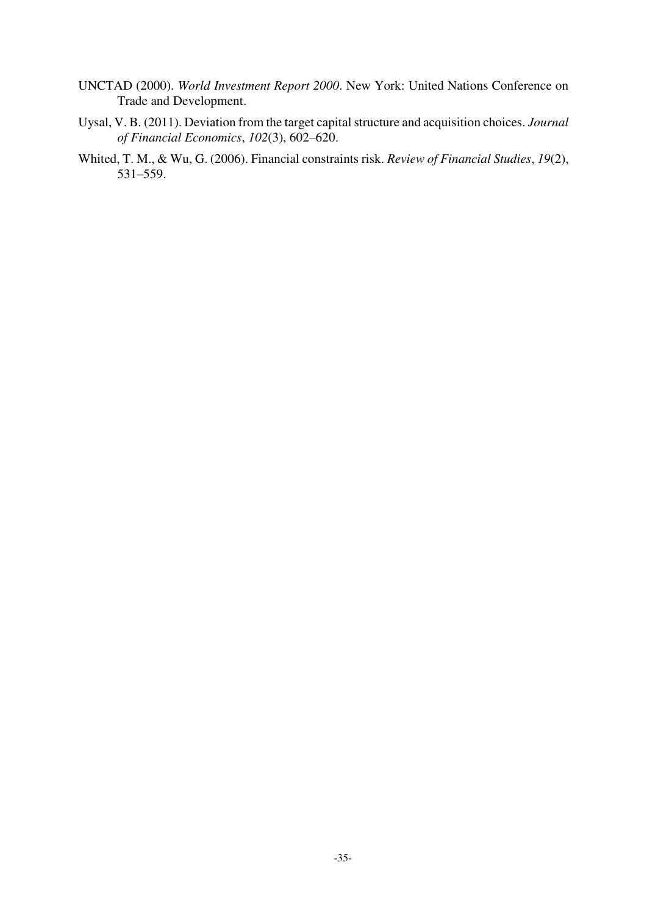UNCTAD (2000). *World Investment Report 2000*. New York: United Nations Conference on Trade and Development.

Uysal, V. B. (2011). Deviation from the target capital structure and acquisition choices. *Journal of Financial Economics*, *102*(3), 602–620.

Whited, T. M., & Wu, G. (2006). Financial constraints risk. *Review of Financial Studies*, *19*(2), 531–559.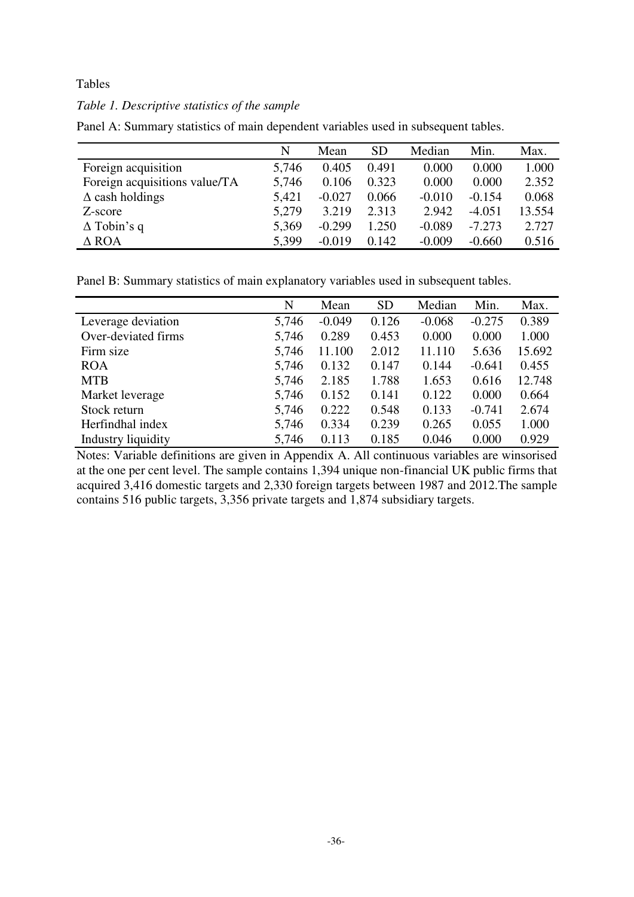Tables

*Table 1. Descriptive statistics of the sample*

Panel A: Summary statistics of main dependent variables used in subsequent tables.

| | N | Mean | SD | Median | Min. | Max. |
|---|---|---|---|---|---|---|
| Foreign acquisition | 5,746 | 0.405 | 0.491 | 0.000 | 0.000 | 1.000 |
| Foreign acquisitions value/TA | 5,746 | 0.106 | 0.323 | 0.000 | 0.000 | 2.352 |
| Δ cash holdings | 5,421 | -0.027 | 0.066 | -0.010 | -0.154 | 0.068 |
| Z-score | 5,279 | 3.219 | 2.313 | 2.942 | -4.051 | 13.554 |
| Δ Tobin's q | 5,369 | -0.299 | 1.250 | -0.089 | -7.273 | 2.727 |
| Δ ROA | 5,399 | -0.019 | 0.142 | -0.009 | -0.660 | 0.516 |

Panel B: Summary statistics of main explanatory variables used in subsequent tables.

| | N | Mean | SD | Median | Min. | Max. |
|---|---|---|---|---|---|---|
| Leverage deviation | 5,746 | -0.049 | 0.126 | -0.068 | -0.275 | 0.389 |
| Over-deviated firms | 5,746 | 0.289 | 0.453 | 0.000 | 0.000 | 1.000 |
| Firm size | 5,746 | 11.100 | 2.012 | 11.110 | 5.636 | 15.692 |
| ROA | 5,746 | 0.132 | 0.147 | 0.144 | -0.641 | 0.455 |
| MTB | 5,746 | 2.185 | 1.788 | 1.653 | 0.616 | 12.748 |
| Market leverage | 5,746 | 0.152 | 0.141 | 0.122 | 0.000 | 0.664 |
| Stock return | 5,746 | 0.222 | 0.548 | 0.133 | -0.741 | 2.674 |
| Herfindhal index | 5,746 | 0.334 | 0.239 | 0.265 | 0.055 | 1.000 |
| Industry liquidity | 5,746 | 0.113 | 0.185 | 0.046 | 0.000 | 0.929 |

Notes: Variable definitions are given in Appendix A. All continuous variables are winsorised at the one per cent level. The sample contains 1,394 unique non-financial UK public firms that acquired 3,416 domestic targets and 2,330 foreign targets between 1987 and 2012.The sample contains 516 public targets, 3,356 private targets and 1,874 subsidiary targets.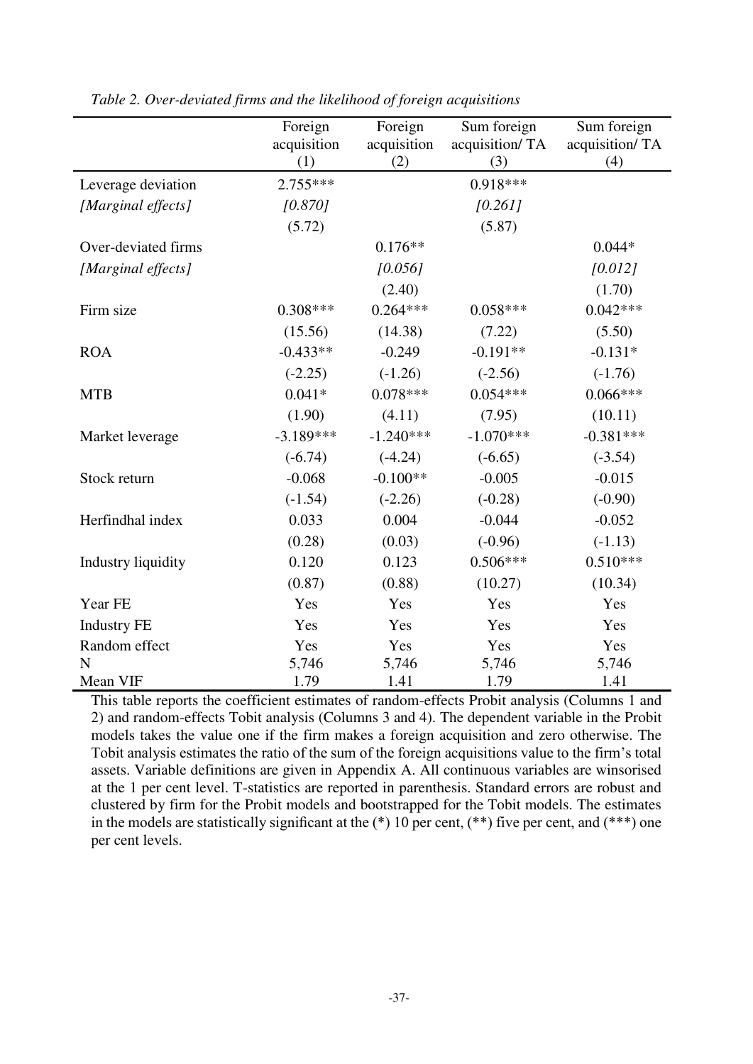*Table 2. Over-deviated firms and the likelihood of foreign acquisitions*

| | Foreign acquisition (1) | Foreign acquisition (2) | Sum foreign acquisition/ TA (3) | Sum foreign acquisition/ TA (4) |
|---|---|---|---|---|
| Leverage deviation | 2.755*** | | 0.918*** | |
| *[Marginal effects]* | *[0.870]* | | *[0.261]* | |
| | (5.72) | | (5.87) | |
| Over-deviated firms | | 0.176** | | 0.044* |
| *[Marginal effects]* | | *[0.056]* | | *[0.012]* |
| | | (2.40) | | (1.70) |
| Firm size | 0.308*** | 0.264*** | 0.058*** | 0.042*** |
| | (15.56) | (14.38) | (7.22) | (5.50) |
| ROA | -0.433** | -0.249 | -0.191** | -0.131* |
| | (-2.25) | (-1.26) | (-2.56) | (-1.76) |
| MTB | 0.041* | 0.078*** | 0.054*** | 0.066*** |
| | (1.90) | (4.11) | (7.95) | (10.11) |
| Market leverage | -3.189*** | -1.240*** | -1.070*** | -0.381*** |
| | (-6.74) | (-4.24) | (-6.65) | (-3.54) |
| Stock return | -0.068 | -0.100** | -0.005 | -0.015 |
| | (-1.54) | (-2.26) | (-0.28) | (-0.90) |
| Herfindhal index | 0.033 | 0.004 | -0.044 | -0.052 |
| | (0.28) | (0.03) | (-0.96) | (-1.13) |
| Industry liquidity | 0.120 | 0.123 | 0.506*** | 0.510*** |
| | (0.87) | (0.88) | (10.27) | (10.34) |
| Year FE | Yes | Yes | Yes | Yes |
| Industry FE | Yes | Yes | Yes | Yes |
| Random effect | Yes | Yes | Yes | Yes |
| N | 5,746 | 5,746 | 5,746 | 5,746 |
| Mean VIF | 1.79 | 1.41 | 1.79 | 1.41 |

This table reports the coefficient estimates of random-effects Probit analysis (Columns 1 and 2) and random-effects Tobit analysis (Columns 3 and 4). The dependent variable in the Probit models takes the value one if the firm makes a foreign acquisition and zero otherwise. The Tobit analysis estimates the ratio of the sum of the foreign acquisitions value to the firm's total assets. Variable definitions are given in Appendix A. All continuous variables are winsorised at the 1 per cent level. T-statistics are reported in parenthesis. Standard errors are robust and clustered by firm for the Probit models and bootstrapped for the Tobit models. The estimates in the models are statistically significant at the (*) 10 per cent, (**) five per cent, and (***) one per cent levels.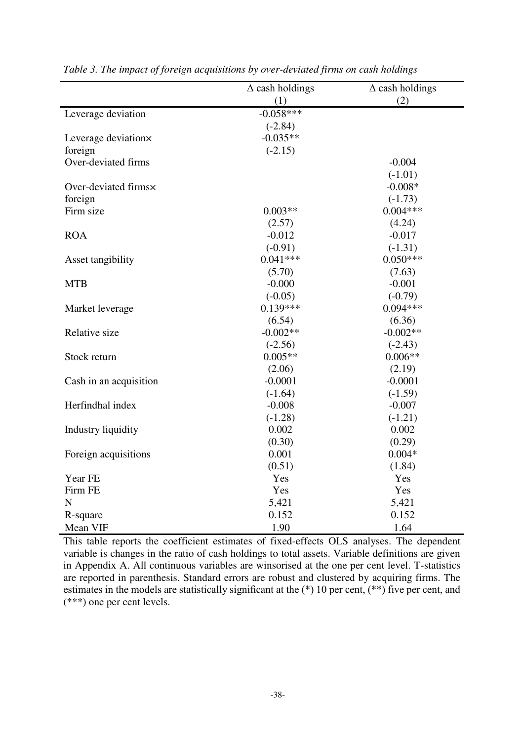*Table 3. The impact of foreign acquisitions by over-deviated firms on cash holdings*

| | Δ cash holdings | Δ cash holdings |
|---|---|---|
| | (1) | (2) |
| Leverage deviation | -0.058*** | |
| | (-2.84) | |
| Leverage deviation× foreign | -0.035** | |
| | (-2.15) | |
| Over-deviated firms | | -0.004 |
| | | (-1.01) |
| Over-deviated firms× foreign | | -0.008* |
| | | (-1.73) |
| Firm size | 0.003** | 0.004*** |
| | (2.57) | (4.24) |
| ROA | -0.012 | -0.017 |
| | (-0.91) | (-1.31) |
| Asset tangibility | 0.041*** | 0.050*** |
| | (5.70) | (7.63) |
| MTB | -0.000 | -0.001 |
| | (-0.05) | (-0.79) |
| Market leverage | 0.139*** | 0.094*** |
| | (6.54) | (6.36) |
| Relative size | -0.002** | -0.002** |
| | (-2.56) | (-2.43) |
| Stock return | 0.005** | 0.006** |
| | (2.06) | (2.19) |
| Cash in an acquisition | -0.0001 | -0.0001 |
| | (-1.64) | (-1.59) |
| Herfindhal index | -0.008 | -0.007 |
| | (-1.28) | (-1.21) |
| Industry liquidity | 0.002 | 0.002 |
| | (0.30) | (0.29) |
| Foreign acquisitions | 0.001 | 0.004* |
| | (0.51) | (1.84) |
| Year FE | Yes | Yes |
| Firm FE | Yes | Yes |
| N | 5,421 | 5,421 |
| R-square | 0.152 | 0.152 |
| Mean VIF | 1.90 | 1.64 |

This table reports the coefficient estimates of fixed-effects OLS analyses. The dependent variable is changes in the ratio of cash holdings to total assets. Variable definitions are given in Appendix A. All continuous variables are winsorised at the one per cent level. T-statistics are reported in parenthesis. Standard errors are robust and clustered by acquiring firms. The estimates in the models are statistically significant at the (*) 10 per cent, (**) five per cent, and (***) one per cent levels.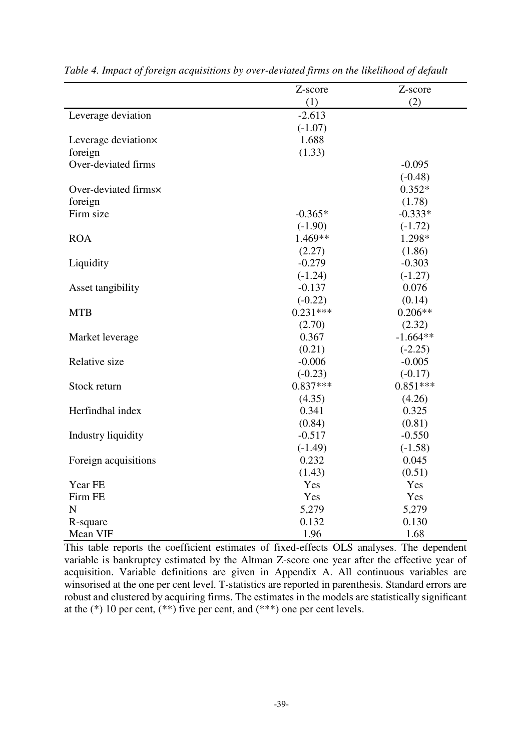*Table 4. Impact of foreign acquisitions by over-deviated firms on the likelihood of default*

| | Z-score | Z-score |
|---|---|---|
| | (1) | (2) |
| Leverage deviation | -2.613 | |
| | (-1.07) | |
| Leverage deviation× foreign | 1.688 | |
| | (1.33) | |
| Over-deviated firms | | -0.095 |
| | | (-0.48) |
| Over-deviated firms× foreign | | 0.352* |
| | | (1.78) |
| Firm size | -0.365* | -0.333* |
| | (-1.90) | (-1.72) |
| ROA | 1.469** | 1.298* |
| | (2.27) | (1.86) |
| Liquidity | -0.279 | -0.303 |
| | (-1.24) | (-1.27) |
| Asset tangibility | -0.137 | 0.076 |
| | (-0.22) | (0.14) |
| MTB | 0.231*** | 0.206** |
| | (2.70) | (2.32) |
| Market leverage | 0.367 | -1.664** |
| | (0.21) | (-2.25) |
| Relative size | -0.006 | -0.005 |
| | (-0.23) | (-0.17) |
| Stock return | 0.837*** | 0.851*** |
| | (4.35) | (4.26) |
| Herfindhal index | 0.341 | 0.325 |
| | (0.84) | (0.81) |
| Industry liquidity | -0.517 | -0.550 |
| | (-1.49) | (-1.58) |
| Foreign acquisitions | 0.232 | 0.045 |
| | (1.43) | (0.51) |
| Year FE | Yes | Yes |
| Firm FE | Yes | Yes |
| N | 5,279 | 5,279 |
| R-square | 0.132 | 0.130 |
| Mean VIF | 1.96 | 1.68 |

This table reports the coefficient estimates of fixed-effects OLS analyses. The dependent variable is bankruptcy estimated by the Altman Z-score one year after the effective year of acquisition. Variable definitions are given in Appendix A. All continuous variables are winsorised at the one per cent level. T-statistics are reported in parenthesis. Standard errors are robust and clustered by acquiring firms. The estimates in the models are statistically significant at the (*) 10 per cent, (**) five per cent, and (***) one per cent levels.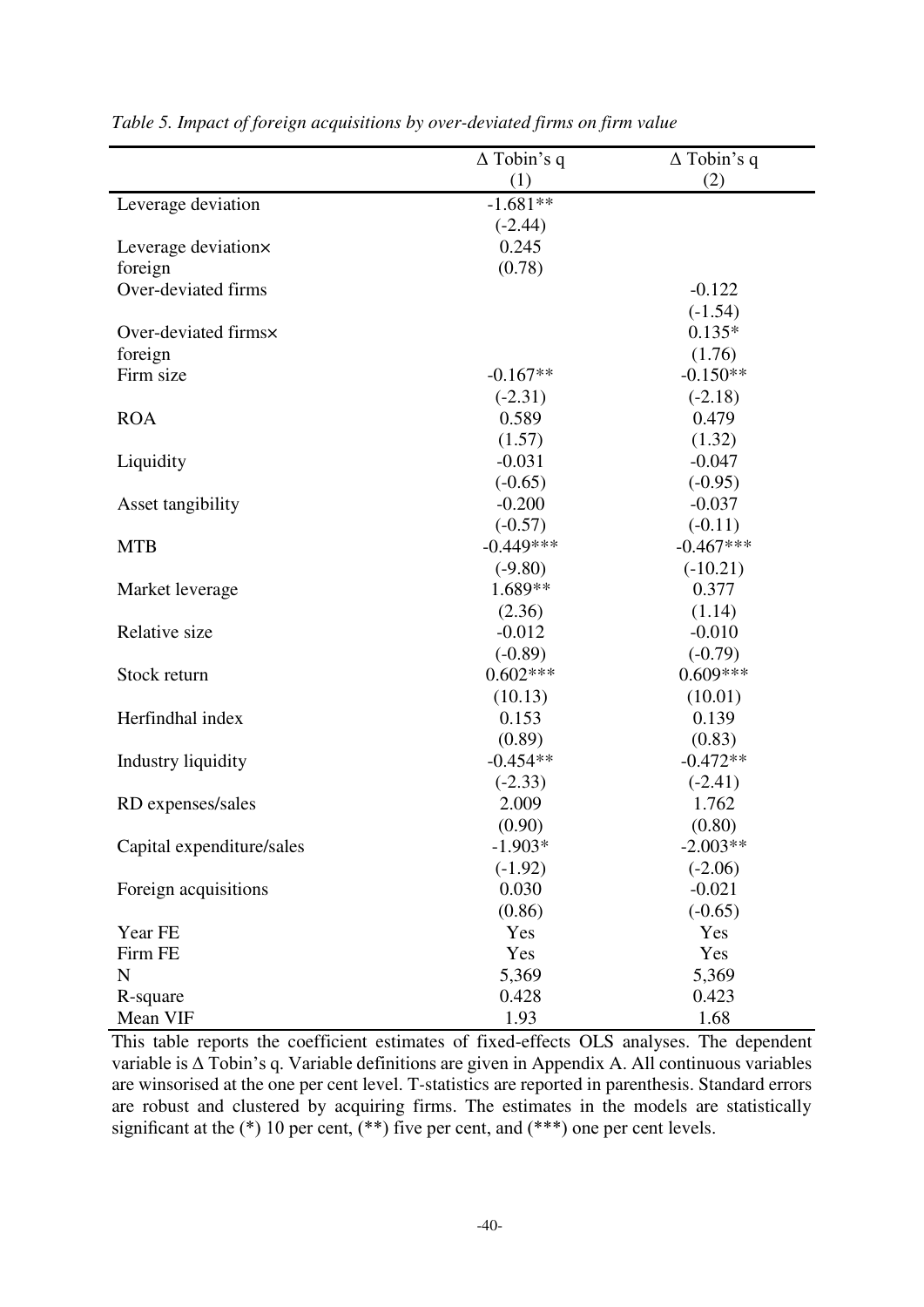*Table 5. Impact of foreign acquisitions by over-deviated firms on firm value*

| | Δ Tobin's q | Δ Tobin's q |
|---|---|---|
| | (1) | (2) |
| Leverage deviation | -1.681** | |
| | (-2.44) | |
| Leverage deviation× foreign | 0.245 | |
| | (0.78) | |
| Over-deviated firms | | -0.122 |
| | | (-1.54) |
| Over-deviated firms× foreign | | 0.135* |
| | | (1.76) |
| Firm size | -0.167** | -0.150** |
| | (-2.31) | (-2.18) |
| ROA | 0.589 | 0.479 |
| | (1.57) | (1.32) |
| Liquidity | -0.031 | -0.047 |
| | (-0.65) | (-0.95) |
| Asset tangibility | -0.200 | -0.037 |
| | (-0.57) | (-0.11) |
| MTB | -0.449*** | -0.467*** |
| | (-9.80) | (-10.21) |
| Market leverage | 1.689** | 0.377 |
| | (2.36) | (1.14) |
| Relative size | -0.012 | -0.010 |
| | (-0.89) | (-0.79) |
| Stock return | 0.602*** | 0.609*** |
| | (10.13) | (10.01) |
| Herfindhal index | 0.153 | 0.139 |
| | (0.89) | (0.83) |
| Industry liquidity | -0.454** | -0.472** |
| | (-2.33) | (-2.41) |
| RD expenses/sales | 2.009 | 1.762 |
| | (0.90) | (0.80) |
| Capital expenditure/sales | -1.903* | -2.003** |
| | (-1.92) | (-2.06) |
| Foreign acquisitions | 0.030 | -0.021 |
| | (0.86) | (-0.65) |
| Year FE | Yes | Yes |
| Firm FE | Yes | Yes |
| N | 5,369 | 5,369 |
| R-square | 0.428 | 0.423 |
| Mean VIF | 1.93 | 1.68 |

This table reports the coefficient estimates of fixed-effects OLS analyses. The dependent variable is Δ Tobin's q. Variable definitions are given in Appendix A. All continuous variables are winsorised at the one per cent level. T-statistics are reported in parenthesis. Standard errors are robust and clustered by acquiring firms. The estimates in the models are statistically significant at the (*) 10 per cent, (**) five per cent, and (***) one per cent levels.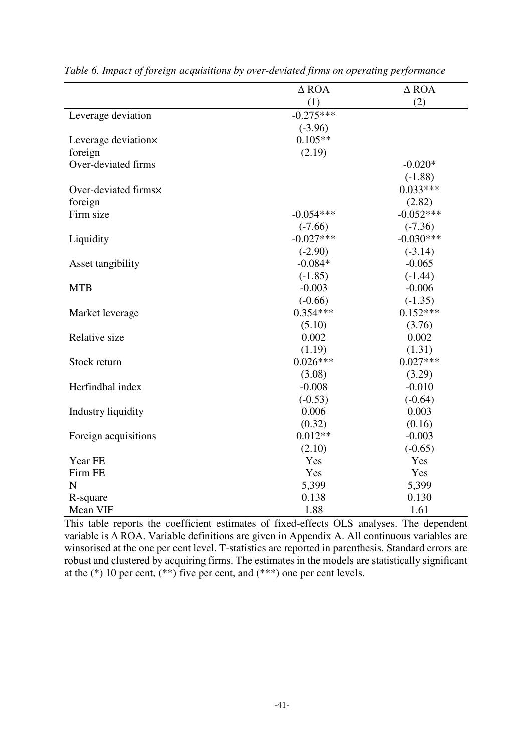*Table 6. Impact of foreign acquisitions by over-deviated firms on operating performance*

| | Δ ROA | Δ ROA |
|---|---|---|
| | (1) | (2) |
| Leverage deviation | -0.275*** | |
| | (-3.96) | |
| Leverage deviation× foreign | 0.105** | |
| | (2.19) | |
| Over-deviated firms | | -0.020* |
| | | (-1.88) |
| Over-deviated firms× foreign | | 0.033*** |
| | | (2.82) |
| Firm size | -0.054*** | -0.052*** |
| | (-7.66) | (-7.36) |
| Liquidity | -0.027*** | -0.030*** |
| | (-2.90) | (-3.14) |
| Asset tangibility | -0.084* | -0.065 |
| | (-1.85) | (-1.44) |
| MTB | -0.003 | -0.006 |
| | (-0.66) | (-1.35) |
| Market leverage | 0.354*** | 0.152*** |
| | (5.10) | (3.76) |
| Relative size | 0.002 | 0.002 |
| | (1.19) | (1.31) |
| Stock return | 0.026*** | 0.027*** |
| | (3.08) | (3.29) |
| Herfindhal index | -0.008 | -0.010 |
| | (-0.53) | (-0.64) |
| Industry liquidity | 0.006 | 0.003 |
| | (0.32) | (0.16) |
| Foreign acquisitions | 0.012** | -0.003 |
| | (2.10) | (-0.65) |
| Year FE | Yes | Yes |
| Firm FE | Yes | Yes |
| N | 5,399 | 5,399 |
| R-square | 0.138 | 0.130 |
| Mean VIF | 1.88 | 1.61 |

This table reports the coefficient estimates of fixed-effects OLS analyses. The dependent variable is Δ ROA. Variable definitions are given in Appendix A. All continuous variables are winsorised at the one per cent level. T-statistics are reported in parenthesis. Standard errors are robust and clustered by acquiring firms. The estimates in the models are statistically significant at the (*) 10 per cent, (**) five per cent, and (***) one per cent levels.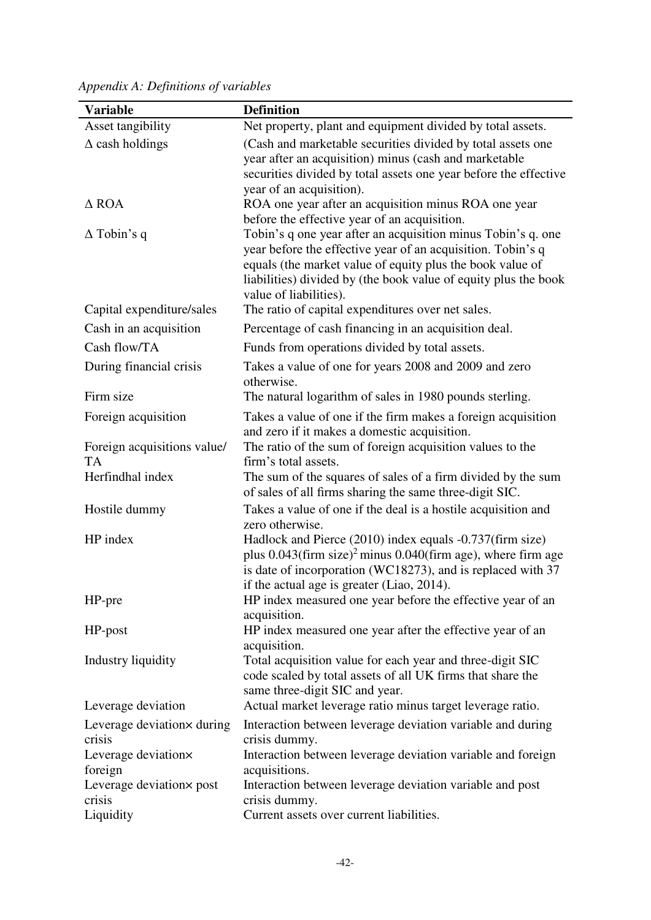*Appendix A: Definitions of variables*

| **Variable** | **Definition** |
|---|---|
| Asset tangibility | Net property, plant and equipment divided by total assets. |
| Δ cash holdings | (Cash and marketable securities divided by total assets one year after an acquisition) minus (cash and marketable securities divided by total assets one year before the effective year of an acquisition). |
| Δ ROA | ROA one year after an acquisition minus ROA one year before the effective year of an acquisition. |
| Δ Tobin's q | Tobin's q one year after an acquisition minus Tobin's q. one year before the effective year of an acquisition. Tobin's q equals (the market value of equity plus the book value of liabilities) divided by (the book value of equity plus the book value of liabilities). |
| Capital expenditure/sales | The ratio of capital expenditures over net sales. |
| Cash in an acquisition | Percentage of cash financing in an acquisition deal. |
| Cash flow/TA | Funds from operations divided by total assets. |
| During financial crisis | Takes a value of one for years 2008 and 2009 and zero otherwise. |
| Firm size | The natural logarithm of sales in 1980 pounds sterling. |
| Foreign acquisition | Takes a value of one if the firm makes a foreign acquisition and zero if it makes a domestic acquisition. |
| Foreign acquisitions value/ TA | The ratio of the sum of foreign acquisition values to the firm's total assets. |
| Herfindhal index | The sum of the squares of sales of a firm divided by the sum of sales of all firms sharing the same three-digit SIC. |
| Hostile dummy | Takes a value of one if the deal is a hostile acquisition and zero otherwise. |
| HP index | Hadlock and Pierce (2010) index equals -0.737(firm size) plus 0.043(firm size)$^2$ minus 0.040(firm age), where firm age is date of incorporation (WC18273), and is replaced with 37 if the actual age is greater (Liao, 2014). |
| HP-pre | HP index measured one year before the effective year of an acquisition. |
| HP-post | HP index measured one year after the effective year of an acquisition. |
| Industry liquidity | Total acquisition value for each year and three-digit SIC code scaled by total assets of all UK firms that share the same three-digit SIC and year. |
| Leverage deviation | Actual market leverage ratio minus target leverage ratio. |
| Leverage deviation× during crisis | Interaction between leverage deviation variable and during crisis dummy. |
| Leverage deviation× foreign | Interaction between leverage deviation variable and foreign acquisitions. |
| Leverage deviation× post crisis | Interaction between leverage deviation variable and post crisis dummy. |
| Liquidity | Current assets over current liabilities. |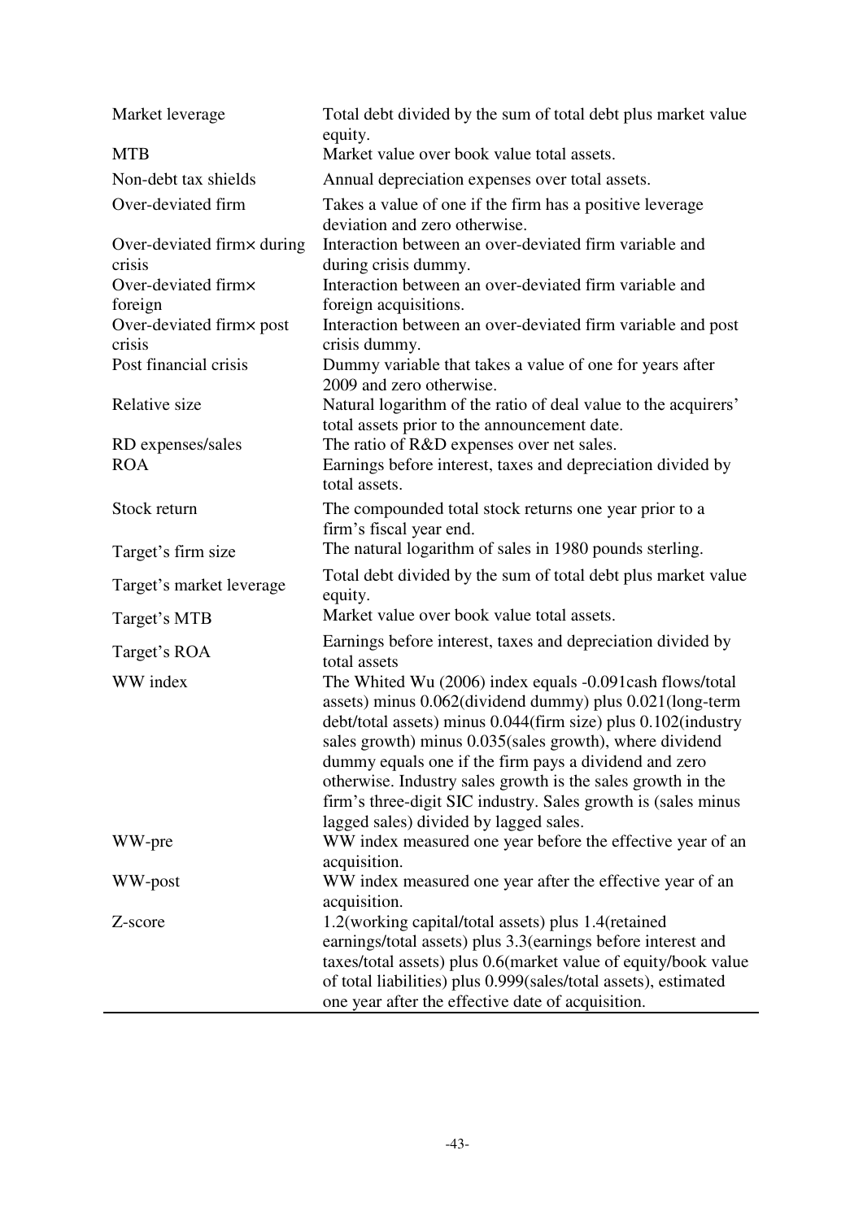| | |
|---|---|
| Market leverage | Total debt divided by the sum of total debt plus market value equity. |
| MTB | Market value over book value total assets. |
| Non-debt tax shields | Annual depreciation expenses over total assets. |
| Over-deviated firm | Takes a value of one if the firm has a positive leverage deviation and zero otherwise. |
| Over-deviated firm× during crisis | Interaction between an over-deviated firm variable and during crisis dummy. |
| Over-deviated firm× foreign | Interaction between an over-deviated firm variable and foreign acquisitions. |
| Over-deviated firm× post crisis | Interaction between an over-deviated firm variable and post crisis dummy. |
| Post financial crisis | Dummy variable that takes a value of one for years after 2009 and zero otherwise. |
| Relative size | Natural logarithm of the ratio of deal value to the acquirers' total assets prior to the announcement date. |
| RD expenses/sales | The ratio of R&D expenses over net sales. |
| ROA | Earnings before interest, taxes and depreciation divided by total assets. |
| Stock return | The compounded total stock returns one year prior to a firm's fiscal year end. |
| Target's firm size | The natural logarithm of sales in 1980 pounds sterling. |
| Target's market leverage | Total debt divided by the sum of total debt plus market value equity. |
| Target's MTB | Market value over book value total assets. |
| Target's ROA | Earnings before interest, taxes and depreciation divided by total assets |
| WW index | The Whited Wu (2006) index equals -0.091cash flows/total assets) minus 0.062(dividend dummy) plus 0.021(long-term debt/total assets) minus 0.044(firm size) plus 0.102(industry sales growth) minus 0.035(sales growth), where dividend dummy equals one if the firm pays a dividend and zero otherwise. Industry sales growth is the sales growth in the firm's three-digit SIC industry. Sales growth is (sales minus lagged sales) divided by lagged sales. |
| WW-pre | WW index measured one year before the effective year of an acquisition. |
| WW-post | WW index measured one year after the effective year of an acquisition. |
| Z-score | 1.2(working capital/total assets) plus 1.4(retained earnings/total assets) plus 3.3(earnings before interest and taxes/total assets) plus 0.6(market value of equity/book value of total liabilities) plus 0.999(sales/total assets), estimated one year after the effective date of acquisition. |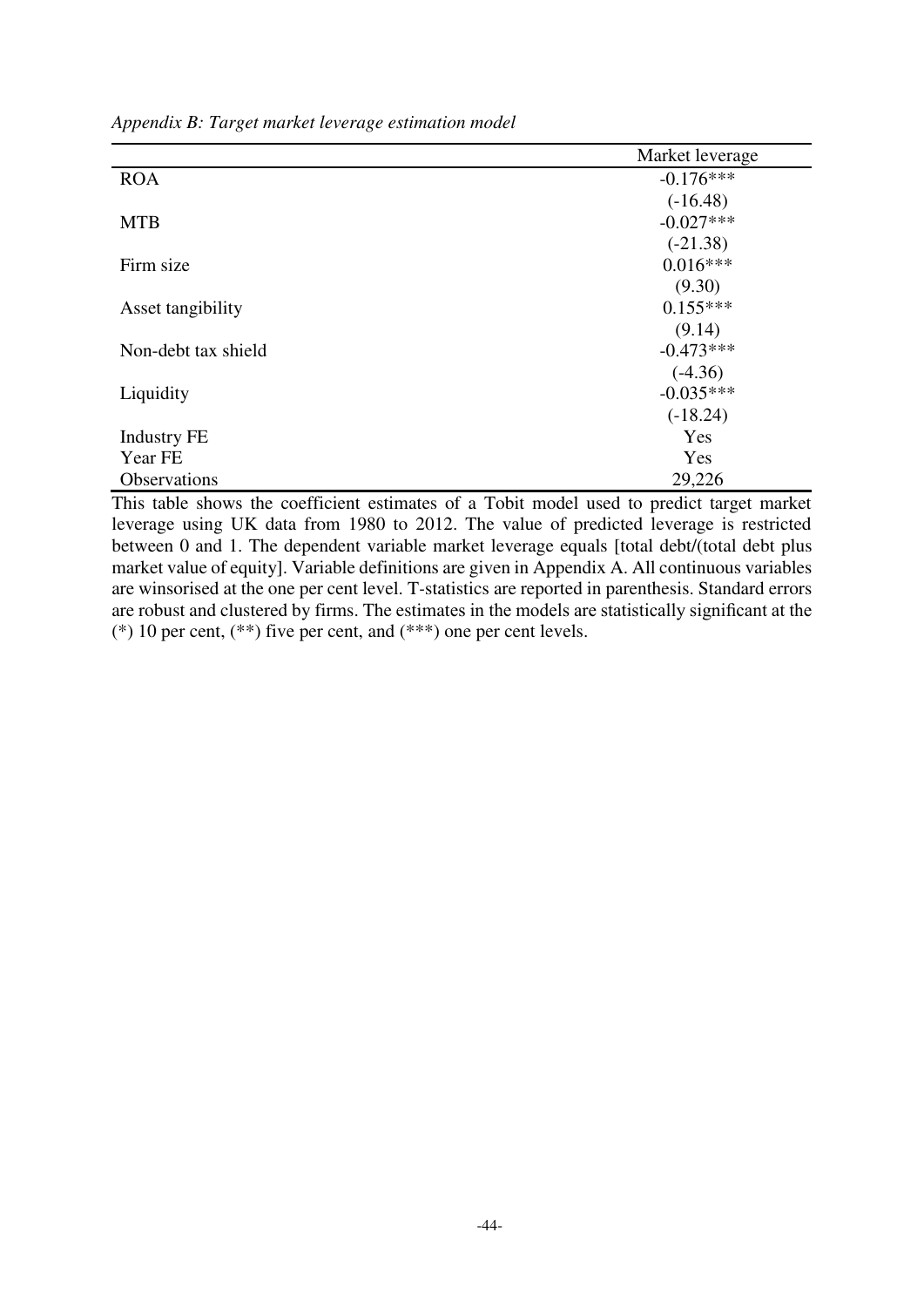*Appendix B: Target market leverage estimation model*

| | Market leverage |
|---|---|
| ROA | -0.176*** |
| | (-16.48) |
| MTB | -0.027*** |
| | (-21.38) |
| Firm size | 0.016*** |
| | (9.30) |
| Asset tangibility | 0.155*** |
| | (9.14) |
| Non-debt tax shield | -0.473*** |
| | (-4.36) |
| Liquidity | -0.035*** |
| | (-18.24) |
| Industry FE | Yes |
| Year FE | Yes |
| Observations | 29,226 |

This table shows the coefficient estimates of a Tobit model used to predict target market leverage using UK data from 1980 to 2012. The value of predicted leverage is restricted between 0 and 1. The dependent variable market leverage equals [total debt/(total debt plus market value of equity]. Variable definitions are given in Appendix A. All continuous variables are winsorised at the one per cent level. T-statistics are reported in parenthesis. Standard errors are robust and clustered by firms. The estimates in the models are statistically significant at the (*) 10 per cent, (**) five per cent, and (***) one per cent levels.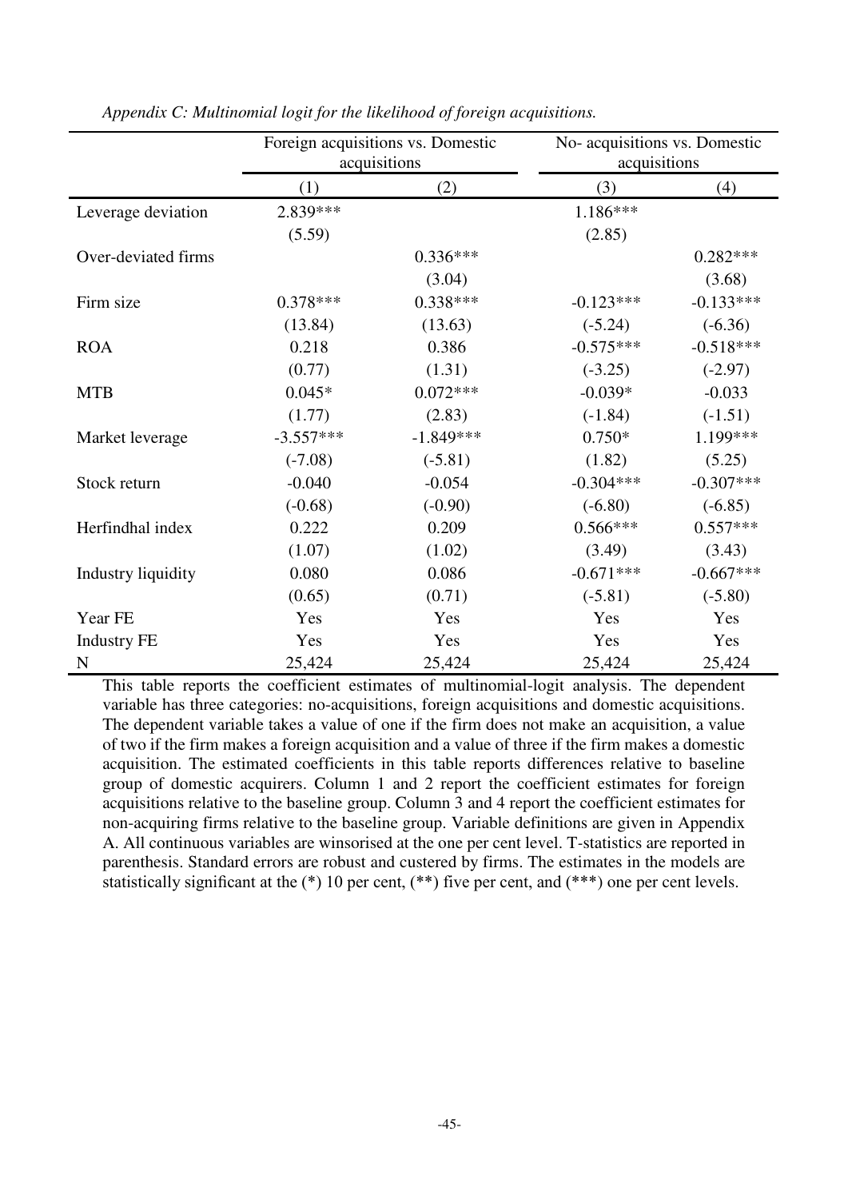*Appendix C: Multinomial logit for the likelihood of foreign acquisitions.*

| | Foreign acquisitions vs. Domestic acquisitions | | No- acquisitions vs. Domestic acquisitions | |
|---|---|---|---|---|
| | (1) | (2) | (3) | (4) |
| Leverage deviation | 2.839*** | | 1.186*** | |
| | (5.59) | | (2.85) | |
| Over-deviated firms | | 0.336*** | | 0.282*** |
| | | (3.04) | | (3.68) |
| Firm size | 0.378*** | 0.338*** | -0.123*** | -0.133*** |
| | (13.84) | (13.63) | (-5.24) | (-6.36) |
| ROA | 0.218 | 0.386 | -0.575*** | -0.518*** |
| | (0.77) | (1.31) | (-3.25) | (-2.97) |
| MTB | 0.045* | 0.072*** | -0.039* | -0.033 |
| | (1.77) | (2.83) | (-1.84) | (-1.51) |
| Market leverage | -3.557*** | -1.849*** | 0.750* | 1.199*** |
| | (-7.08) | (-5.81) | (1.82) | (5.25) |
| Stock return | -0.040 | -0.054 | -0.304*** | -0.307*** |
| | (-0.68) | (-0.90) | (-6.80) | (-6.85) |
| Herfindhal index | 0.222 | 0.209 | 0.566*** | 0.557*** |
| | (1.07) | (1.02) | (3.49) | (3.43) |
| Industry liquidity | 0.080 | 0.086 | -0.671*** | -0.667*** |
| | (0.65) | (0.71) | (-5.81) | (-5.80) |
| Year FE | Yes | Yes | Yes | Yes |
| Industry FE | Yes | Yes | Yes | Yes |
| N | 25,424 | 25,424 | 25,424 | 25,424 |

This table reports the coefficient estimates of multinomial-logit analysis. The dependent variable has three categories: no-acquisitions, foreign acquisitions and domestic acquisitions. The dependent variable takes a value of one if the firm does not make an acquisition, a value of two if the firm makes a foreign acquisition and a value of three if the firm makes a domestic acquisition. The estimated coefficients in this table reports differences relative to baseline group of domestic acquirers. Column 1 and 2 report the coefficient estimates for foreign acquisitions relative to the baseline group. Column 3 and 4 report the coefficient estimates for non-acquiring firms relative to the baseline group. Variable definitions are given in Appendix A. All continuous variables are winsorised at the one per cent level. T-statistics are reported in parenthesis. Standard errors are robust and custered by firms. The estimates in the models are statistically significant at the (*) 10 per cent, (**) five per cent, and (***) one per cent levels.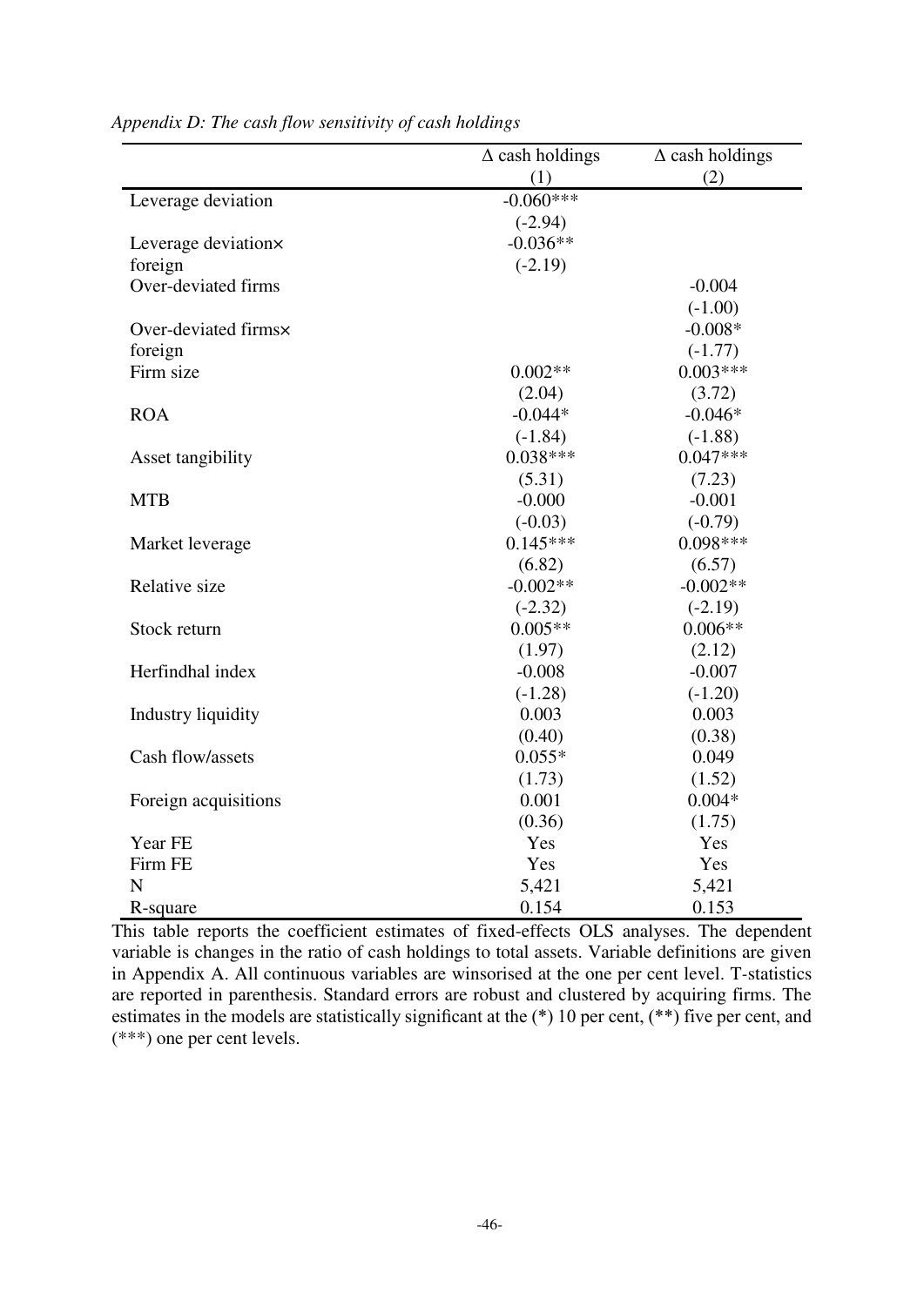*Appendix D: The cash flow sensitivity of cash holdings*

| | Δ cash holdings | Δ cash holdings |
|---|---|---|
| | (1) | (2) |
| Leverage deviation | -0.060*** | |
| | (-2.94) | |
| Leverage deviation× foreign | -0.036** | |
| | (-2.19) | |
| Over-deviated firms | | -0.004 |
| | | (-1.00) |
| Over-deviated firms× foreign | | -0.008* |
| | | (-1.77) |
| Firm size | 0.002** | 0.003*** |
| | (2.04) | (3.72) |
| ROA | -0.044* | -0.046* |
| | (-1.84) | (-1.88) |
| Asset tangibility | 0.038*** | 0.047*** |
| | (5.31) | (7.23) |
| MTB | -0.000 | -0.001 |
| | (-0.03) | (-0.79) |
| Market leverage | 0.145*** | 0.098*** |
| | (6.82) | (6.57) |
| Relative size | -0.002** | -0.002** |
| | (-2.32) | (-2.19) |
| Stock return | 0.005** | 0.006** |
| | (1.97) | (2.12) |
| Herfindhal index | -0.008 | -0.007 |
| | (-1.28) | (-1.20) |
| Industry liquidity | 0.003 | 0.003 |
| | (0.40) | (0.38) |
| Cash flow/assets | 0.055* | 0.049 |
| | (1.73) | (1.52) |
| Foreign acquisitions | 0.001 | 0.004* |
| | (0.36) | (1.75) |
| Year FE | Yes | Yes |
| Firm FE | Yes | Yes |
| N | 5,421 | 5,421 |
| R-square | 0.154 | 0.153 |

This table reports the coefficient estimates of fixed-effects OLS analyses. The dependent variable is changes in the ratio of cash holdings to total assets. Variable definitions are given in Appendix A. All continuous variables are winsorised at the one per cent level. T-statistics are reported in parenthesis. Standard errors are robust and clustered by acquiring firms. The estimates in the models are statistically significant at the (*) 10 per cent, (**) five per cent, and (***) one per cent levels.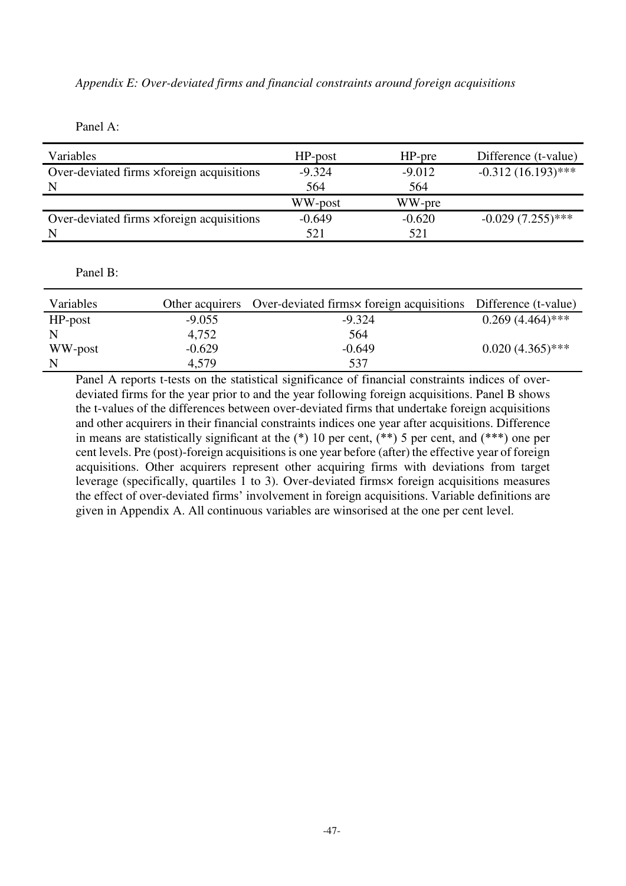*Appendix E: Over-deviated firms and financial constraints around foreign acquisitions*

Panel A:

| Variables | HP-post | HP-pre | Difference (t-value) |
|---|---|---|---|
| Over-deviated firms ×foreign acquisitions | -9.324 | -9.012 | -0.312 (16.193)*** |
| N | 564 | 564 | |
| | WW-post | WW-pre | |
| Over-deviated firms ×foreign acquisitions | -0.649 | -0.620 | -0.029 (7.255)*** |
| N | 521 | 521 | |

Panel B:

| Variables | Other acquirers | Over-deviated firms× foreign acquisitions | Difference (t-value) |
|---|---|---|---|
| HP-post | -9.055 | -9.324 | 0.269 (4.464)*** |
| N | 4,752 | 564 | |
| WW-post | -0.629 | -0.649 | 0.020 (4.365)*** |
| N | 4,579 | 537 | |

Panel A reports t-tests on the statistical significance of financial constraints indices of over-deviated firms for the year prior to and the year following foreign acquisitions. Panel B shows the t-values of the differences between over-deviated firms that undertake foreign acquisitions and other acquirers in their financial constraints indices one year after acquisitions. Difference in means are statistically significant at the (*) 10 per cent, (**) 5 per cent, and (***) one per cent levels. Pre (post)-foreign acquisitions is one year before (after) the effective year of foreign acquisitions. Other acquirers represent other acquiring firms with deviations from target leverage (specifically, quartiles 1 to 3). Over-deviated firms× foreign acquisitions measures the effect of over-deviated firms' involvement in foreign acquisitions. Variable definitions are given in Appendix A. All continuous variables are winsorised at the one per cent level.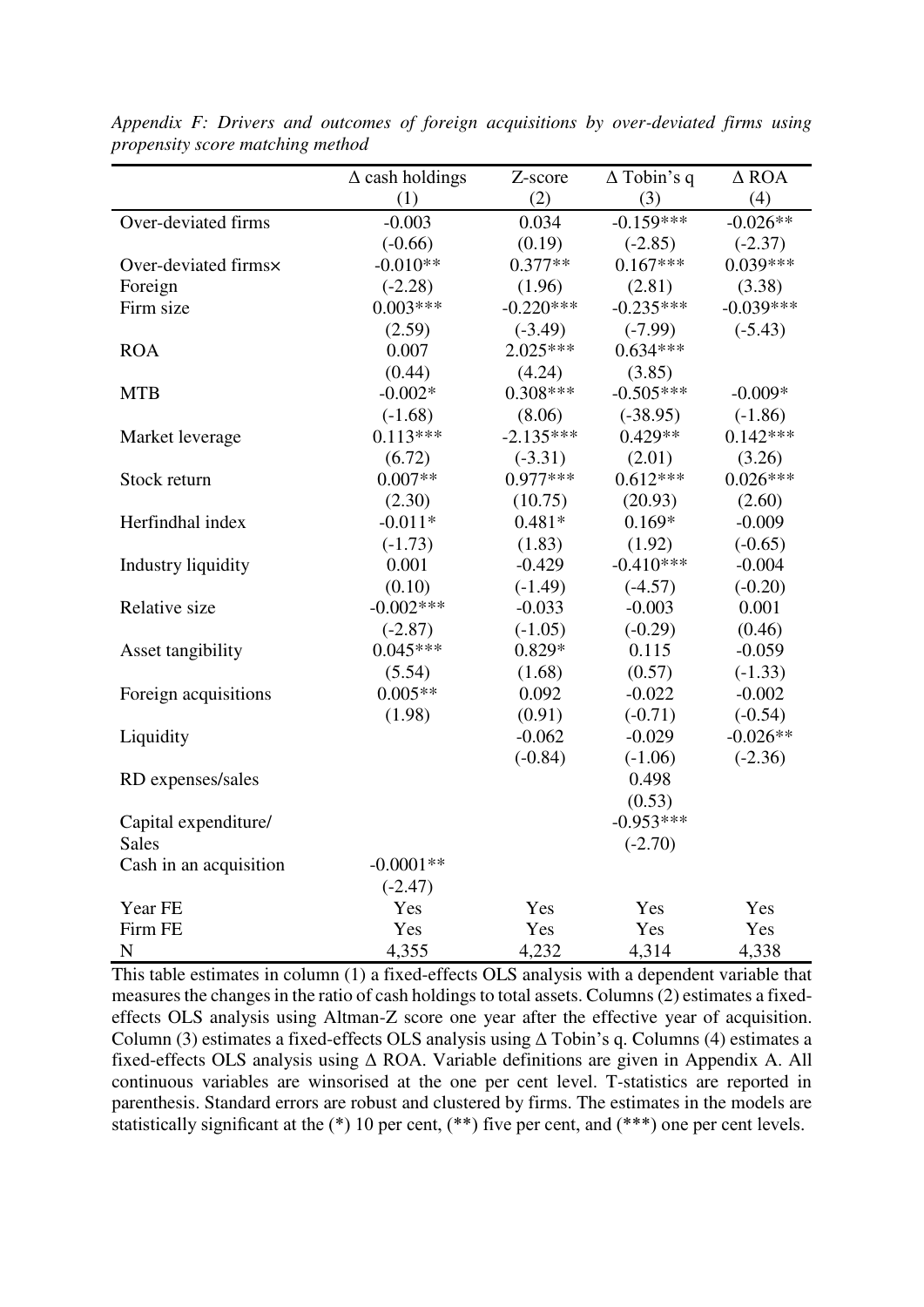*Appendix F: Drivers and outcomes of foreign acquisitions by over-deviated firms using propensity score matching method*

| | Δ cash holdings | Z-score | Δ Tobin's q | Δ ROA |
|---|---|---|---|---|
| | (1) | (2) | (3) | (4) |
| Over-deviated firms | -0.003 | 0.034 | -0.159*** | -0.026** |
| | (-0.66) | (0.19) | (-2.85) | (-2.37) |
| Over-deviated firms× Foreign | -0.010** | 0.377** | 0.167*** | 0.039*** |
| | (-2.28) | (1.96) | (2.81) | (3.38) |
| Firm size | 0.003*** | -0.220*** | -0.235*** | -0.039*** |
| | (2.59) | (-3.49) | (-7.99) | (-5.43) |
| ROA | 0.007 | 2.025*** | 0.634*** | |
| | (0.44) | (4.24) | (3.85) | |
| MTB | -0.002* | 0.308*** | -0.505*** | -0.009* |
| | (-1.68) | (8.06) | (-38.95) | (-1.86) |
| Market leverage | 0.113*** | -2.135*** | 0.429** | 0.142*** |
| | (6.72) | (-3.31) | (2.01) | (3.26) |
| Stock return | 0.007** | 0.977*** | 0.612*** | 0.026*** |
| | (2.30) | (10.75) | (20.93) | (2.60) |
| Herfindhal index | -0.011* | 0.481* | 0.169* | -0.009 |
| | (-1.73) | (1.83) | (1.92) | (-0.65) |
| Industry liquidity | 0.001 | -0.429 | -0.410*** | -0.004 |
| | (0.10) | (-1.49) | (-4.57) | (-0.20) |
| Relative size | -0.002*** | -0.033 | -0.003 | 0.001 |
| | (-2.87) | (-1.05) | (-0.29) | (0.46) |
| Asset tangibility | 0.045*** | 0.829* | 0.115 | -0.059 |
| | (5.54) | (1.68) | (0.57) | (-1.33) |
| Foreign acquisitions | 0.005** | 0.092 | -0.022 | -0.002 |
| | (1.98) | (0.91) | (-0.71) | (-0.54) |
| Liquidity | | -0.062 | -0.029 | -0.026** |
| | | (-0.84) | (-1.06) | (-2.36) |
| RD expenses/sales | | | 0.498 | |
| | | | (0.53) | |
| Capital expenditure/ Sales | | | -0.953*** | |
| | | | (-2.70) | |
| Cash in an acquisition | -0.0001** | | | |
| | (-2.47) | | | |
| Year FE | Yes | Yes | Yes | Yes |
| Firm FE | Yes | Yes | Yes | Yes |
| N | 4,355 | 4,232 | 4,314 | 4,338 |

This table estimates in column (1) a fixed-effects OLS analysis with a dependent variable that measures the changes in the ratio of cash holdings to total assets. Columns (2) estimates a fixed-effects OLS analysis using Altman-Z score one year after the effective year of acquisition. Column (3) estimates a fixed-effects OLS analysis using Δ Tobin's q. Columns (4) estimates a fixed-effects OLS analysis using Δ ROA. Variable definitions are given in Appendix A. All continuous variables are winsorised at the one per cent level. T-statistics are reported in parenthesis. Standard errors are robust and clustered by firms. The estimates in the models are statistically significant at the (*) 10 per cent, (**) five per cent, and (***) one per cent levels.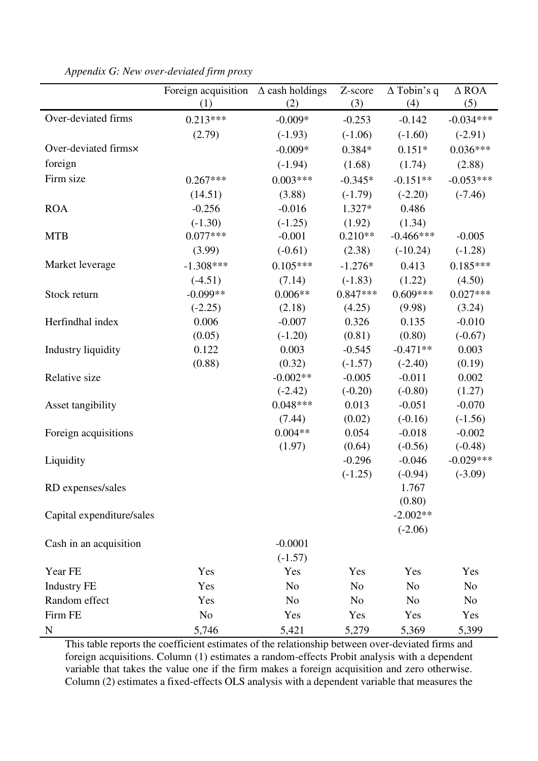*Appendix G: New over-deviated firm proxy*

| | Foreign acquisition (1) | Δ cash holdings (2) | Z-score (3) | Δ Tobin's q (4) | Δ ROA (5) |
|---|---|---|---|---|---|
| Over-deviated firms | 0.213*** | -0.009* | -0.253 | -0.142 | -0.034*** |
| | (2.79) | (-1.93) | (-1.06) | (-1.60) | (-2.91) |
| Over-deviated firms× foreign | | -0.009* | 0.384* | 0.151* | 0.036*** |
| | | (-1.94) | (1.68) | (1.74) | (2.88) |
| Firm size | 0.267*** | 0.003*** | -0.345* | -0.151** | -0.053*** |
| | (14.51) | (3.88) | (-1.79) | (-2.20) | (-7.46) |
| ROA | -0.256 | -0.016 | 1.327* | 0.486 | |
| | (-1.30) | (-1.25) | (1.92) | (1.34) | |
| MTB | 0.077*** | -0.001 | 0.210** | -0.466*** | -0.005 |
| | (3.99) | (-0.61) | (2.38) | (-10.24) | (-1.28) |
| Market leverage | -1.308*** | 0.105*** | -1.276* | 0.413 | 0.185*** |
| | (-4.51) | (7.14) | (-1.83) | (1.22) | (4.50) |
| Stock return | -0.099** | 0.006** | 0.847*** | 0.609*** | 0.027*** |
| | (-2.25) | (2.18) | (4.25) | (9.98) | (3.24) |
| Herfindhal index | 0.006 | -0.007 | 0.326 | 0.135 | -0.010 |
| | (0.05) | (-1.20) | (0.81) | (0.80) | (-0.67) |
| Industry liquidity | 0.122 | 0.003 | -0.545 | -0.471** | 0.003 |
| | (0.88) | (0.32) | (-1.57) | (-2.40) | (0.19) |
| Relative size | | -0.002** | -0.005 | -0.011 | 0.002 |
| | | (-2.42) | (-0.20) | (-0.80) | (1.27) |
| Asset tangibility | | 0.048*** | 0.013 | -0.051 | -0.070 |
| | | (7.44) | (0.02) | (-0.16) | (-1.56) |
| Foreign acquisitions | | 0.004** | 0.054 | -0.018 | -0.002 |
| | | (1.97) | (0.64) | (-0.56) | (-0.48) |
| Liquidity | | | -0.296 | -0.046 | -0.029*** |
| | | | (-1.25) | (-0.94) | (-3.09) |
| RD expenses/sales | | | | 1.767 | |
| | | | | (0.80) | |
| Capital expenditure/sales | | | | -2.002** | |
| | | | | (-2.06) | |
| Cash in an acquisition | | -0.0001 | | | |
| | | (-1.57) | | | |
| Year FE | Yes | Yes | Yes | Yes | Yes |
| Industry FE | Yes | No | No | No | No |
| Random effect | Yes | No | No | No | No |
| Firm FE | No | Yes | Yes | Yes | Yes |
| N | 5,746 | 5,421 | 5,279 | 5,369 | 5,399 |

This table reports the coefficient estimates of the relationship between over-deviated firms and foreign acquisitions. Column (1) estimates a random-effects Probit analysis with a dependent variable that takes the value one if the firm makes a foreign acquisition and zero otherwise. Column (2) estimates a fixed-effects OLS analysis with a dependent variable that measures the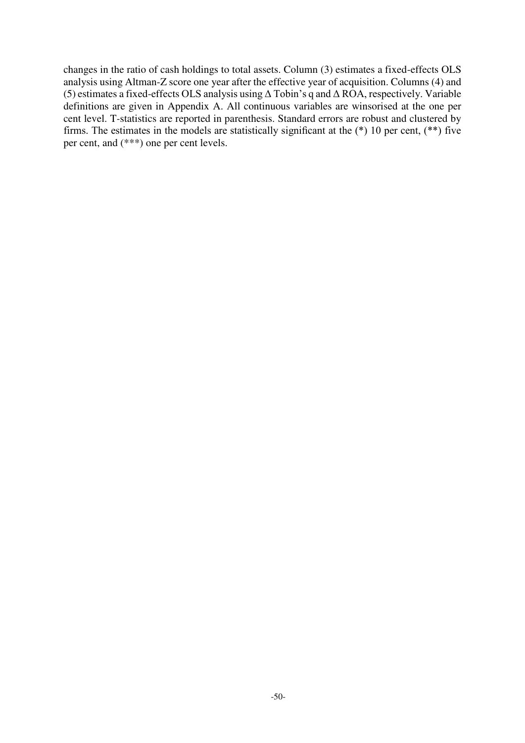changes in the ratio of cash holdings to total assets. Column (3) estimates a fixed-effects OLS analysis using Altman-Z score one year after the effective year of acquisition. Columns (4) and (5) estimates a fixed-effects OLS analysis using Δ Tobin's q and Δ ROA, respectively. Variable definitions are given in Appendix A. All continuous variables are winsorised at the one per cent level. T-statistics are reported in parenthesis. Standard errors are robust and clustered by firms. The estimates in the models are statistically significant at the (*) 10 per cent, (**) five per cent, and (***) one per cent levels.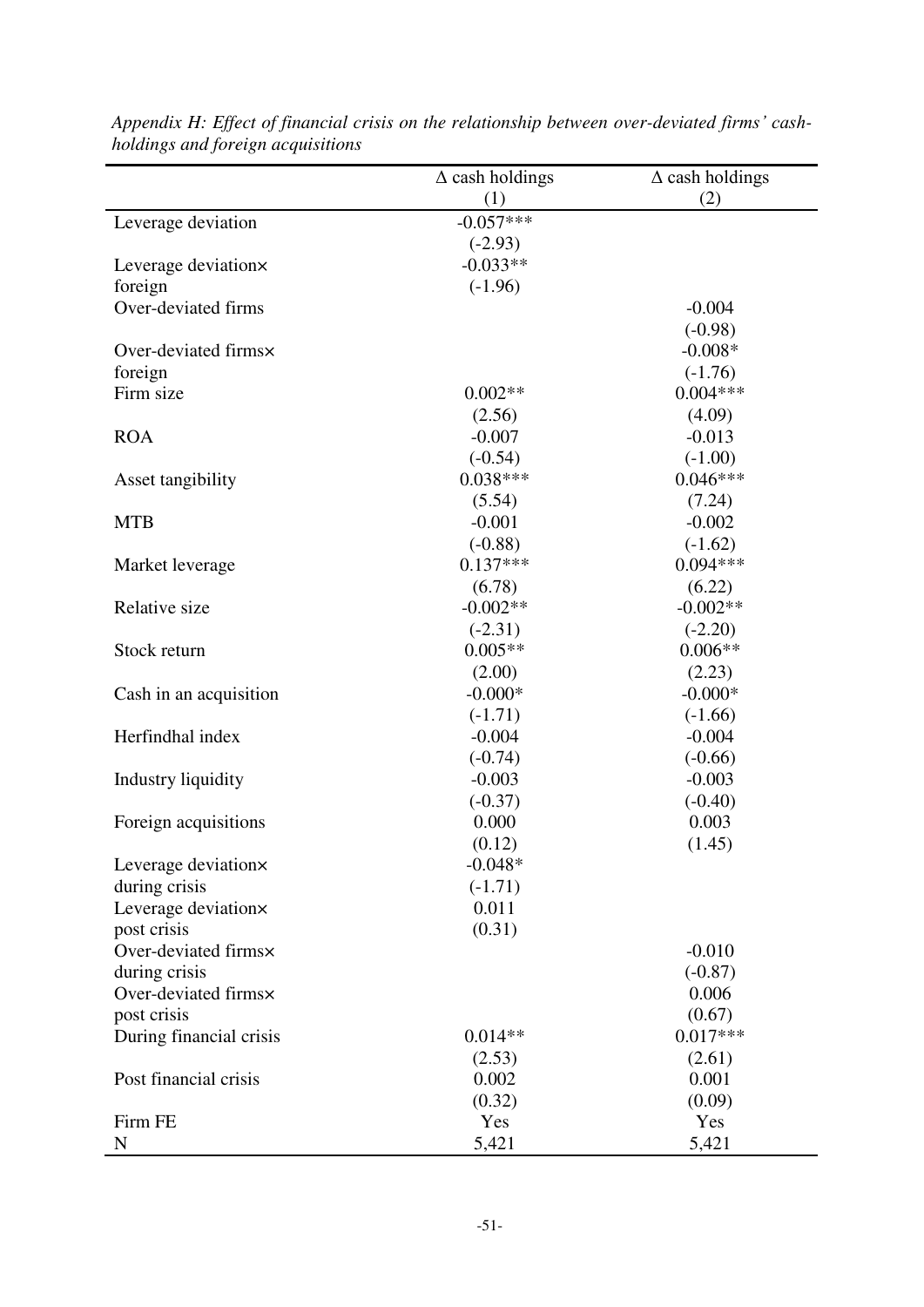*Appendix H: Effect of financial crisis on the relationship between over-deviated firms' cash-holdings and foreign acquisitions*

| | Δ cash holdings (1) | Δ cash holdings (2) |
|---|---|---|
| Leverage deviation | -0.057*** | |
| | (-2.93) | |
| Leverage deviation× foreign | -0.033** | |
| | (-1.96) | |
| Over-deviated firms | | -0.004 |
| | | (-0.98) |
| Over-deviated firms× foreign | | -0.008* |
| | | (-1.76) |
| Firm size | 0.002** | 0.004*** |
| | (2.56) | (4.09) |
| ROA | -0.007 | -0.013 |
| | (-0.54) | (-1.00) |
| Asset tangibility | 0.038*** | 0.046*** |
| | (5.54) | (7.24) |
| MTB | -0.001 | -0.002 |
| | (-0.88) | (-1.62) |
| Market leverage | 0.137*** | 0.094*** |
| | (6.78) | (6.22) |
| Relative size | -0.002** | -0.002** |
| | (-2.31) | (-2.20) |
| Stock return | 0.005** | 0.006** |
| | (2.00) | (2.23) |
| Cash in an acquisition | -0.000* | -0.000* |
| | (-1.71) | (-1.66) |
| Herfindhal index | -0.004 | -0.004 |
| | (-0.74) | (-0.66) |
| Industry liquidity | -0.003 | -0.003 |
| | (-0.37) | (-0.40) |
| Foreign acquisitions | 0.000 | 0.003 |
| | (0.12) | (1.45) |
| Leverage deviation× during crisis | -0.048* | |
| | (-1.71) | |
| Leverage deviation× post crisis | 0.011 | |
| | (0.31) | |
| Over-deviated firms× during crisis | | -0.010 |
| | | (-0.87) |
| Over-deviated firms× post crisis | | 0.006 |
| | | (0.67) |
| During financial crisis | 0.014** | 0.017*** |
| | (2.53) | (2.61) |
| Post financial crisis | 0.002 | 0.001 |
| | (0.32) | (0.09) |
| Firm FE | Yes | Yes |
| N | 5,421 | 5,421 |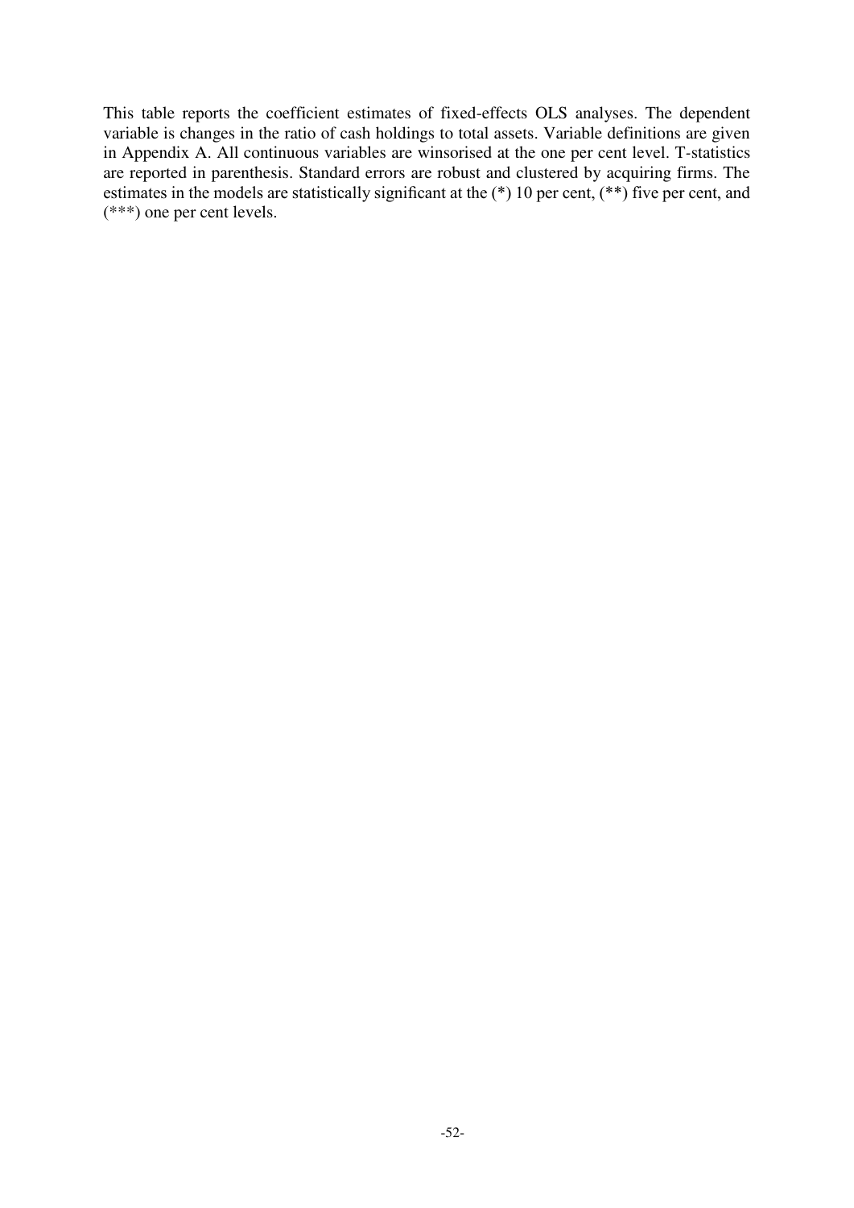This table reports the coefficient estimates of fixed-effects OLS analyses. The dependent variable is changes in the ratio of cash holdings to total assets. Variable definitions are given in Appendix A. All continuous variables are winsorised at the one per cent level. T-statistics are reported in parenthesis. Standard errors are robust and clustered by acquiring firms. The estimates in the models are statistically significant at the (*) 10 per cent, (**) five per cent, and (***) one per cent levels.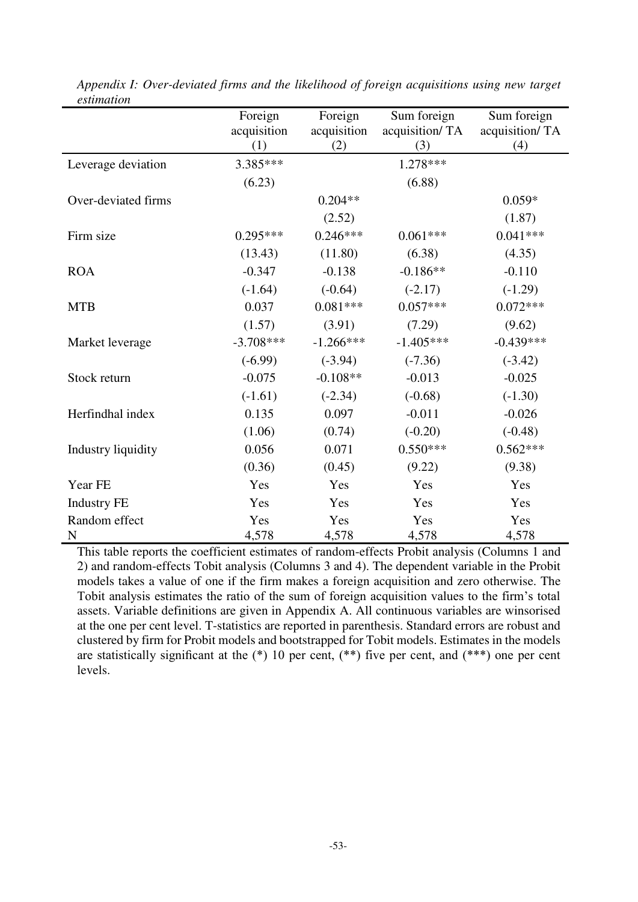*Appendix I: Over-deviated firms and the likelihood of foreign acquisitions using new target estimation*

| | Foreign acquisition (1) | Foreign acquisition (2) | Sum foreign acquisition/ TA (3) | Sum foreign acquisition/ TA (4) |
|---|---|---|---|---|
| Leverage deviation | 3.385*** | | 1.278*** | |
| | (6.23) | | (6.88) | |
| Over-deviated firms | | 0.204** | | 0.059* |
| | | (2.52) | | (1.87) |
| Firm size | 0.295*** | 0.246*** | 0.061*** | 0.041*** |
| | (13.43) | (11.80) | (6.38) | (4.35) |
| ROA | -0.347 | -0.138 | -0.186** | -0.110 |
| | (-1.64) | (-0.64) | (-2.17) | (-1.29) |
| MTB | 0.037 | 0.081*** | 0.057*** | 0.072*** |
| | (1.57) | (3.91) | (7.29) | (9.62) |
| Market leverage | -3.708*** | -1.266*** | -1.405*** | -0.439*** |
| | (-6.99) | (-3.94) | (-7.36) | (-3.42) |
| Stock return | -0.075 | -0.108** | -0.013 | -0.025 |
| | (-1.61) | (-2.34) | (-0.68) | (-1.30) |
| Herfindhal index | 0.135 | 0.097 | -0.011 | -0.026 |
| | (1.06) | (0.74) | (-0.20) | (-0.48) |
| Industry liquidity | 0.056 | 0.071 | 0.550*** | 0.562*** |
| | (0.36) | (0.45) | (9.22) | (9.38) |
| Year FE | Yes | Yes | Yes | Yes |
| Industry FE | Yes | Yes | Yes | Yes |
| Random effect | Yes | Yes | Yes | Yes |
| N | 4,578 | 4,578 | 4,578 | 4,578 |

This table reports the coefficient estimates of random-effects Probit analysis (Columns 1 and 2) and random-effects Tobit analysis (Columns 3 and 4). The dependent variable in the Probit models takes a value of one if the firm makes a foreign acquisition and zero otherwise. The Tobit analysis estimates the ratio of the sum of foreign acquisition values to the firm's total assets. Variable definitions are given in Appendix A. All continuous variables are winsorised at the one per cent level. T-statistics are reported in parenthesis. Standard errors are robust and clustered by firm for Probit models and bootstrapped for Tobit models. Estimates in the models are statistically significant at the (*) 10 per cent, (**) five per cent, and (***) one per cent levels.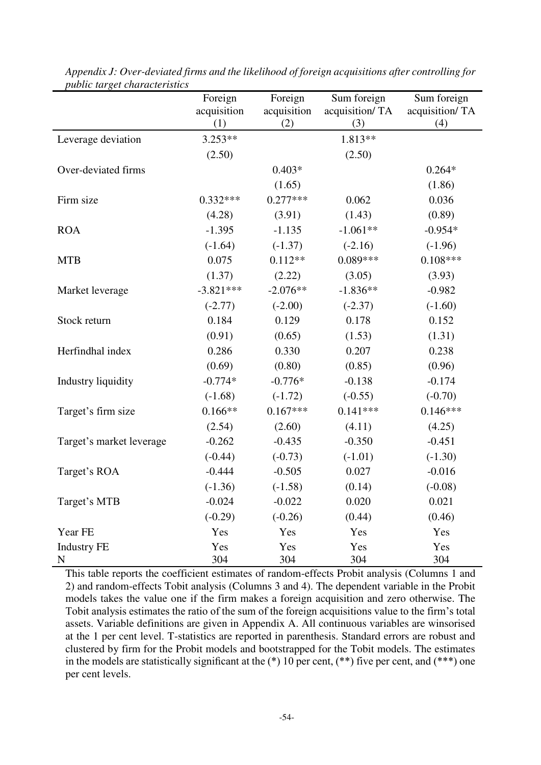*Appendix J: Over-deviated firms and the likelihood of foreign acquisitions after controlling for public target characteristics*

| | Foreign acquisition (1) | Foreign acquisition (2) | Sum foreign acquisition/ TA (3) | Sum foreign acquisition/ TA (4) |
|---|---|---|---|---|
| Leverage deviation | 3.253** | | 1.813** | |
| | (2.50) | | (2.50) | |
| Over-deviated firms | | 0.403* | | 0.264* |
| | | (1.65) | | (1.86) |
| Firm size | 0.332*** | 0.277*** | 0.062 | 0.036 |
| | (4.28) | (3.91) | (1.43) | (0.89) |
| ROA | -1.395 | -1.135 | -1.061** | -0.954* |
| | (-1.64) | (-1.37) | (-2.16) | (-1.96) |
| MTB | 0.075 | 0.112** | 0.089*** | 0.108*** |
| | (1.37) | (2.22) | (3.05) | (3.93) |
| Market leverage | -3.821*** | -2.076** | -1.836** | -0.982 |
| | (-2.77) | (-2.00) | (-2.37) | (-1.60) |
| Stock return | 0.184 | 0.129 | 0.178 | 0.152 |
| | (0.91) | (0.65) | (1.53) | (1.31) |
| Herfindhal index | 0.286 | 0.330 | 0.207 | 0.238 |
| | (0.69) | (0.80) | (0.85) | (0.96) |
| Industry liquidity | -0.774* | -0.776* | -0.138 | -0.174 |
| | (-1.68) | (-1.72) | (-0.55) | (-0.70) |
| Target's firm size | 0.166** | 0.167*** | 0.141*** | 0.146*** |
| | (2.54) | (2.60) | (4.11) | (4.25) |
| Target's market leverage | -0.262 | -0.435 | -0.350 | -0.451 |
| | (-0.44) | (-0.73) | (-1.01) | (-1.30) |
| Target's ROA | -0.444 | -0.505 | 0.027 | -0.016 |
| | (-1.36) | (-1.58) | (0.14) | (-0.08) |
| Target's MTB | -0.024 | -0.022 | 0.020 | 0.021 |
| | (-0.29) | (-0.26) | (0.44) | (0.46) |
| Year FE | Yes | Yes | Yes | Yes |
| Industry FE | Yes | Yes | Yes | Yes |
| N | 304 | 304 | 304 | 304 |

This table reports the coefficient estimates of random-effects Probit analysis (Columns 1 and 2) and random-effects Tobit analysis (Columns 3 and 4). The dependent variable in the Probit models takes the value one if the firm makes a foreign acquisition and zero otherwise. The Tobit analysis estimates the ratio of the sum of the foreign acquisitions value to the firm's total assets. Variable definitions are given in Appendix A. All continuous variables are winsorised at the 1 per cent level. T-statistics are reported in parenthesis. Standard errors are robust and clustered by firm for the Probit models and bootstrapped for the Tobit models. The estimates in the models are statistically significant at the (*) 10 per cent, (**) five per cent, and (***) one per cent levels.